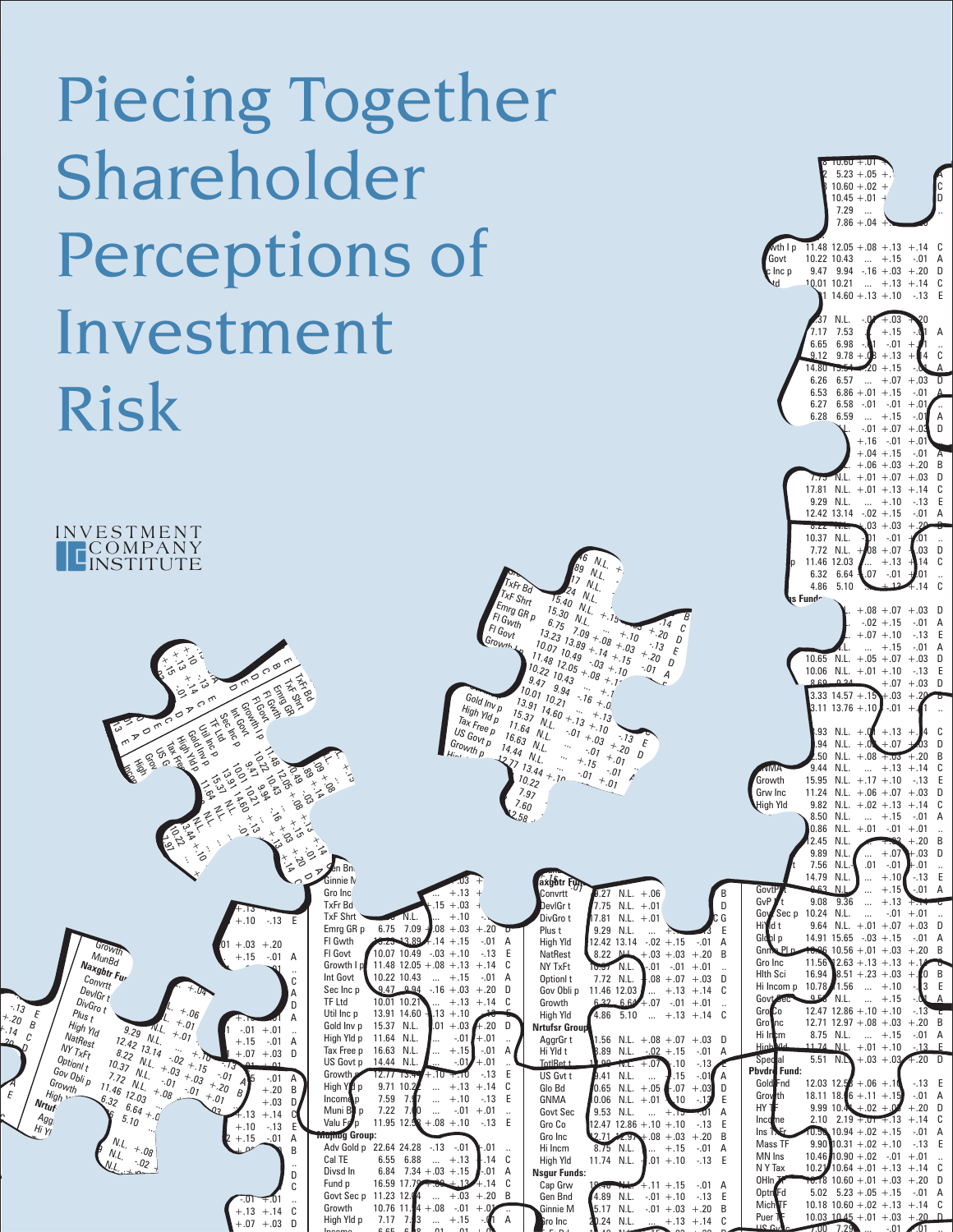# Piecing Together Shareholder Perceptions of Investment Risk

INVESTMENT COMPANY INSTITUTE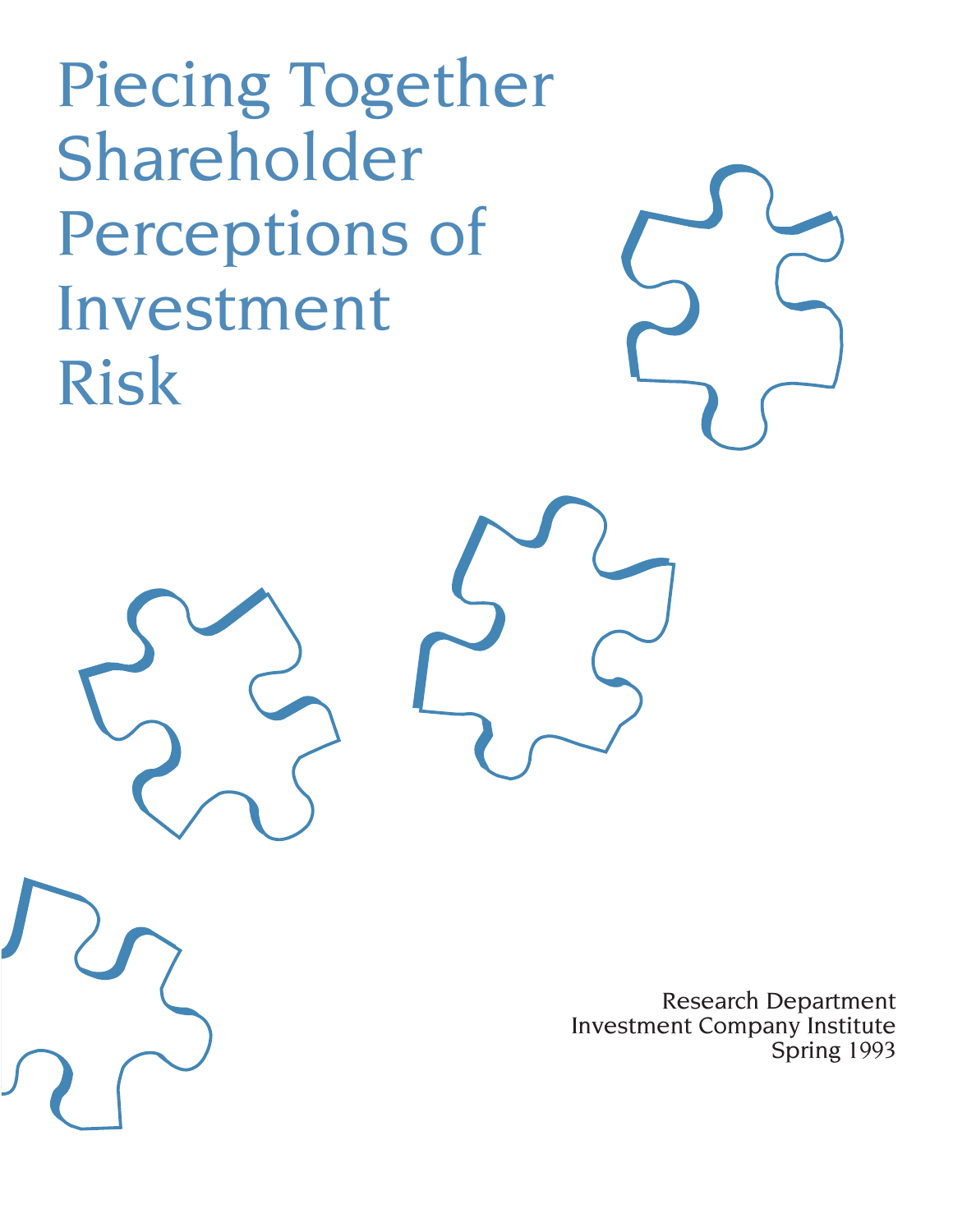# Piecing Together Shareholder Perceptions of Investment Risk

Research Department
Investment Company Institute
Spring 1993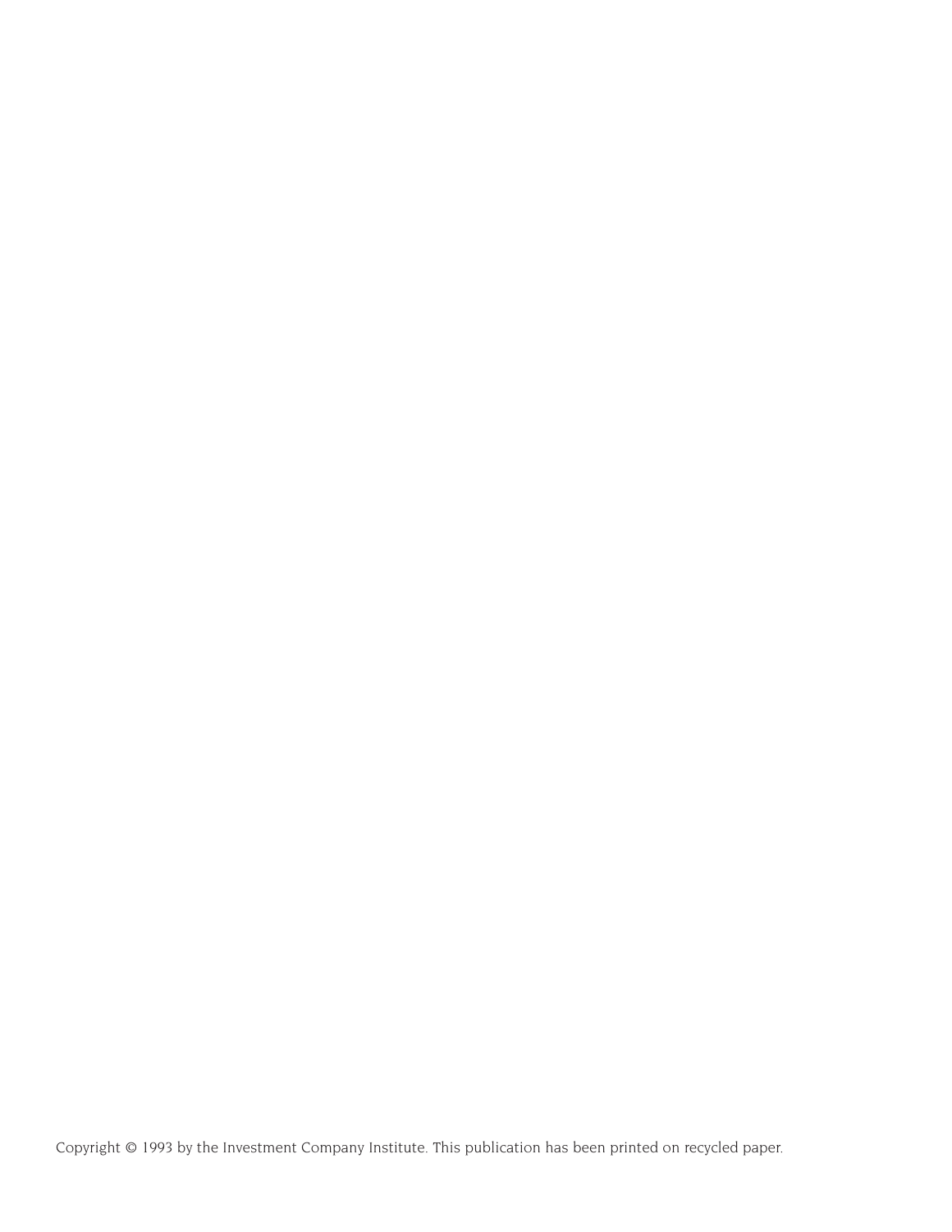Copyright © 1993 by the Investment Company Institute. This publication has been printed on recycled paper.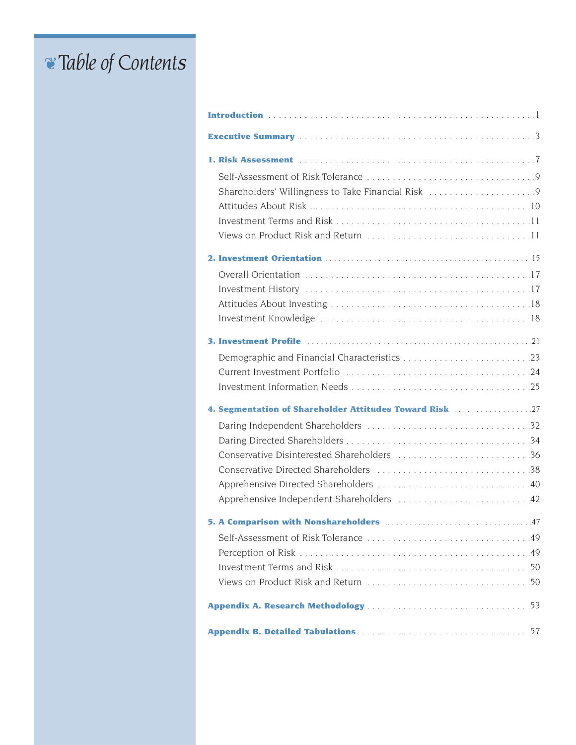# Table of Contents

**Introduction** ....................................................1

**Executive Summary** ....................................................3

**1. Risk Assessment** ....................................................7

- Self-Assessment of Risk Tolerance ....................................................9
- Shareholders' Willingness to Take Financial Risk ....................................................9
- Attitudes About Risk ....................................................10
- Investment Terms and Risk ....................................................11
- Views on Product Risk and Return ....................................................11

**2. Investment Orientation** ....................................................15

- Overall Orientation ....................................................17
- Investment History ....................................................17
- Attitudes About Investing ....................................................18
- Investment Knowledge ....................................................18

**3. Investment Profile** ....................................................21

- Demographic and Financial Characteristics ....................................................23
- Current Investment Portfolio ....................................................24
- Investment Information Needs ....................................................25

**4. Segmentation of Shareholder Attitudes Toward Risk** ....................................................27

- Daring Independent Shareholders ....................................................32
- Daring Directed Shareholders ....................................................34
- Conservative Disinterested Shareholders ....................................................36
- Conservative Directed Shareholders ....................................................38
- Apprehensive Directed Shareholders ....................................................40
- Apprehensive Independent Shareholders ....................................................42

**5. A Comparison with Nonshareholders** ....................................................47

- Self-Assessment of Risk Tolerance ....................................................49
- Perception of Risk ....................................................49
- Investment Terms and Risk ....................................................50
- Views on Product Risk and Return ....................................................50

**Appendix A. Research Methodology** ....................................................53

**Appendix B. Detailed Tabulations** ....................................................57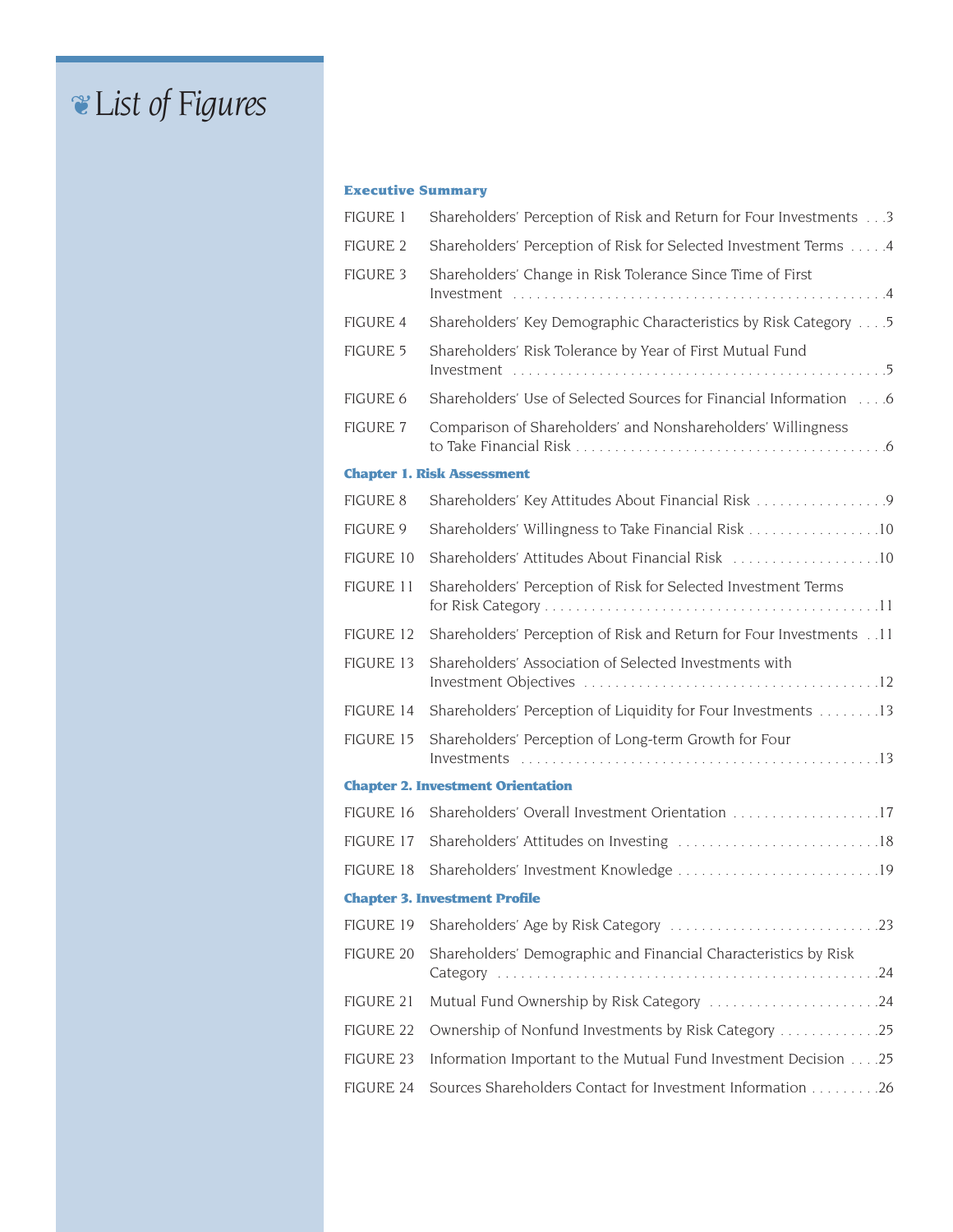# List of Figures

### Executive Summary

| | | |
|---|---|---|
| FIGURE 1 | Shareholders' Perception of Risk and Return for Four Investments | 3 |
| FIGURE 2 | Shareholders' Perception of Risk for Selected Investment Terms | 4 |
| FIGURE 3 | Shareholders' Change in Risk Tolerance Since Time of First Investment | 4 |
| FIGURE 4 | Shareholders' Key Demographic Characteristics by Risk Category | 5 |
| FIGURE 5 | Shareholders' Risk Tolerance by Year of First Mutual Fund Investment | 5 |
| FIGURE 6 | Shareholders' Use of Selected Sources for Financial Information | 6 |
| FIGURE 7 | Comparison of Shareholders' and Nonshareholders' Willingness to Take Financial Risk | 6 |

### Chapter 1. Risk Assessment

| | | |
|---|---|---|
| FIGURE 8 | Shareholders' Key Attitudes About Financial Risk | 9 |
| FIGURE 9 | Shareholders' Willingness to Take Financial Risk | 10 |
| FIGURE 10 | Shareholders' Attitudes About Financial Risk | 10 |
| FIGURE 11 | Shareholders' Perception of Risk for Selected Investment Terms for Risk Category | 11 |
| FIGURE 12 | Shareholders' Perception of Risk and Return for Four Investments | 11 |
| FIGURE 13 | Shareholders' Association of Selected Investments with Investment Objectives | 12 |
| FIGURE 14 | Shareholders' Perception of Liquidity for Four Investments | 13 |
| FIGURE 15 | Shareholders' Perception of Long-term Growth for Four Investments | 13 |

### Chapter 2. Investment Orientation

| | | |
|---|---|---|
| FIGURE 16 | Shareholders' Overall Investment Orientation | 17 |
| FIGURE 17 | Shareholders' Attitudes on Investing | 18 |
| FIGURE 18 | Shareholders' Investment Knowledge | 19 |

### Chapter 3. Investment Profile

| | | |
|---|---|---|
| FIGURE 19 | Shareholders' Age by Risk Category | 23 |
| FIGURE 20 | Shareholders' Demographic and Financial Characteristics by Risk Category | 24 |
| FIGURE 21 | Mutual Fund Ownership by Risk Category | 24 |
| FIGURE 22 | Ownership of Nonfund Investments by Risk Category | 25 |
| FIGURE 23 | Information Important to the Mutual Fund Investment Decision | 25 |
| FIGURE 24 | Sources Shareholders Contact for Investment Information | 26 |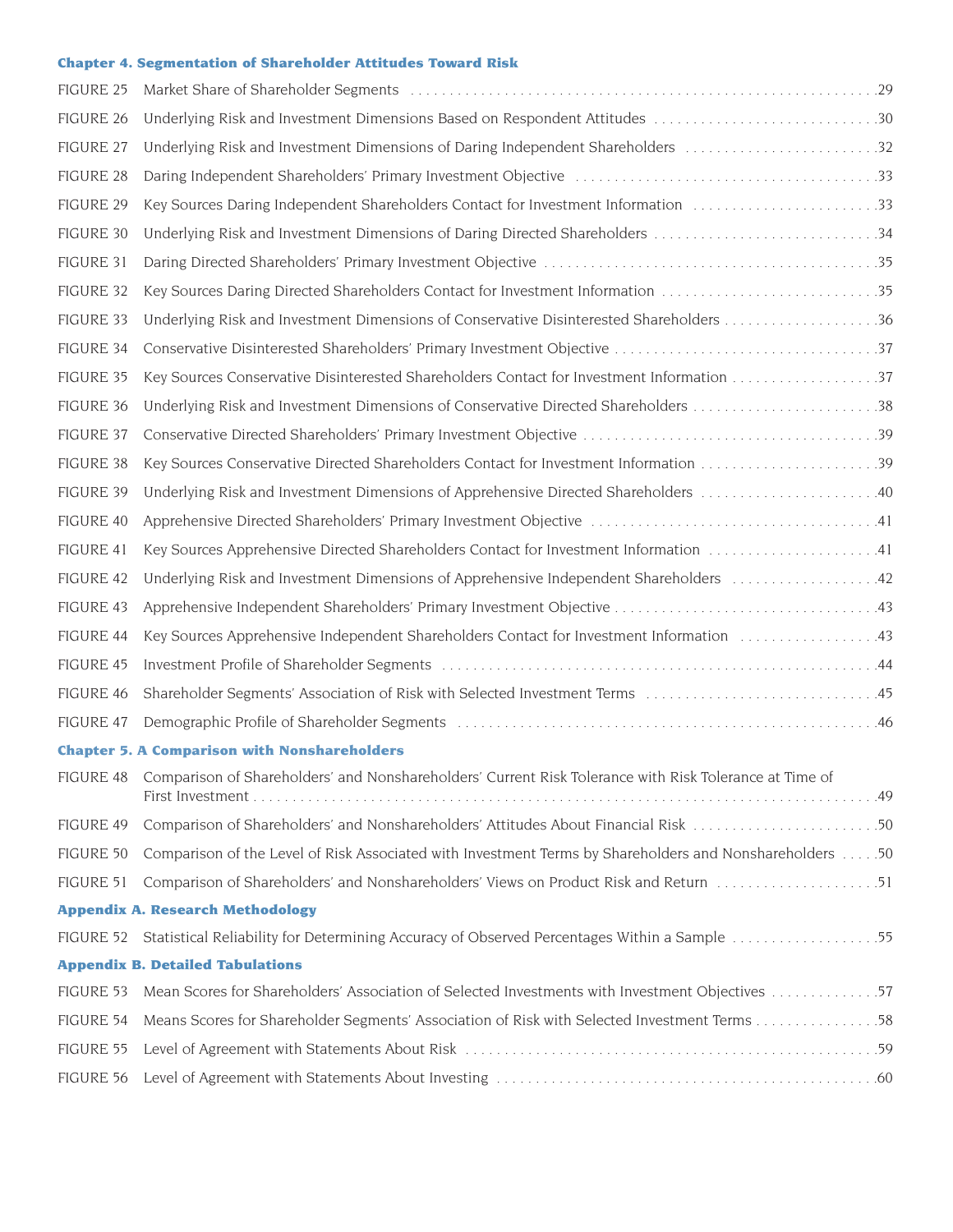### Chapter 4. Segmentation of Shareholder Attitudes Toward Risk

| | | |
|---|---|---|
| FIGURE 25 | Market Share of Shareholder Segments | 29 |
| FIGURE 26 | Underlying Risk and Investment Dimensions Based on Respondent Attitudes | 30 |
| FIGURE 27 | Underlying Risk and Investment Dimensions of Daring Independent Shareholders | 32 |
| FIGURE 28 | Daring Independent Shareholders' Primary Investment Objective | 33 |
| FIGURE 29 | Key Sources Daring Independent Shareholders Contact for Investment Information | 33 |
| FIGURE 30 | Underlying Risk and Investment Dimensions of Daring Directed Shareholders | 34 |
| FIGURE 31 | Daring Directed Shareholders' Primary Investment Objective | 35 |
| FIGURE 32 | Key Sources Daring Directed Shareholders Contact for Investment Information | 35 |
| FIGURE 33 | Underlying Risk and Investment Dimensions of Conservative Disinterested Shareholders | 36 |
| FIGURE 34 | Conservative Disinterested Shareholders' Primary Investment Objective | 37 |
| FIGURE 35 | Key Sources Conservative Disinterested Shareholders Contact for Investment Information | 37 |
| FIGURE 36 | Underlying Risk and Investment Dimensions of Conservative Directed Shareholders | 38 |
| FIGURE 37 | Conservative Directed Shareholders' Primary Investment Objective | 39 |
| FIGURE 38 | Key Sources Conservative Directed Shareholders Contact for Investment Information | 39 |
| FIGURE 39 | Underlying Risk and Investment Dimensions of Apprehensive Directed Shareholders | 40 |
| FIGURE 40 | Apprehensive Directed Shareholders' Primary Investment Objective | 41 |
| FIGURE 41 | Key Sources Apprehensive Directed Shareholders Contact for Investment Information | 41 |
| FIGURE 42 | Underlying Risk and Investment Dimensions of Apprehensive Independent Shareholders | 42 |
| FIGURE 43 | Apprehensive Independent Shareholders' Primary Investment Objective | 43 |
| FIGURE 44 | Key Sources Apprehensive Independent Shareholders Contact for Investment Information | 43 |
| FIGURE 45 | Investment Profile of Shareholder Segments | 44 |
| FIGURE 46 | Shareholder Segments' Association of Risk with Selected Investment Terms | 45 |
| FIGURE 47 | Demographic Profile of Shareholder Segments | 46 |

### Chapter 5. A Comparison with Nonshareholders

| | | |
|---|---|---|
| FIGURE 48 | Comparison of Shareholders' and Nonshareholders' Current Risk Tolerance with Risk Tolerance at Time of First Investment | 49 |
| FIGURE 49 | Comparison of Shareholders' and Nonshareholders' Attitudes About Financial Risk | 50 |
| FIGURE 50 | Comparison of the Level of Risk Associated with Investment Terms by Shareholders and Nonshareholders | 50 |
| FIGURE 51 | Comparison of Shareholders' and Nonshareholders' Views on Product Risk and Return | 51 |

### Appendix A. Research Methodology

| | | |
|---|---|---|
| FIGURE 52 | Statistical Reliability for Determining Accuracy of Observed Percentages Within a Sample | 55 |

### Appendix B. Detailed Tabulations

| | | |
|---|---|---|
| FIGURE 53 | Mean Scores for Shareholders' Association of Selected Investments with Investment Objectives | 57 |
| FIGURE 54 | Means Scores for Shareholder Segments' Association of Risk with Selected Investment Terms | 58 |
| FIGURE 55 | Level of Agreement with Statements About Risk | 59 |
| FIGURE 56 | Level of Agreement with Statements About Investing | 60 |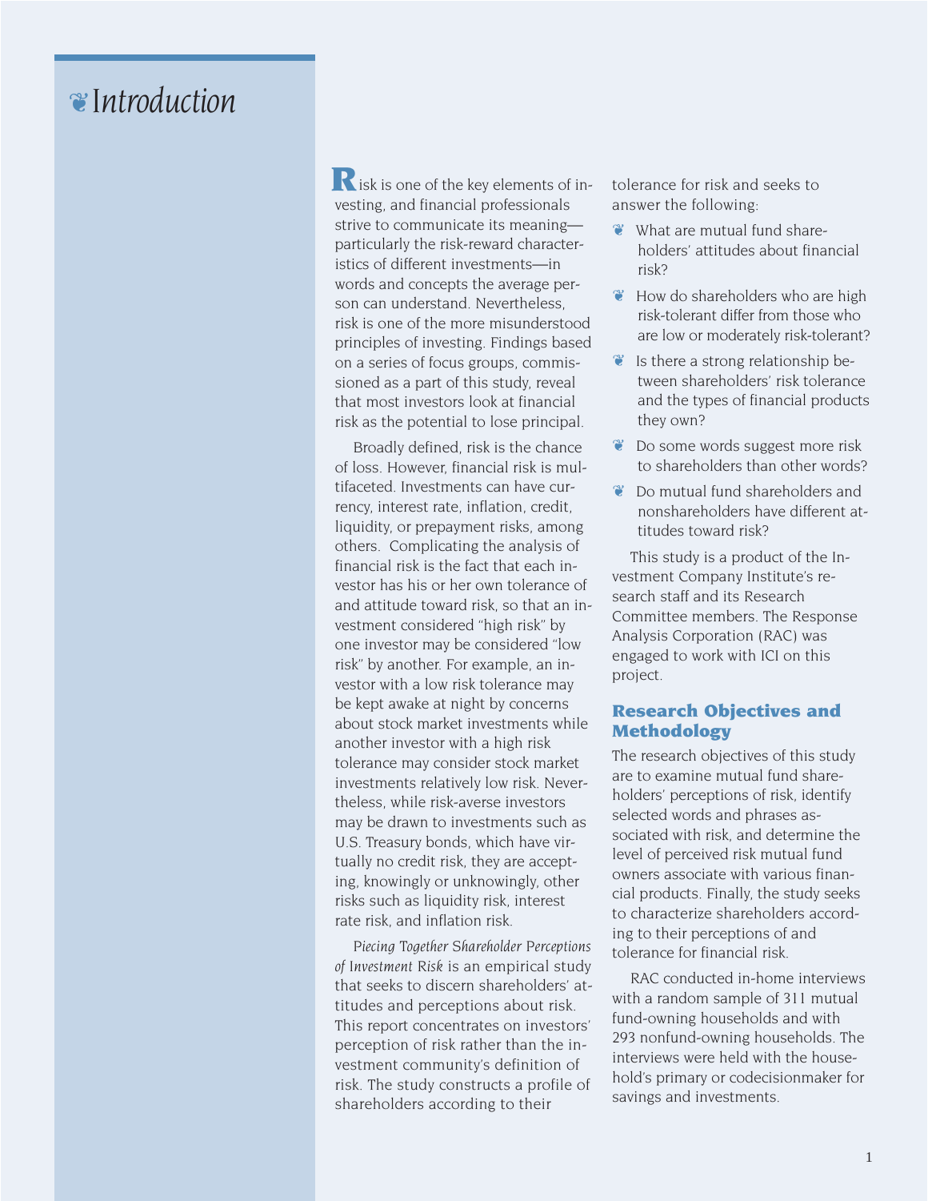# Introduction

Risk is one of the key elements of investing, and financial professionals strive to communicate its meaning—particularly the risk-reward characteristics of different investments—in words and concepts the average person can understand. Nevertheless, risk is one of the more misunderstood principles of investing. Findings based on a series of focus groups, commissioned as a part of this study, reveal that most investors look at financial risk as the potential to lose principal.

Broadly defined, risk is the chance of loss. However, financial risk is multifaceted. Investments can have currency, interest rate, inflation, credit, liquidity, or prepayment risks, among others. Complicating the analysis of financial risk is the fact that each investor has his or her own tolerance of and attitude toward risk, so that an investment considered "high risk" by one investor may be considered "low risk" by another. For example, an investor with a low risk tolerance may be kept awake at night by concerns about stock market investments while another investor with a high risk tolerance may consider stock market investments relatively low risk. Nevertheless, while risk-averse investors may be drawn to investments such as U.S. Treasury bonds, which have virtually no credit risk, they are accepting, knowingly or unknowingly, other risks such as liquidity risk, interest rate risk, and inflation risk.

*Piecing Together Shareholder Perceptions of Investment Risk* is an empirical study that seeks to discern shareholders' attitudes and perceptions about risk. This report concentrates on investors' perception of risk rather than the investment community's definition of risk. The study constructs a profile of shareholders according to their tolerance for risk and seeks to answer the following:

- What are mutual fund shareholders' attitudes about financial risk?
- How do shareholders who are high risk-tolerant differ from those who are low or moderately risk-tolerant?
- Is there a strong relationship between shareholders' risk tolerance and the types of financial products they own?
- Do some words suggest more risk to shareholders than other words?
- Do mutual fund shareholders and nonshareholders have different attitudes toward risk?

This study is a product of the Investment Company Institute's research staff and its Research Committee members. The Response Analysis Corporation (RAC) was engaged to work with ICI on this project.

## Research Objectives and Methodology

The research objectives of this study are to examine mutual fund shareholders' perceptions of risk, identify selected words and phrases associated with risk, and determine the level of perceived risk mutual fund owners associate with various financial products. Finally, the study seeks to characterize shareholders according to their perceptions of and tolerance for financial risk.

RAC conducted in-home interviews with a random sample of 311 mutual fund-owning households and with 293 nonfund-owning households. The interviews were held with the household's primary or codecisionmaker for savings and investments.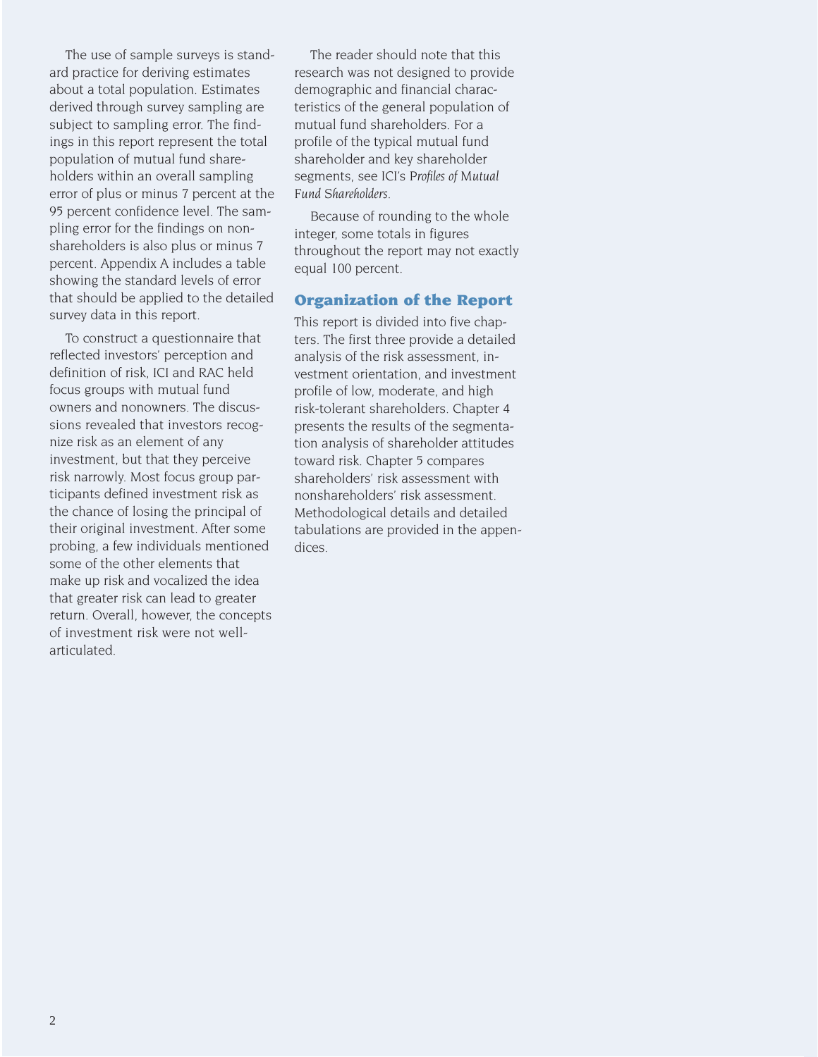The use of sample surveys is standard practice for deriving estimates about a total population. Estimates derived through survey sampling are subject to sampling error. The findings in this report represent the total population of mutual fund shareholders within an overall sampling error of plus or minus 7 percent at the 95 percent confidence level. The sampling error for the findings on nonshareholders is also plus or minus 7 percent. Appendix A includes a table showing the standard levels of error that should be applied to the detailed survey data in this report.

To construct a questionnaire that reflected investors' perception and definition of risk, ICI and RAC held focus groups with mutual fund owners and nonowners. The discussions revealed that investors recognize risk as an element of any investment, but that they perceive risk narrowly. Most focus group participants defined investment risk as the chance of losing the principal of their original investment. After some probing, a few individuals mentioned some of the other elements that make up risk and vocalized the idea that greater risk can lead to greater return. Overall, however, the concepts of investment risk were not well-articulated.

The reader should note that this research was not designed to provide demographic and financial characteristics of the general population of mutual fund shareholders. For a profile of the typical mutual fund shareholder and key shareholder segments, see ICI's *Profiles of Mutual Fund Shareholders*.

Because of rounding to the whole integer, some totals in figures throughout the report may not exactly equal 100 percent.

## Organization of the Report

This report is divided into five chapters. The first three provide a detailed analysis of the risk assessment, investment orientation, and investment profile of low, moderate, and high risk-tolerant shareholders. Chapter 4 presents the results of the segmentation analysis of shareholder attitudes toward risk. Chapter 5 compares shareholders' risk assessment with nonshareholders' risk assessment. Methodological details and detailed tabulations are provided in the appendices.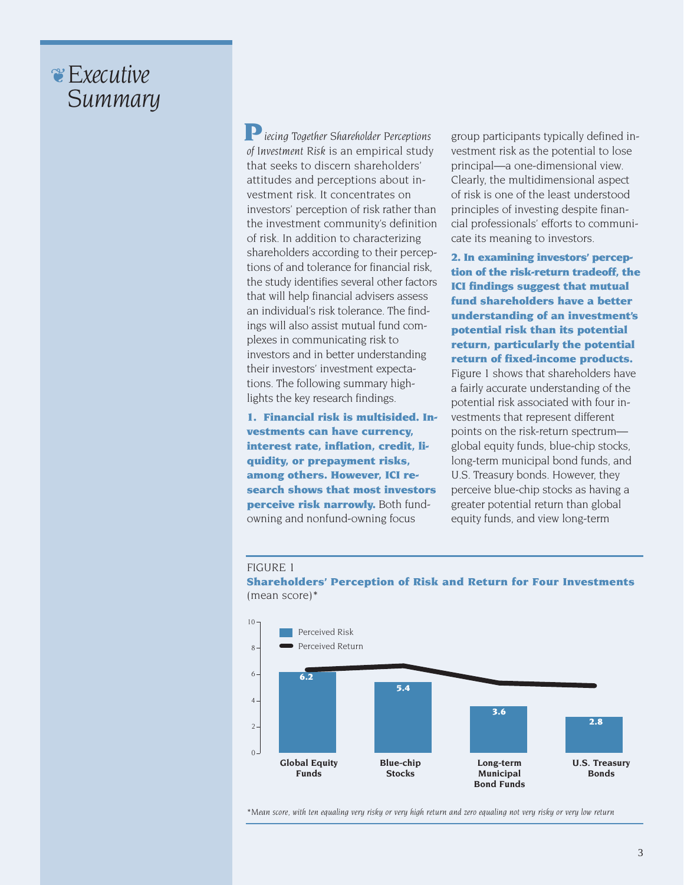# Executive Summary

*Piecing Together Shareholder Perceptions of Investment Risk* is an empirical study that seeks to discern shareholders' attitudes and perceptions about investment risk. It concentrates on investors' perception of risk rather than the investment community's definition of risk. In addition to characterizing shareholders according to their perceptions of and tolerance for financial risk, the study identifies several other factors that will help financial advisers assess an individual's risk tolerance. The findings will also assist mutual fund complexes in communicating risk to investors and in better understanding their investors' investment expectations. The following summary highlights the key research findings.

**1. Financial risk is multisided. Investments can have currency, interest rate, inflation, credit, liquidity, or prepayment risks, among others. However, ICI research shows that most investors perceive risk narrowly.** Both fund-owning and nonfund-owning focus group participants typically defined investment risk as the potential to lose principal—a one-dimensional view. Clearly, the multidimensional aspect of risk is one of the least understood principles of investing despite financial professionals' efforts to communicate its meaning to investors.

**2. In examining investors' perception of the risk-return tradeoff, the ICI findings suggest that mutual fund shareholders have a better understanding of an investment's potential risk than its potential return, particularly the potential return of fixed-income products.** Figure 1 shows that shareholders have a fairly accurate understanding of the potential risk associated with four investments that represent different points on the risk-return spectrum—global equity funds, blue-chip stocks, long-term municipal bond funds, and U.S. Treasury bonds. However, they perceive blue-chip stocks as having a greater potential return than global equity funds, and view long-term

FIGURE 1

**Shareholders' Perception of Risk and Return for Four Investments** (mean score)*

| Investment | Perceived Risk |
|---|---|
| Global Equity Funds | 6.2 |
| Blue-chip Stocks | 5.4 |
| Long-term Municipal Bond Funds | 3.6 |
| U.S. Treasury Bonds | 2.8 |

*\*Mean score, with ten equaling very risky or very high return and zero equaling not very risky or very low return*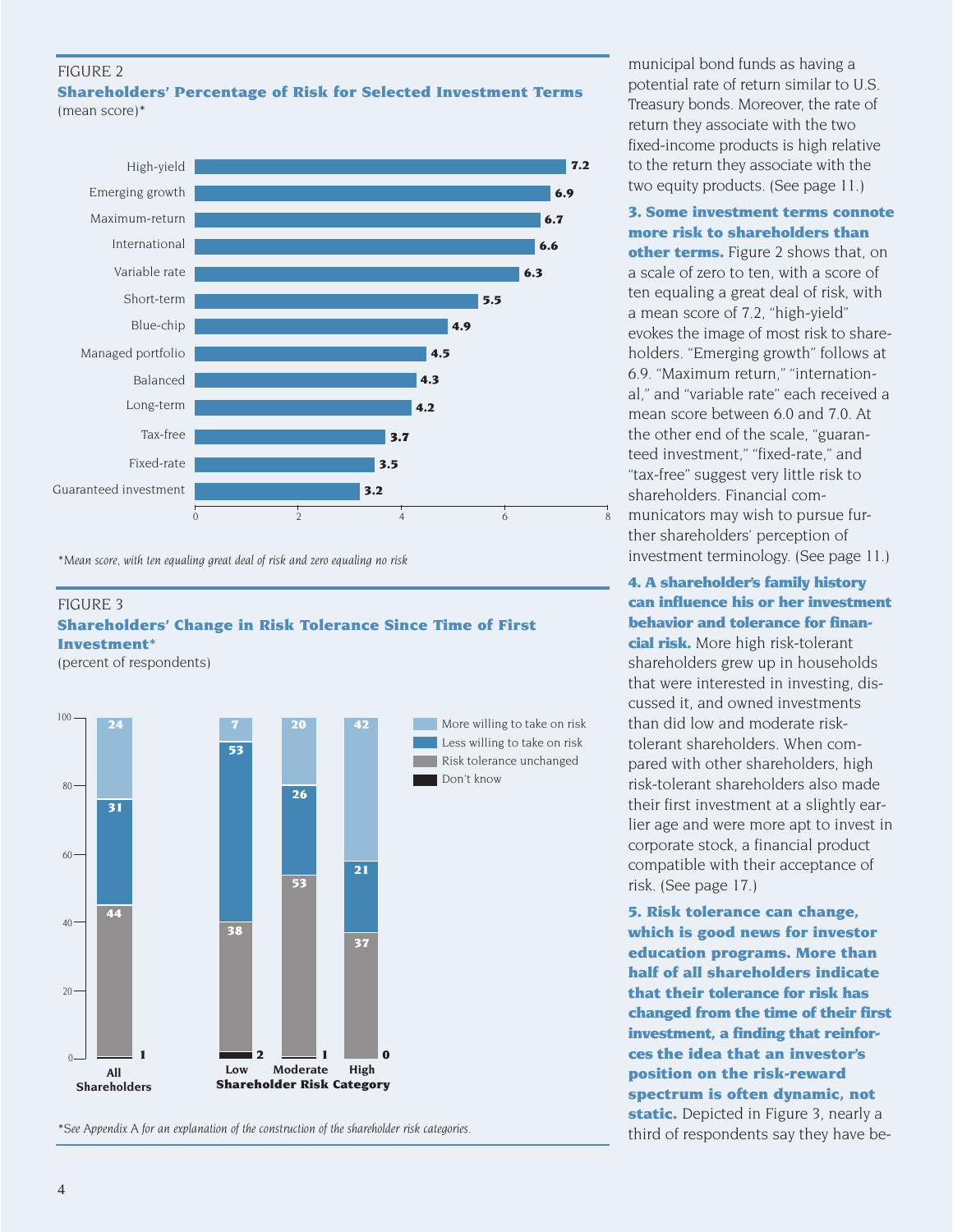FIGURE 2

**Shareholders' Percentage of Risk for Selected Investment Terms**
(mean score)*

| Investment Term | Mean Score |
|---|---|
| High-yield | 7.2 |
| Emerging growth | 6.9 |
| Maximum-return | 6.7 |
| International | 6.6 |
| Variable rate | 6.3 |
| Short-term | 5.5 |
| Blue-chip | 4.9 |
| Managed portfolio | 4.5 |
| Balanced | 4.3 |
| Long-term | 4.2 |
| Tax-free | 3.7 |
| Fixed-rate | 3.5 |
| Guaranteed investment | 3.2 |

*Mean score, with ten equaling great deal of risk and zero equaling no risk*

FIGURE 3

**Shareholders' Change in Risk Tolerance Since Time of First Investment***
(percent of respondents)

| | All Shareholders | Low | Moderate | High |
|---|---|---|---|---|
| More willing to take on risk | 24 | 7 | 20 | 42 |
| Less willing to take on risk | 31 | 53 | 26 | 21 |
| Risk tolerance unchanged | 44 | 38 | 53 | 37 |
| Don't know | 1 | 2 | 1 | 0 |

Low, Moderate, High: Shareholder Risk Category

*See Appendix A for an explanation of the construction of the shareholder risk categories.*

municipal bond funds as having a potential rate of return similar to U.S. Treasury bonds. Moreover, the rate of return they associate with the two fixed-income products is high relative to the return they associate with the two equity products. (See page 11.)

**3. Some investment terms connote more risk to shareholders than other terms.** Figure 2 shows that, on a scale of zero to ten, with a score of ten equaling a great deal of risk, with a mean score of 7.2, "high-yield" evokes the image of most risk to shareholders. "Emerging growth" follows at 6.9. "Maximum return," "international," and "variable rate" each received a mean score between 6.0 and 7.0. At the other end of the scale, "guaranteed investment," "fixed-rate," and "tax-free" suggest very little risk to shareholders. Financial communicators may wish to pursue further shareholders' perception of investment terminology. (See page 11.)

**4. A shareholder's family history can influence his or her investment behavior and tolerance for financial risk.** More high risk-tolerant shareholders grew up in households that were interested in investing, discussed it, and owned investments than did low and moderate risk-tolerant shareholders. When compared with other shareholders, high risk-tolerant shareholders also made their first investment at a slightly earlier age and were more apt to invest in corporate stock, a financial product compatible with their acceptance of risk. (See page 17.)

**5. Risk tolerance can change, which is good news for investor education programs. More than half of all shareholders indicate that their tolerance for risk has changed from the time of their first investment, a finding that reinforces the idea that an investor's position on the risk-reward spectrum is often dynamic, not static.** Depicted in Figure 3, nearly a third of respondents say they have be-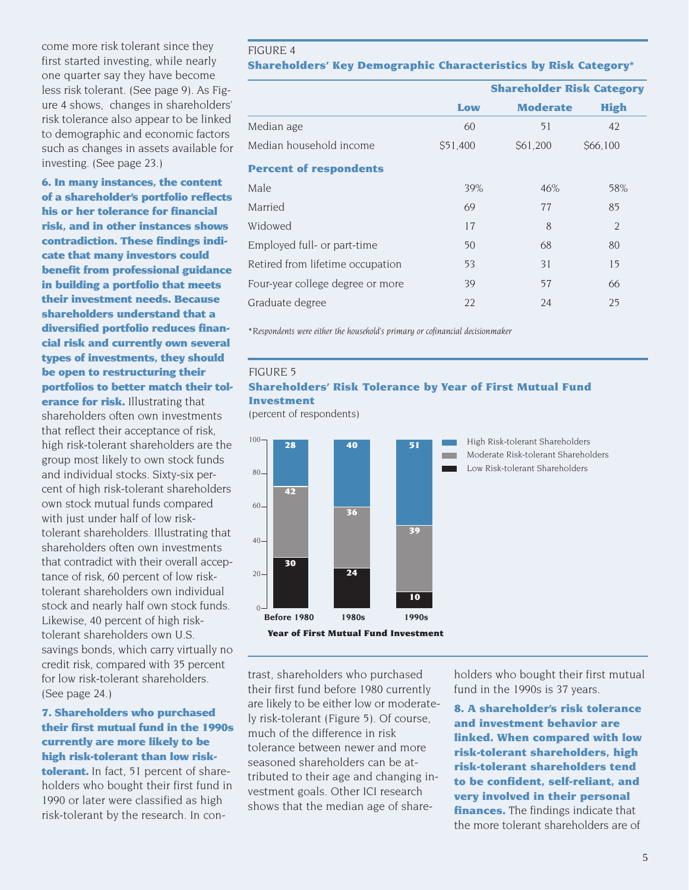come more risk tolerant since they first started investing, while nearly one quarter say they have become less risk tolerant. (See page 9). As Figure 4 shows, changes in shareholders' risk tolerance also appear to be linked to demographic and economic factors such as changes in assets available for investing. (See page 23.)

**6. In many instances, the content of a shareholder's portfolio reflects his or her tolerance for financial risk, and in other instances shows contradiction. These findings indicate that many investors could benefit from professional guidance in building a portfolio that meets their investment needs. Because shareholders understand that a diversified portfolio reduces financial risk and currently own several types of investments, they should be open to restructuring their portfolios to better match their tolerance for risk.** Illustrating that shareholders often own investments that reflect their acceptance of risk, high risk-tolerant shareholders are the group most likely to own stock funds and individual stocks. Sixty-six percent of high risk-tolerant shareholders own stock mutual funds compared with just under half of low risk-tolerant shareholders. Illustrating that shareholders often own investments that contradict with their overall acceptance of risk, 60 percent of low risk-tolerant shareholders own individual stock and nearly half own stock funds. Likewise, 40 percent of high risk-tolerant shareholders own U.S. savings bonds, which carry virtually no credit risk, compared with 35 percent for low risk-tolerant shareholders. (See page 24.)

**7. Shareholders who purchased their first mutual fund in the 1990s currently are more likely to be high risk-tolerant than low risk-tolerant.** In fact, 51 percent of shareholders who bought their first fund in 1990 or later were classified as high risk-tolerant by the research. In contrast, shareholders who purchased their first fund before 1980 currently are likely to be either low or moderately risk-tolerant (Figure 5). Of course, much of the difference in risk tolerance between newer and more seasoned shareholders can be attributed to their age and changing investment goals. Other ICI research shows that the median age of shareholders who bought their first mutual fund in the 1990s is 37 years.

**8. A shareholder's risk tolerance and investment behavior are linked. When compared with low risk-tolerant shareholders, high risk-tolerant shareholders tend to be confident, self-reliant, and very involved in their personal finances.** The findings indicate that the more tolerant shareholders are of

FIGURE 4

**Shareholders' Key Demographic Characteristics by Risk Category***

| | Shareholder Risk Category | | |
|---|---|---|---|
| | **Low** | **Moderate** | **High** |
| Median age | 60 | 51 | 42 |
| Median household income | $51,400 | $61,200 | $66,100 |
| **Percent of respondents** | | | |
| Male | 39% | 46% | 58% |
| Married | 69 | 77 | 85 |
| Widowed | 17 | 8 | 2 |
| Employed full- or part-time | 50 | 68 | 80 |
| Retired from lifetime occupation | 53 | 31 | 15 |
| Four-year college degree or more | 39 | 57 | 66 |
| Graduate degree | 22 | 24 | 25 |

*\*Respondents were either the household's primary or cofinancial decisionmaker*

FIGURE 5

**Shareholders' Risk Tolerance by Year of First Mutual Fund Investment**

(percent of respondents)

| Year of First Mutual Fund Investment | High Risk-tolerant Shareholders | Moderate Risk-tolerant Shareholders | Low Risk-tolerant Shareholders |
|---|---|---|---|
| Before 1980 | 28 | 42 | 30 |
| 1980s | 40 | 36 | 24 |
| 1990s | 51 | 39 | 10 |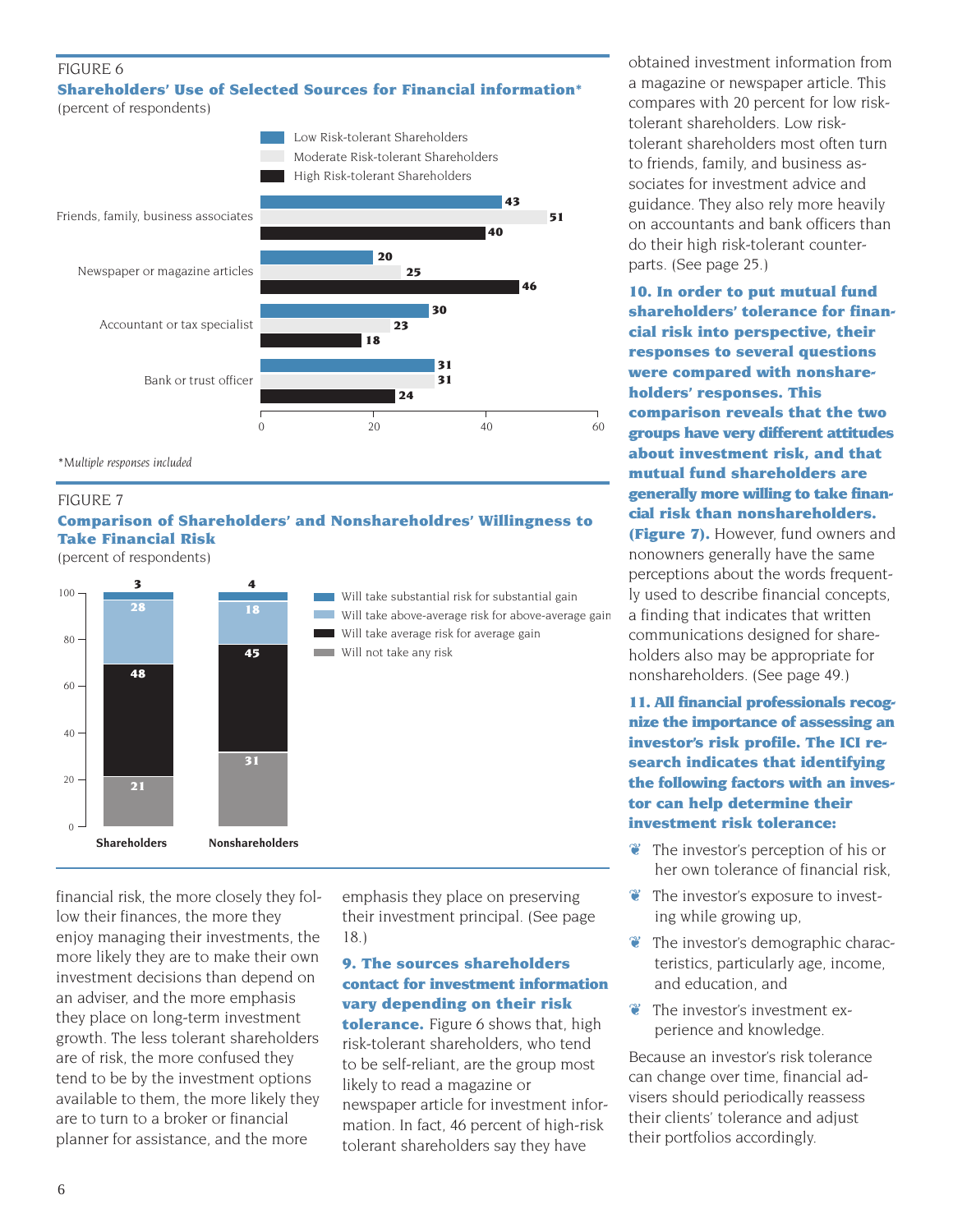FIGURE 6

**Shareholders' Use of Selected Sources for Financial information***

(percent of respondents)

| | Low Risk-tolerant Shareholders | Moderate Risk-tolerant Shareholders | High Risk-tolerant Shareholders |
|---|---|---|---|
| Friends, family, business associates | 43 | 51 | 40 |
| Newspaper or magazine articles | 20 | 25 | 46 |
| Accountant or tax specialist | 30 | 23 | 18 |
| Bank or trust officer | 31 | 31 | 24 |

*\*Multiple responses included*

FIGURE 7

**Comparison of Shareholders' and Nonshareholdres' Willingness to Take Financial Risk**

(percent of respondents)

| | Shareholders | Nonshareholders |
|---|---|---|
| Will take substantial risk for substantial gain | 3 | 4 |
| Will take above-average risk for above-average gain | 28 | 18 |
| Will take average risk for average gain | 48 | 45 |
| Will not take any risk | 21 | 31 |

financial risk, the more closely they follow their finances, the more they enjoy managing their investments, the more likely they are to make their own investment decisions than depend on an adviser, and the more emphasis they place on long-term investment growth. The less tolerant shareholders are of risk, the more confused they tend to be by the investment options available to them, the more likely they are to turn to a broker or financial planner for assistance, and the more emphasis they place on preserving their investment principal. (See page 18.)

**9. The sources shareholders contact for investment information vary depending on their risk tolerance.** Figure 6 shows that, high risk-tolerant shareholders, who tend to be self-reliant, are the group most likely to read a magazine or newspaper article for investment information. In fact, 46 percent of high-risk tolerant shareholders say they have obtained investment information from a magazine or newspaper article. This compares with 20 percent for low risk-tolerant shareholders. Low risk-tolerant shareholders most often turn to friends, family, and business associates for investment advice and guidance. They also rely more heavily on accountants and bank officers than do their high risk-tolerant counterparts. (See page 25.)

**10. In order to put mutual fund shareholders' tolerance for financial risk into perspective, their responses to several questions were compared with nonshareholders' responses. This comparison reveals that the two groups have very different attitudes about investment risk, and that mutual fund shareholders are generally more willing to take financial risk than nonshareholders. (Figure 7).** However, fund owners and nonowners generally have the same perceptions about the words frequently used to describe financial concepts, a finding that indicates that written communications designed for shareholders also may be appropriate for nonshareholders. (See page 49.)

**11. All financial professionals recognize the importance of assessing an investor's risk profile. The ICI research indicates that identifying the following factors with an investor can help determine their investment risk tolerance:**

- The investor's perception of his or her own tolerance of financial risk,
- The investor's exposure to investing while growing up,
- The investor's demographic characteristics, particularly age, income, and education, and
- The investor's investment experience and knowledge.

Because an investor's risk tolerance can change over time, financial advisers should periodically reassess their clients' tolerance and adjust their portfolios accordingly.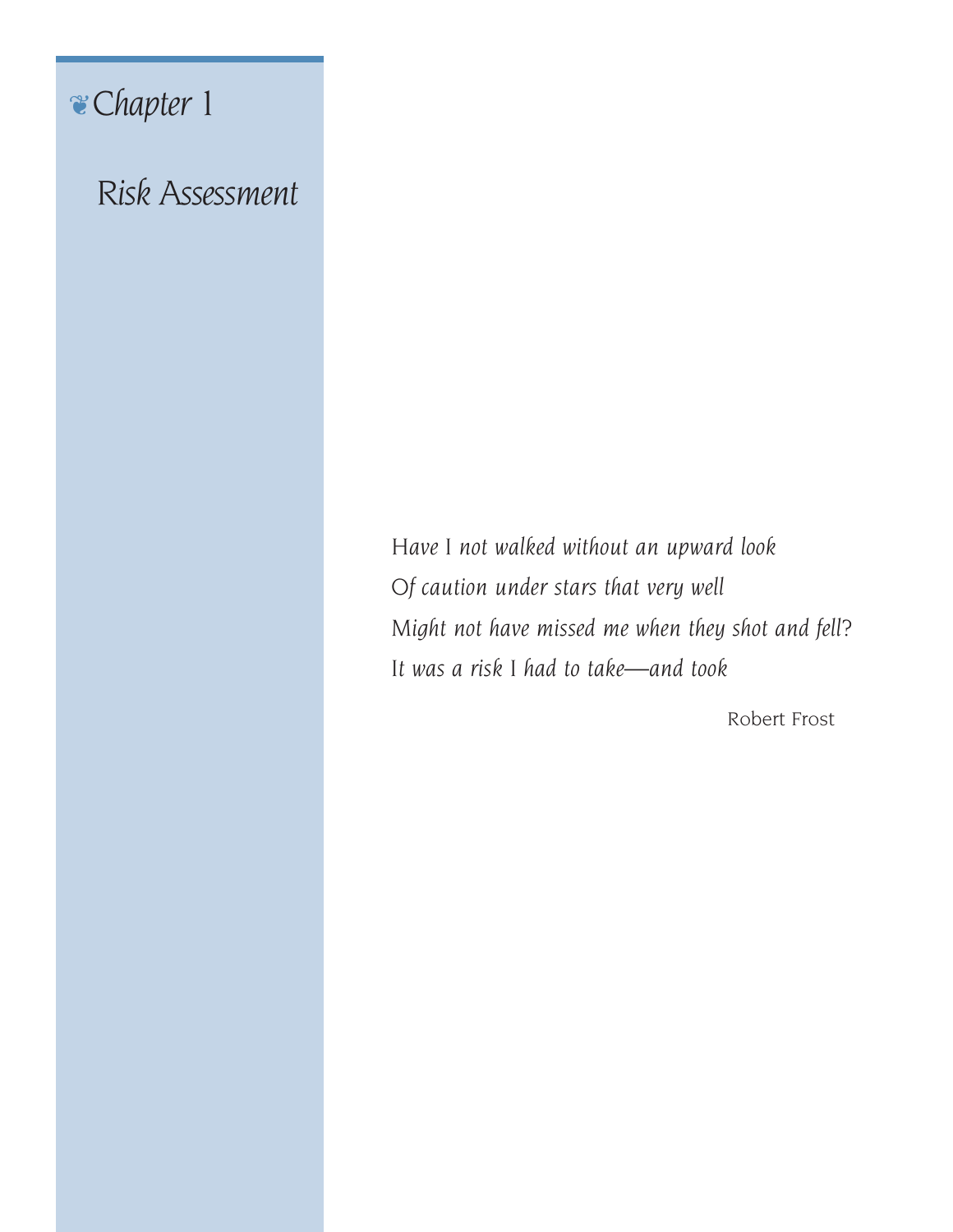# Chapter 1

## Risk Assessment

*Have I not walked without an upward look*
*Of caution under stars that very well*
*Might not have missed me when they shot and fell?*
*It was a risk I had to take—and took*

Robert Frost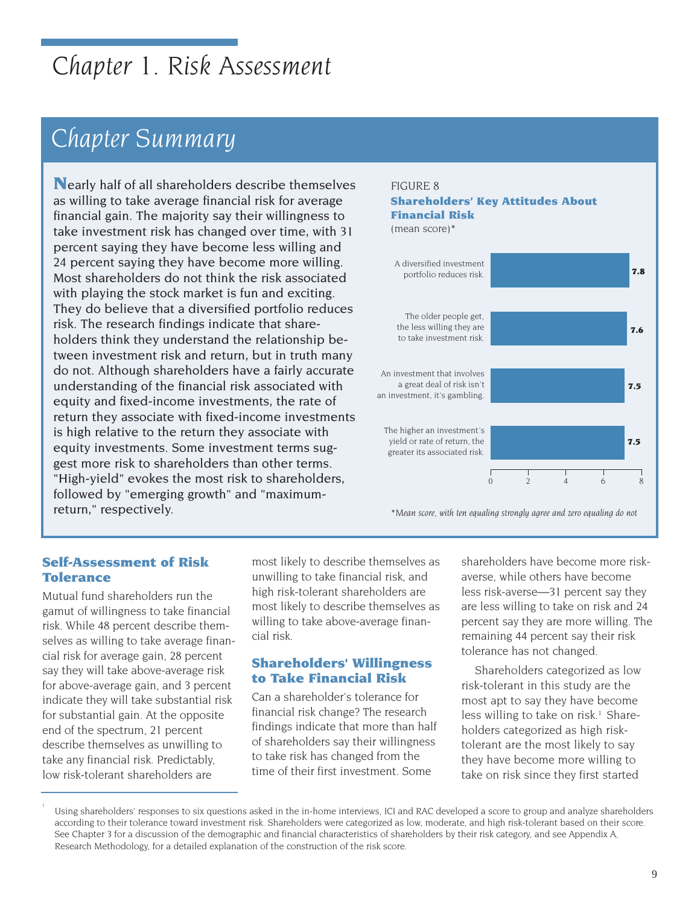# Chapter 1. Risk Assessment

## Chapter Summary

Nearly half of all shareholders describe themselves as willing to take average financial risk for average financial gain. The majority say their willingness to take investment risk has changed over time, with 31 percent saying they have become less willing and 24 percent saying they have become more willing. Most shareholders do not think the risk associated with playing the stock market is fun and exciting. They do believe that a diversified portfolio reduces risk. The research findings indicate that shareholders think they understand the relationship between investment risk and return, but in truth many do not. Although shareholders have a fairly accurate understanding of the financial risk associated with equity and fixed-income investments, the rate of return they associate with fixed-income investments is high relative to the return they associate with equity investments. Some investment terms suggest more risk to shareholders than other terms. "High-yield" evokes the most risk to shareholders, followed by "emerging growth" and "maximum-return," respectively.

FIGURE 8

**Shareholders' Key Attitudes About Financial Risk**

(mean score)*

| Statement | Mean score |
|---|---|
| A diversified investment portfolio reduces risk. | 7.8 |
| The older people get, the less willing they are to take investment risk. | 7.6 |
| An investment that involves a great deal of risk isn't an investment, it's gambling. | 7.5 |
| The higher an investment's yield or rate of return, the greater its associated risk. | 7.5 |

*Mean score, with ten equaling strongly agree and zero equaling do not

### Self-Assessment of Risk Tolerance

Mutual fund shareholders run the gamut of willingness to take financial risk. While 48 percent describe themselves as willing to take average financial risk for average gain, 28 percent say they will take above-average risk for above-average gain, and 3 percent indicate they will take substantial risk for substantial gain. At the opposite end of the spectrum, 21 percent describe themselves as unwilling to take any financial risk. Predictably, low risk-tolerant shareholders are most likely to describe themselves as unwilling to take financial risk, and high risk-tolerant shareholders are most likely to describe themselves as willing to take above-average financial risk.

### Shareholders' Willingness to Take Financial Risk

Can a shareholder's tolerance for financial risk change? The research findings indicate that more than half of shareholders say their willingness to take risk has changed from the time of their first investment. Some shareholders have become more risk-averse, while others have become less risk-averse—31 percent say they are less willing to take on risk and 24 percent say they are more willing. The remaining 44 percent say their risk tolerance has not changed.

Shareholders categorized as low risk-tolerant in this study are the most apt to say they have become less willing to take on risk.[1] Shareholders categorized as high risk-tolerant are the most likely to say they have become more willing to take on risk since they first started

[1] Using shareholders' responses to six questions asked in the in-home interviews, ICI and RAC developed a score to group and analyze shareholders according to their tolerance toward investment risk. Shareholders were categorized as low, moderate, and high risk-tolerant based on their score. See Chapter 3 for a discussion of the demographic and financial characteristics of shareholders by their risk category, and see Appendix A, Research Methodology, for a detailed explanation of the construction of the risk score.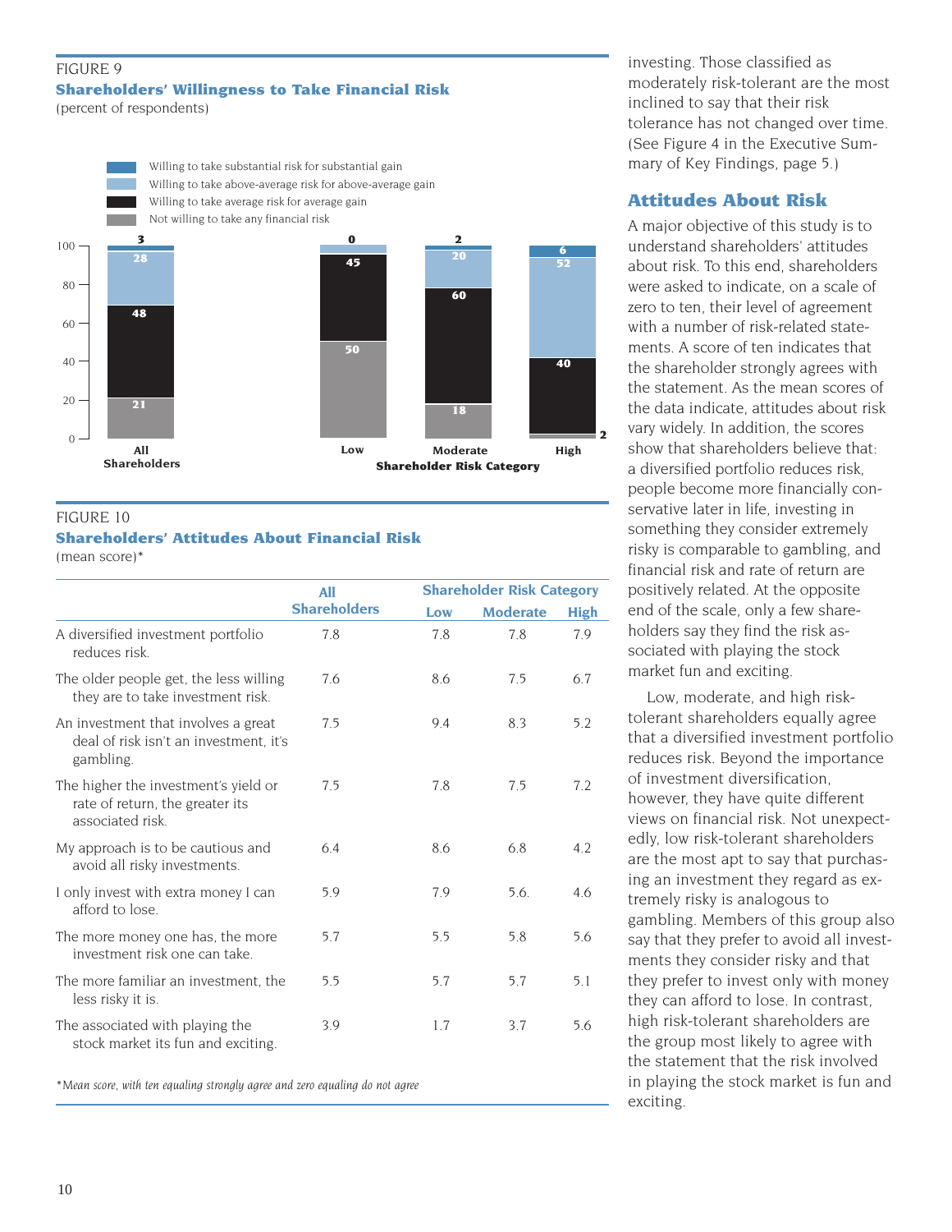FIGURE 9

**Shareholders' Willingness to Take Financial Risk**

(percent of respondents)

| | All Shareholders | Low | Moderate | High |
|---|---|---|---|---|
| Willing to take substantial risk for substantial gain | 3 | 0 | 2 | 6 |
| Willing to take above-average risk for above-average gain | 28 | 0 | 20 | 52 |
| Willing to take average risk for average gain | 48 | 45 | 60 | 40 |
| Not willing to take any financial risk | 21 | 50 | 18 | 2 |

Shareholder Risk Category: Low, Moderate, High

FIGURE 10

**Shareholders' Attitudes About Financial Risk**

(mean score)*

| | All Shareholders | Shareholder Risk Category | | |
|---|---|---|---|---|
| | | Low | Moderate | High |
| A diversified investment portfolio reduces risk. | 7.8 | 7.8 | 7.8 | 7.9 |
| The older people get, the less willing they are to take investment risk. | 7.6 | 8.6 | 7.5 | 6.7 |
| An investment that involves a great deal of risk isn't an investment, it's gambling. | 7.5 | 9.4 | 8.3 | 5.2 |
| The higher the investment's yield or rate of return, the greater its associated risk. | 7.5 | 7.8 | 7.5 | 7.2 |
| My approach is to be cautious and avoid all risky investments. | 6.4 | 8.6 | 6.8 | 4.2 |
| I only invest with extra money I can afford to lose. | 5.9 | 7.9 | 5.6. | 4.6 |
| The more money one has, the more investment risk one can take. | 5.7 | 5.5 | 5.8 | 5.6 |
| The more familiar an investment, the less risky it is. | 5.5 | 5.7 | 5.7 | 5.1 |
| The associated with playing the stock market its fun and exciting. | 3.9 | 1.7 | 3.7 | 5.6 |

*\*Mean score, with ten equaling strongly agree and zero equaling do not agree*

investing. Those classified as moderately risk-tolerant are the most inclined to say that their risk tolerance has not changed over time. (See Figure 4 in the Executive Summary of Key Findings, page 5.)

## Attitudes About Risk

A major objective of this study is to understand shareholders' attitudes about risk. To this end, shareholders were asked to indicate, on a scale of zero to ten, their level of agreement with a number of risk-related statements. A score of ten indicates that the shareholder strongly agrees with the statement. As the mean scores of the data indicate, attitudes about risk vary widely. In addition, the scores show that shareholders believe that: a diversified portfolio reduces risk, people become more financially conservative later in life, investing in something they consider extremely risky is comparable to gambling, and financial risk and rate of return are positively related. At the opposite end of the scale, only a few shareholders say they find the risk associated with playing the stock market fun and exciting.

Low, moderate, and high risk-tolerant shareholders equally agree that a diversified investment portfolio reduces risk. Beyond the importance of investment diversification, however, they have quite different views on financial risk. Not unexpectedly, low risk-tolerant shareholders are the most apt to say that purchasing an investment they regard as extremely risky is analogous to gambling. Members of this group also say that they prefer to avoid all investments they consider risky and that they prefer to invest only with money they can afford to lose. In contrast, high risk-tolerant shareholders are the group most likely to agree with the statement that the risk involved in playing the stock market is fun and exciting.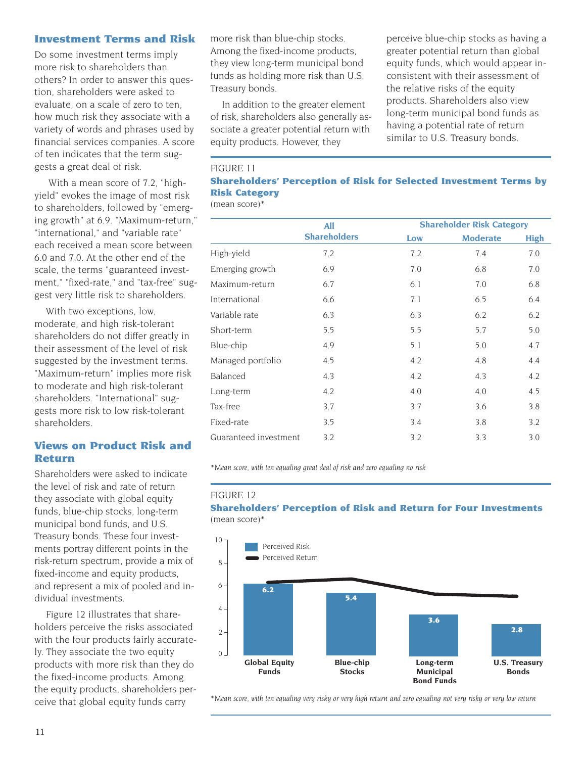## Investment Terms and Risk

Do some investment terms imply more risk to shareholders than others? In order to answer this question, shareholders were asked to evaluate, on a scale of zero to ten, how much risk they associate with a variety of words and phrases used by financial services companies. A score of ten indicates that the term suggests a great deal of risk.

With a mean score of 7.2, "high-yield" evokes the image of most risk to shareholders, followed by "emerging growth" at 6.9. "Maximum-return," "international," and "variable rate" each received a mean score between 6.0 and 7.0. At the other end of the scale, the terms "guaranteed investment," "fixed-rate," and "tax-free" suggest very little risk to shareholders.

With two exceptions, low, moderate, and high risk-tolerant shareholders do not differ greatly in their assessment of the level of risk suggested by the investment terms. "Maximum-return" implies more risk to moderate and high risk-tolerant shareholders. "International" suggests more risk to low risk-tolerant shareholders.

## Views on Product Risk and Return

Shareholders were asked to indicate the level of risk and rate of return they associate with global equity funds, blue-chip stocks, long-term municipal bond funds, and U.S. Treasury bonds. These four investments portray different points in the risk-return spectrum, provide a mix of fixed-income and equity products, and represent a mix of pooled and individual investments.

Figure 12 illustrates that shareholders perceive the risks associated with the four products fairly accurately. They associate the two equity products with more risk than they do the fixed-income products. Among the equity products, shareholders perceive that global equity funds carry more risk than blue-chip stocks. Among the fixed-income products, they view long-term municipal bond funds as holding more risk than U.S. Treasury bonds.

In addition to the greater element of risk, shareholders also generally associate a greater potential return with equity products. However, they perceive blue-chip stocks as having a greater potential return than global equity funds, which would appear inconsistent with their assessment of the relative risks of the equity products. Shareholders also view long-term municipal bond funds as having a potential rate of return similar to U.S. Treasury bonds.

FIGURE 11

**Shareholders' Perception of Risk for Selected Investment Terms by Risk Category**

(mean score)*

| | All Shareholders | Shareholder Risk Category | | |
|---|---|---|---|---|
| | | Low | Moderate | High |
| High-yield | 7.2 | 7.2 | 7.4 | 7.0 |
| Emerging growth | 6.9 | 7.0 | 6.8 | 7.0 |
| Maximum-return | 6.7 | 6.1 | 7.0 | 6.8 |
| International | 6.6 | 7.1 | 6.5 | 6.4 |
| Variable rate | 6.3 | 6.3 | 6.2 | 6.2 |
| Short-term | 5.5 | 5.5 | 5.7 | 5.0 |
| Blue-chip | 4.9 | 5.1 | 5.0 | 4.7 |
| Managed portfolio | 4.5 | 4.2 | 4.8 | 4.4 |
| Balanced | 4.3 | 4.2 | 4.3 | 4.2 |
| Long-term | 4.2 | 4.0 | 4.0 | 4.5 |
| Tax-free | 3.7 | 3.7 | 3.6 | 3.8 |
| Fixed-rate | 3.5 | 3.4 | 3.8 | 3.2 |
| Guaranteed investment | 3.2 | 3.2 | 3.3 | 3.0 |

*\*Mean score, with ten equaling great deal of risk and zero equaling no risk*

FIGURE 12

**Shareholders' Perception of Risk and Return for Four Investments**

(mean score)*

| | Perceived Risk |
|---|---|
| Global Equity Funds | 6.2 |
| Blue-chip Stocks | 5.4 |
| Long-term Municipal Bond Funds | 3.6 |
| U.S. Treasury Bonds | 2.8 |

*\*Mean score, with ten equaling very risky or very high return and zero equaling not very risky or very low return*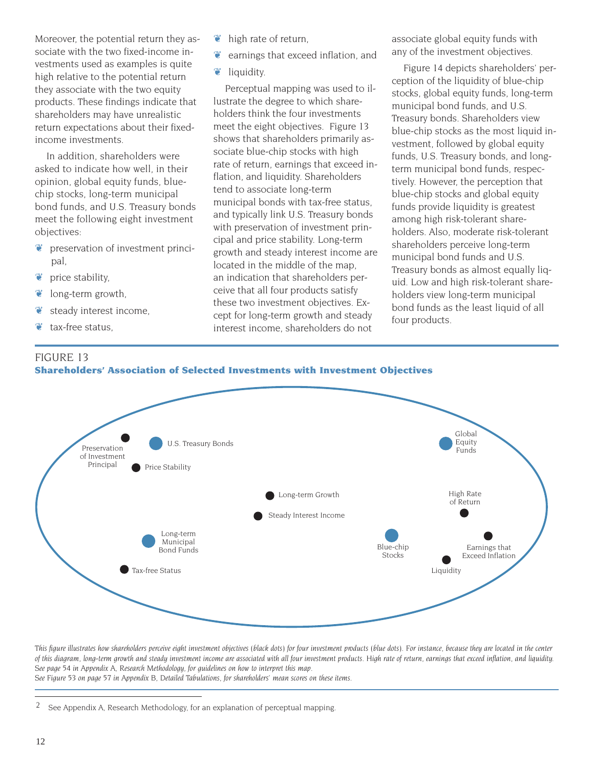Moreover, the potential return they associate with the two fixed-income investments used as examples is quite high relative to the potential return they associate with the two equity products. These findings indicate that shareholders may have unrealistic return expectations about their fixed-income investments.

In addition, shareholders were asked to indicate how well, in their opinion, global equity funds, blue-chip stocks, long-term municipal bond funds, and U.S. Treasury bonds meet the following eight investment objectives:

- preservation of investment principal,
- price stability,
- long-term growth,
- steady interest income,
- tax-free status,
- high rate of return,
- earnings that exceed inflation, and
- liquidity.

Perceptual mapping was used to illustrate the degree to which shareholders think the four investments meet the eight objectives. Figure 13 shows that shareholders primarily associate blue-chip stocks with high rate of return, earnings that exceed inflation, and liquidity. Shareholders tend to associate long-term municipal bonds with tax-free status, and typically link U.S. Treasury bonds with preservation of investment principal and price stability. Long-term growth and steady interest income are located in the middle of the map, an indication that shareholders perceive that all four products satisfy these two investment objectives. Except for long-term growth and steady interest income, shareholders do not associate global equity funds with any of the investment objectives.

Figure 14 depicts shareholders' perception of the liquidity of blue-chip stocks, global equity funds, long-term municipal bond funds, and U.S. Treasury bonds. Shareholders view blue-chip stocks as the most liquid investment, followed by global equity funds, U.S. Treasury bonds, and long-term municipal bond funds, respectively. However, the perception that blue-chip stocks and global equity funds provide liquidity is greatest among high risk-tolerant shareholders. Also, moderate risk-tolerant shareholders perceive long-term municipal bond funds and U.S. Treasury bonds as almost equally liquid. Low and high risk-tolerant shareholders view long-term municipal bond funds as the least liquid of all four products.

FIGURE 13
**Shareholders' Association of Selected Investments with Investment Objectives**

Preservation of Investment Principal | U.S. Treasury Bonds | Price Stability | Global Equity Funds | Long-term Growth | Steady Interest Income | High Rate of Return | Long-term Municipal Bond Funds | Blue-chip Stocks | Earnings that Exceed Inflation | Tax-free Status | Liquidity

*This figure illustrates how shareholders perceive eight investment objectives (black dots) for four investment products (blue dots). For instance, because they are located in the center of this diagram, long-term growth and steady investment income are associated with all four investment products. High rate of return, earnings that exceed inflation, and liquidity. See page 54 in Appendix A, Research Methodology, for guidelines on how to interpret this map.*
*See Figure 53 on page 57 in Appendix B, Detailed Tabulations, for shareholders' mean scores on these items.*

2 See Appendix A, Research Methodology, for an explanation of perceptual mapping.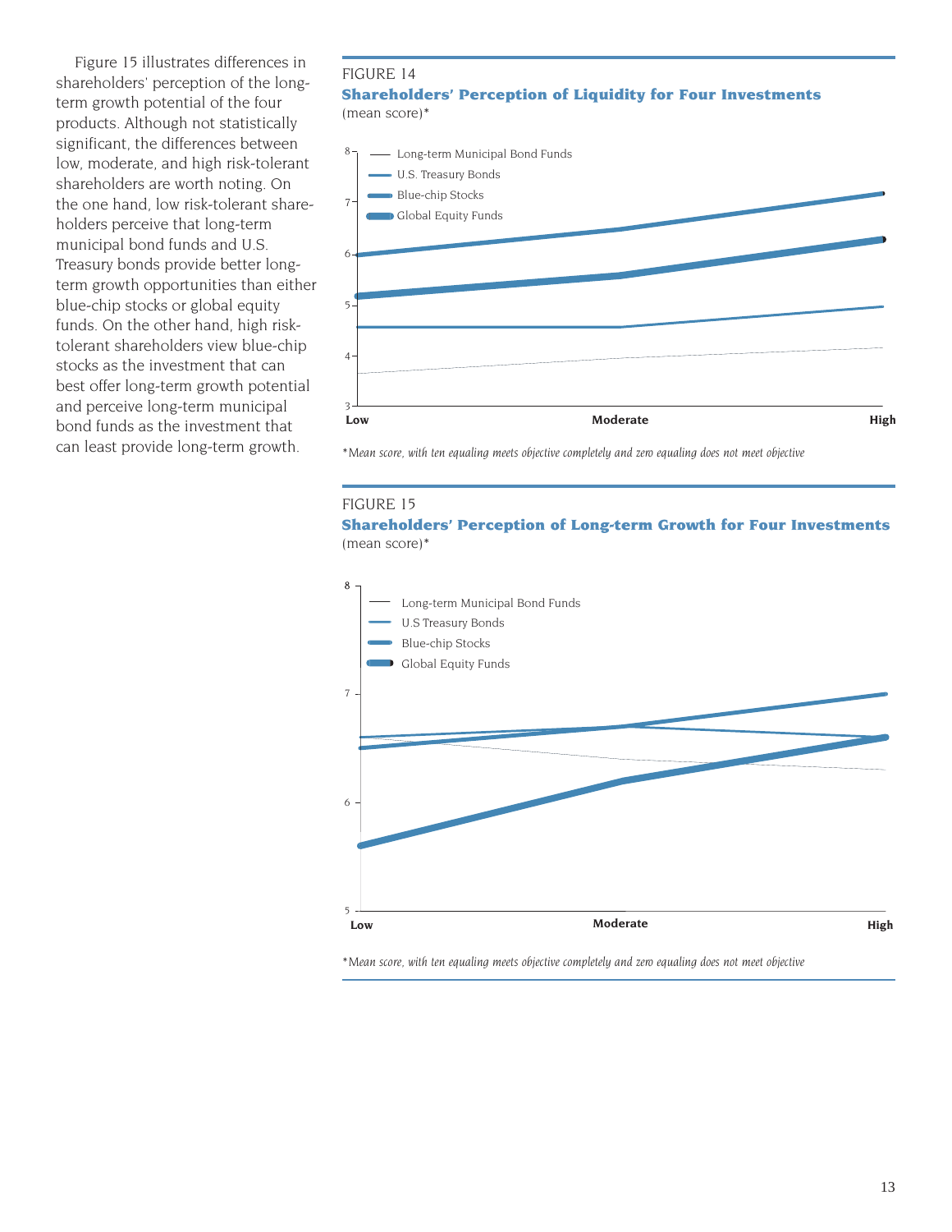Figure 15 illustrates differences in shareholders' perception of the long-term growth potential of the four products. Although not statistically significant, the differences between low, moderate, and high risk-tolerant shareholders are worth noting. On the one hand, low risk-tolerant shareholders perceive that long-term municipal bond funds and U.S. Treasury bonds provide better long-term growth opportunities than either blue-chip stocks or global equity funds. On the other hand, high risk-tolerant shareholders view blue-chip stocks as the investment that can best offer long-term growth potential and perceive long-term municipal bond funds as the investment that can least provide long-term growth.

FIGURE 14

**Shareholders' Perception of Liquidity for Four Investments**

(mean score)*

- Long-term Municipal Bond Funds
- U.S. Treasury Bonds
- Blue-chip Stocks
- Global Equity Funds

Low · Moderate · High

*Mean score, with ten equaling meets objective completely and zero equaling does not meet objective*

FIGURE 15

**Shareholders' Perception of Long-term Growth for Four Investments**

(mean score)*

- Long-term Municipal Bond Funds
- U.S Treasury Bonds
- Blue-chip Stocks
- Global Equity Funds

Low · Moderate · High

*Mean score, with ten equaling meets objective completely and zero equaling does not meet objective*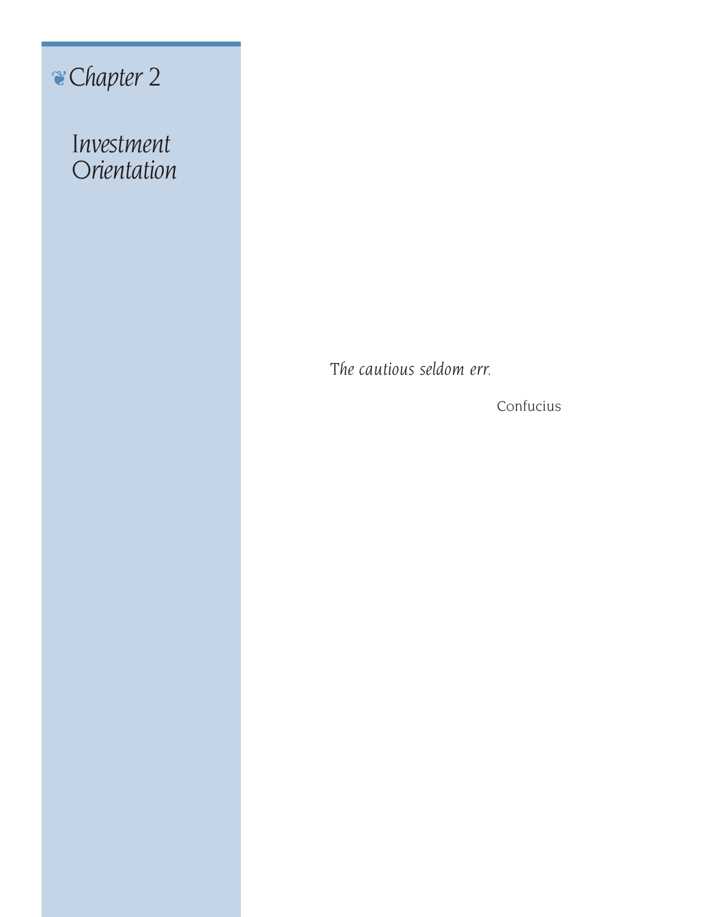# Chapter 2

## Investment Orientation

*The cautious seldom err.*

Confucius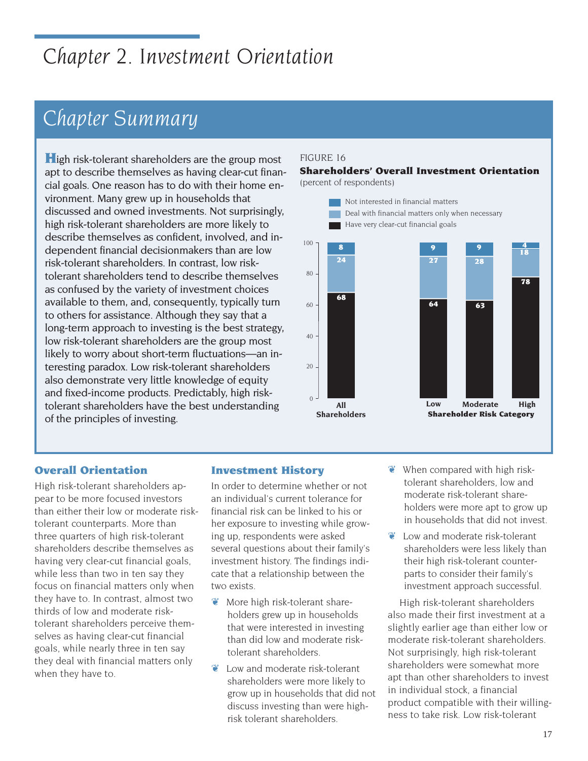# Chapter 2. Investment Orientation

## Chapter Summary

High risk-tolerant shareholders are the group most apt to describe themselves as having clear-cut financial goals. One reason has to do with their home environment. Many grew up in households that discussed and owned investments. Not surprisingly, high risk-tolerant shareholders are more likely to describe themselves as confident, involved, and independent financial decisionmakers than are low risk-tolerant shareholders. In contrast, low risk-tolerant shareholders tend to describe themselves as confused by the variety of investment choices available to them, and, consequently, typically turn to others for assistance. Although they say that a long-term approach to investing is the best strategy, low risk-tolerant shareholders are the group most likely to worry about short-term fluctuations—an interesting paradox. Low risk-tolerant shareholders also demonstrate very little knowledge of equity and fixed-income products. Predictably, high risk-tolerant shareholders have the best understanding of the principles of investing.

FIGURE 16

**Shareholders' Overall Investment Orientation**

(percent of respondents)

| | All Shareholders | Low | Moderate | High |
|---|---|---|---|---|
| Not interested in financial matters | 8 | 9 | 9 | 4 |
| Deal with financial matters only when necessary | 24 | 27 | 28 | 18 |
| Have very clear-cut financial goals | 68 | 64 | 63 | 78 |

Shareholder Risk Category

### Overall Orientation

High risk-tolerant shareholders appear to be more focused investors than either their low or moderate risk-tolerant counterparts. More than three quarters of high risk-tolerant shareholders describe themselves as having very clear-cut financial goals, while less than two in ten say they focus on financial matters only when they have to. In contrast, almost two thirds of low and moderate risk-tolerant shareholders perceive themselves as having clear-cut financial goals, while nearly three in ten say they deal with financial matters only when they have to.

### Investment History

In order to determine whether or not an individual's current tolerance for financial risk can be linked to his or her exposure to investing while growing up, respondents were asked several questions about their family's investment history. The findings indicate that a relationship between the two exists.

- More high risk-tolerant shareholders grew up in households that were interested in investing than did low and moderate risk-tolerant shareholders.
- Low and moderate risk-tolerant shareholders were more likely to grow up in households that did not discuss investing than were high-risk tolerant shareholders.
- When compared with high risk-tolerant shareholders, low and moderate risk-tolerant shareholders were more apt to grow up in households that did not invest.
- Low and moderate risk-tolerant shareholders were less likely than their high risk-tolerant counterparts to consider their family's investment approach successful.

High risk-tolerant shareholders also made their first investment at a slightly earlier age than either low or moderate risk-tolerant shareholders. Not surprisingly, high risk-tolerant shareholders were somewhat more apt than other shareholders to invest in individual stock, a financial product compatible with their willingness to take risk. Low risk-tolerant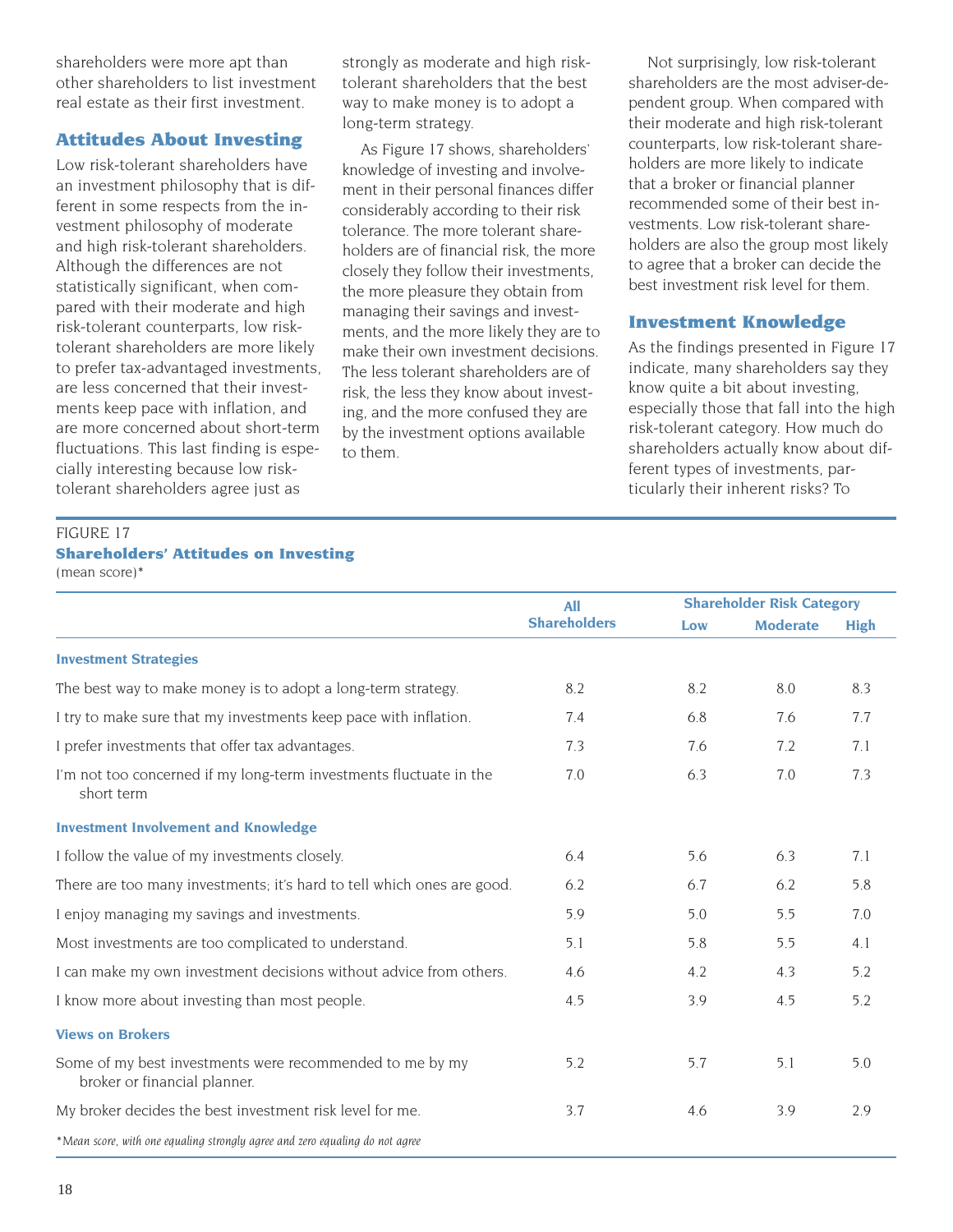shareholders were more apt than other shareholders to list investment real estate as their first investment.

## Attitudes About Investing

Low risk-tolerant shareholders have an investment philosophy that is different in some respects from the investment philosophy of moderate and high risk-tolerant shareholders. Although the differences are not statistically significant, when compared with their moderate and high risk-tolerant counterparts, low risk-tolerant shareholders are more likely to prefer tax-advantaged investments, are less concerned that their investments keep pace with inflation, and are more concerned about short-term fluctuations. This last finding is especially interesting because low risk-tolerant shareholders agree just as strongly as moderate and high risk-tolerant shareholders that the best way to make money is to adopt a long-term strategy.

As Figure 17 shows, shareholders' knowledge of investing and involvement in their personal finances differ considerably according to their risk tolerance. The more tolerant shareholders are of financial risk, the more closely they follow their investments, the more pleasure they obtain from managing their savings and investments, and the more likely they are to make their own investment decisions. The less tolerant shareholders are of risk, the less they know about investing, and the more confused they are by the investment options available to them.

Not surprisingly, low risk-tolerant shareholders are the most adviser-dependent group. When compared with their moderate and high risk-tolerant counterparts, low risk-tolerant shareholders are more likely to indicate that a broker or financial planner recommended some of their best investments. Low risk-tolerant shareholders are also the group most likely to agree that a broker can decide the best investment risk level for them.

## Investment Knowledge

As the findings presented in Figure 17 indicate, many shareholders say they know quite a bit about investing, especially those that fall into the high risk-tolerant category. How much do shareholders actually know about different types of investments, particularly their inherent risks? To

FIGURE 17
**Shareholders' Attitudes on Investing**
(mean score)*

| | All Shareholders | Shareholder Risk Category | | |
|---|---|---|---|---|
| | | Low | Moderate | High |
| **Investment Strategies** | | | | |
| The best way to make money is to adopt a long-term strategy. | 8.2 | 8.2 | 8.0 | 8.3 |
| I try to make sure that my investments keep pace with inflation. | 7.4 | 6.8 | 7.6 | 7.7 |
| I prefer investments that offer tax advantages. | 7.3 | 7.6 | 7.2 | 7.1 |
| I'm not too concerned if my long-term investments fluctuate in the short term | 7.0 | 6.3 | 7.0 | 7.3 |
| **Investment Involvement and Knowledge** | | | | |
| I follow the value of my investments closely. | 6.4 | 5.6 | 6.3 | 7.1 |
| There are too many investments; it's hard to tell which ones are good. | 6.2 | 6.7 | 6.2 | 5.8 |
| I enjoy managing my savings and investments. | 5.9 | 5.0 | 5.5 | 7.0 |
| Most investments are too complicated to understand. | 5.1 | 5.8 | 5.5 | 4.1 |
| I can make my own investment decisions without advice from others. | 4.6 | 4.2 | 4.3 | 5.2 |
| I know more about investing than most people. | 4.5 | 3.9 | 4.5 | 5.2 |
| **Views on Brokers** | | | | |
| Some of my best investments were recommended to me by my broker or financial planner. | 5.2 | 5.7 | 5.1 | 5.0 |
| My broker decides the best investment risk level for me. | 3.7 | 4.6 | 3.9 | 2.9 |

*\*Mean score, with one equaling strongly agree and zero equaling do not agree*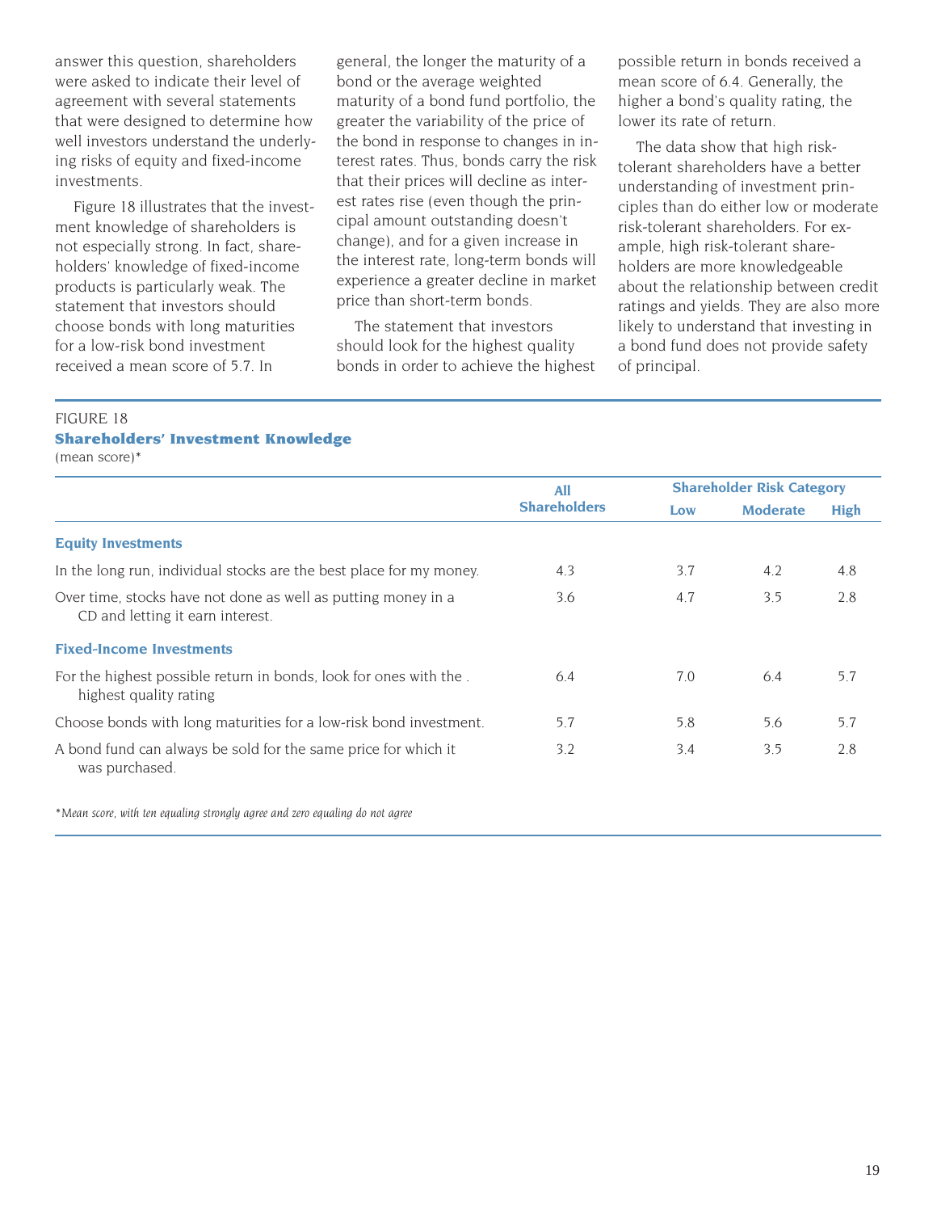answer this question, shareholders were asked to indicate their level of agreement with several statements that were designed to determine how well investors understand the underlying risks of equity and fixed-income investments.

Figure 18 illustrates that the investment knowledge of shareholders is not especially strong. In fact, shareholders' knowledge of fixed-income products is particularly weak. The statement that investors should choose bonds with long maturities for a low-risk bond investment received a mean score of 5.7. In general, the longer the maturity of a bond or the average weighted maturity of a bond fund portfolio, the greater the variability of the price of the bond in response to changes in interest rates. Thus, bonds carry the risk that their prices will decline as interest rates rise (even though the principal amount outstanding doesn't change), and for a given increase in the interest rate, long-term bonds will experience a greater decline in market price than short-term bonds.

The statement that investors should look for the highest quality bonds in order to achieve the highest possible return in bonds received a mean score of 6.4. Generally, the higher a bond's quality rating, the lower its rate of return.

The data show that high risk-tolerant shareholders have a better understanding of investment principles than do either low or moderate risk-tolerant shareholders. For example, high risk-tolerant shareholders are more knowledgeable about the relationship between credit ratings and yields. They are also more likely to understand that investing in a bond fund does not provide safety of principal.

FIGURE 18

**Shareholders' Investment Knowledge**

(mean score)*

| | All Shareholders | Shareholder Risk Category | | |
|---|---|---|---|---|
| | | Low | Moderate | High |
| **Equity Investments** | | | | |
| In the long run, individual stocks are the best place for my money. | 4.3 | 3.7 | 4.2 | 4.8 |
| Over time, stocks have not done as well as putting money in a CD and letting it earn interest. | 3.6 | 4.7 | 3.5 | 2.8 |
| **Fixed-Income Investments** | | | | |
| For the highest possible return in bonds, look for ones with the . highest quality rating | 6.4 | 7.0 | 6.4 | 5.7 |
| Choose bonds with long maturities for a low-risk bond investment. | 5.7 | 5.8 | 5.6 | 5.7 |
| A bond fund can always be sold for the same price for which it was purchased. | 3.2 | 3.4 | 3.5 | 2.8 |

*\*Mean score, with ten equaling strongly agree and zero equaling do not agree*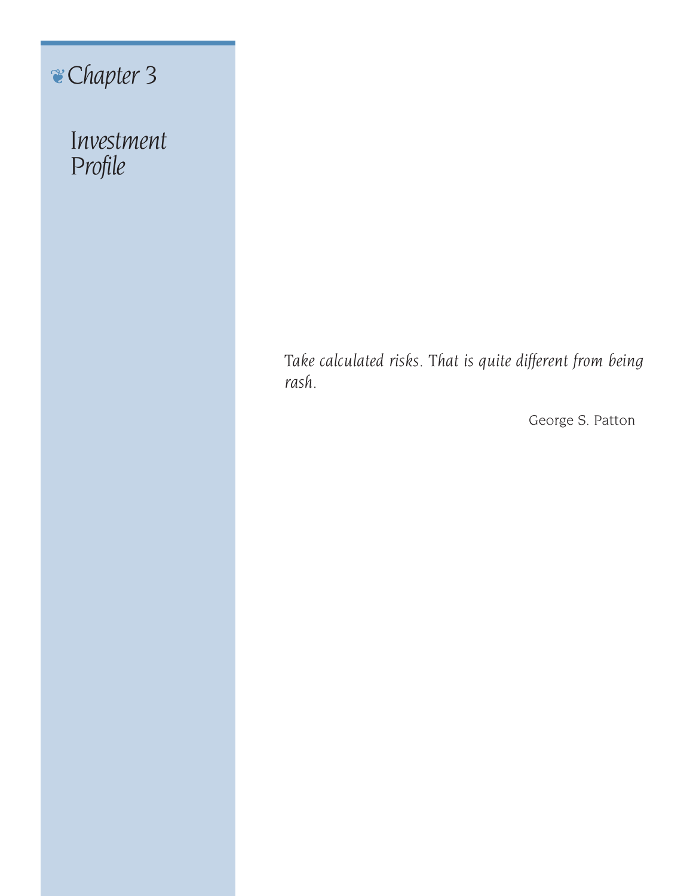# Chapter 3

## Investment Profile

*Take calculated risks. That is quite different from being rash.*

George S. Patton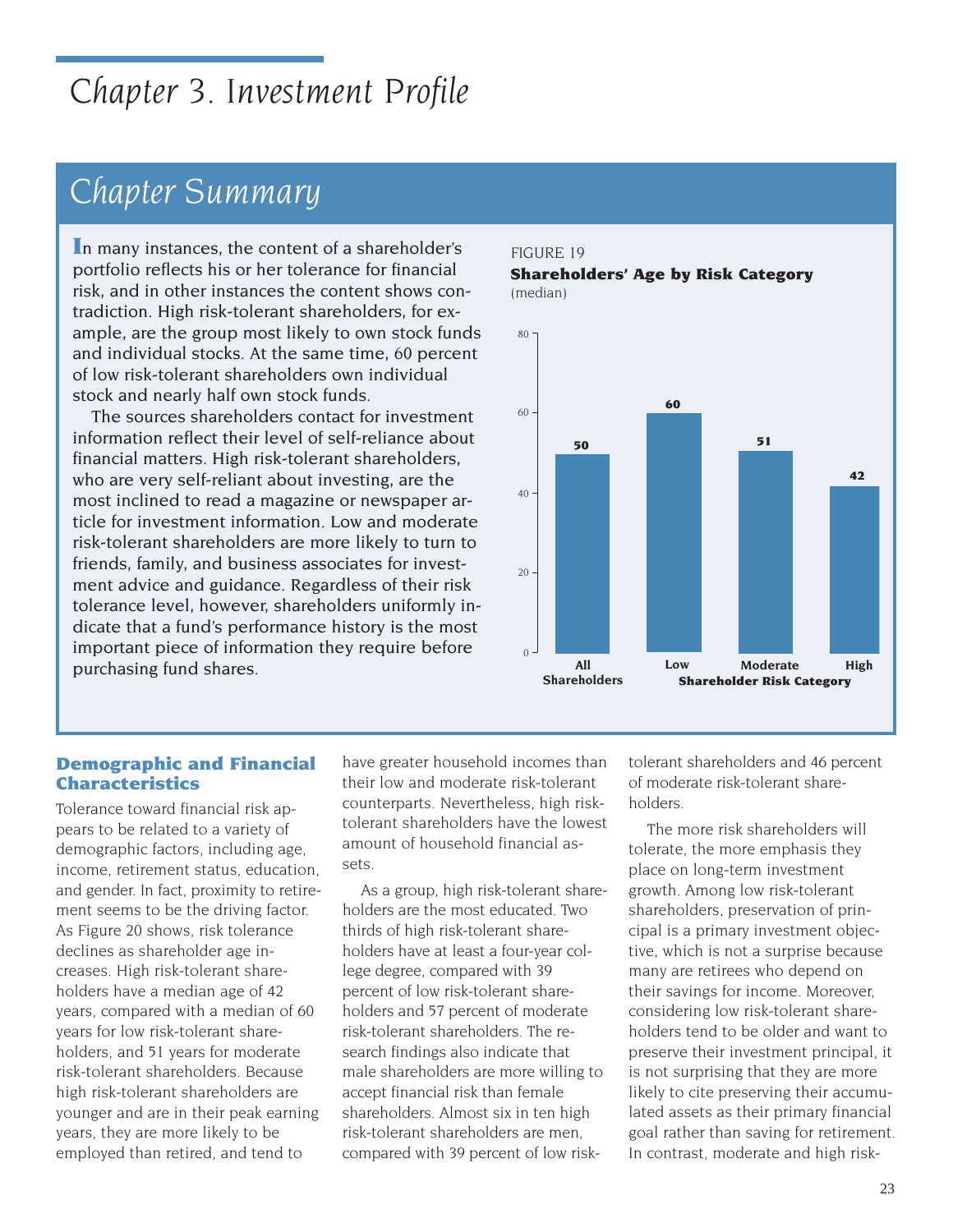# Chapter 3. Investment Profile

## Chapter Summary

In many instances, the content of a shareholder's portfolio reflects his or her tolerance for financial risk, and in other instances the content shows contradiction. High risk-tolerant shareholders, for example, are the group most likely to own stock funds and individual stocks. At the same time, 60 percent of low risk-tolerant shareholders own individual stock and nearly half own stock funds.

The sources shareholders contact for investment information reflect their level of self-reliance about financial matters. High risk-tolerant shareholders, who are very self-reliant about investing, are the most inclined to read a magazine or newspaper article for investment information. Low and moderate risk-tolerant shareholders are more likely to turn to friends, family, and business associates for investment advice and guidance. Regardless of their risk tolerance level, however, shareholders uniformly indicate that a fund's performance history is the most important piece of information they require before purchasing fund shares.

FIGURE 19

**Shareholders' Age by Risk Category**

(median)

| All Shareholders | Low | Moderate | High |
|---|---|---|---|
| 50 | 60 | 51 | 42 |

Shareholder Risk Category

### Demographic and Financial Characteristics

Tolerance toward financial risk appears to be related to a variety of demographic factors, including age, income, retirement status, education, and gender. In fact, proximity to retirement seems to be the driving factor. As Figure 20 shows, risk tolerance declines as shareholder age increases. High risk-tolerant shareholders have a median age of 42 years, compared with a median of 60 years for low risk-tolerant shareholders, and 51 years for moderate risk-tolerant shareholders. Because high risk-tolerant shareholders are younger and are in their peak earning years, they are more likely to be employed than retired, and tend to have greater household incomes than their low and moderate risk-tolerant counterparts. Nevertheless, high risk-tolerant shareholders have the lowest amount of household financial assets.

As a group, high risk-tolerant shareholders are the most educated. Two thirds of high risk-tolerant shareholders have at least a four-year college degree, compared with 39 percent of low risk-tolerant shareholders and 57 percent of moderate risk-tolerant shareholders. The research findings also indicate that male shareholders are more willing to accept financial risk than female shareholders. Almost six in ten high risk-tolerant shareholders are men, compared with 39 percent of low risk-tolerant shareholders and 46 percent of moderate risk-tolerant shareholders.

The more risk shareholders will tolerate, the more emphasis they place on long-term investment growth. Among low risk-tolerant shareholders, preservation of principal is a primary investment objective, which is not a surprise because many are retirees who depend on their savings for income. Moreover, considering low risk-tolerant shareholders tend to be older and want to preserve their investment principal, it is not surprising that they are more likely to cite preserving their accumulated assets as their primary financial goal rather than saving for retirement. In contrast, moderate and high risk-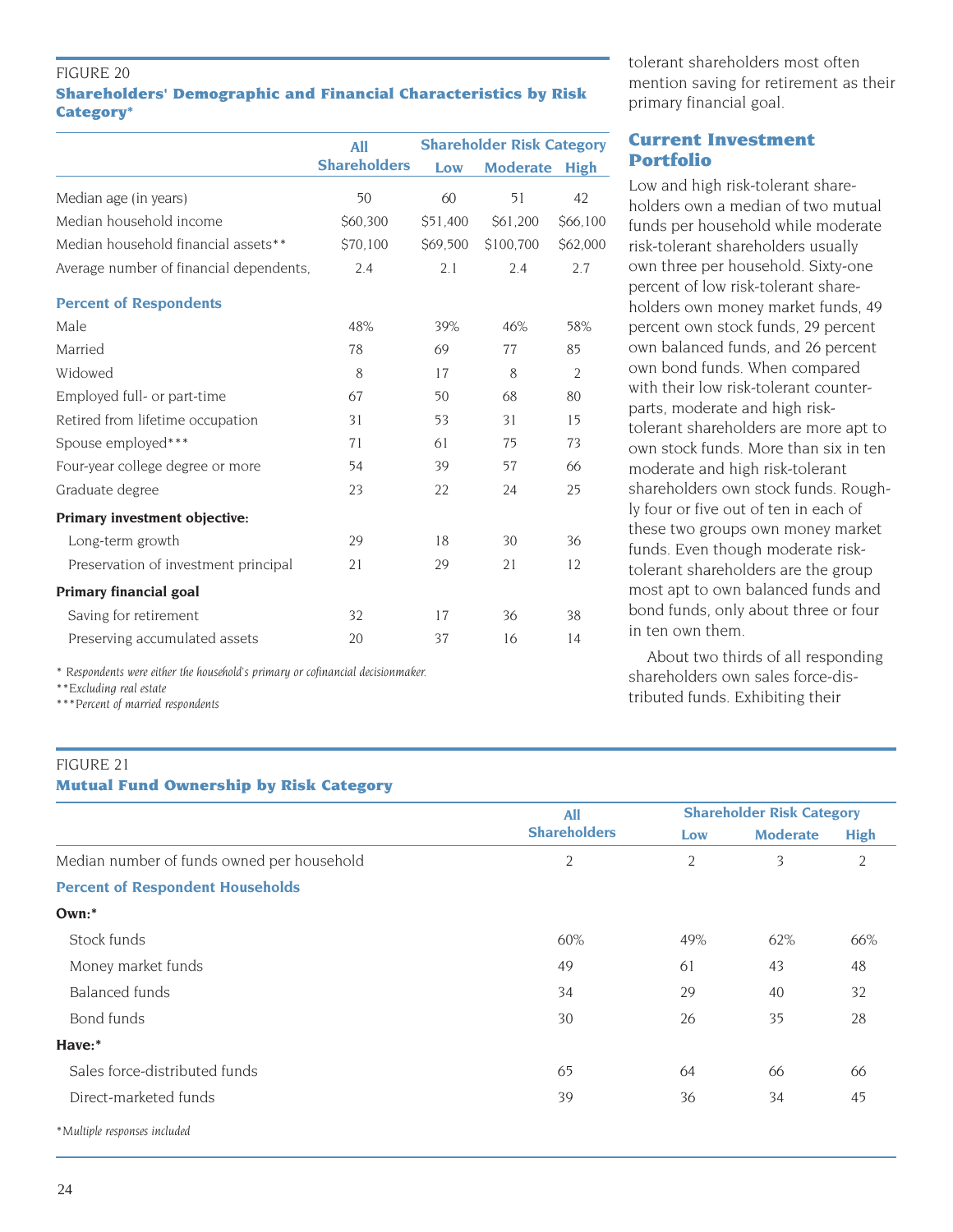FIGURE 20

**Shareholders' Demographic and Financial Characteristics by Risk Category***

| | All Shareholders | Shareholder Risk Category | | |
|---|---|---|---|---|
| | | Low | Moderate | High |
| Median age (in years) | 50 | 60 | 51 | 42 |
| Median household income | $60,300 | $51,400 | $61,200 | $66,100 |
| Median household financial assets** | $70,100 | $69,500 | $100,700 | $62,000 |
| Average number of financial dependents, | 2.4 | 2.1 | 2.4 | 2.7 |
| **Percent of Respondents** | | | | |
| Male | 48% | 39% | 46% | 58% |
| Married | 78 | 69 | 77 | 85 |
| Widowed | 8 | 17 | 8 | 2 |
| Employed full- or part-time | 67 | 50 | 68 | 80 |
| Retired from lifetime occupation | 31 | 53 | 31 | 15 |
| Spouse employed*** | 71 | 61 | 75 | 73 |
| Four-year college degree or more | 54 | 39 | 57 | 66 |
| Graduate degree | 23 | 22 | 24 | 25 |
| **Primary investment objective:** | | | | |
| Long-term growth | 29 | 18 | 30 | 36 |
| Preservation of investment principal | 21 | 29 | 21 | 12 |
| **Primary financial goal** | | | | |
| Saving for retirement | 32 | 17 | 36 | 38 |
| Preserving accumulated assets | 20 | 37 | 16 | 14 |

*\* Respondents were either the household's primary or cofinancial decisionmaker.*

*\*\*Excluding real estate*

*\*\*\*Percent of married respondents*

tolerant shareholders most often mention saving for retirement as their primary financial goal.

## Current Investment Portfolio

Low and high risk-tolerant shareholders own a median of two mutual funds per household while moderate risk-tolerant shareholders usually own three per household. Sixty-one percent of low risk-tolerant shareholders own money market funds, 49 percent own stock funds, 29 percent own balanced funds, and 26 percent own bond funds. When compared with their low risk-tolerant counterparts, moderate and high risk-tolerant shareholders are more apt to own stock funds. More than six in ten moderate and high risk-tolerant shareholders own stock funds. Roughly four or five out of ten in each of these two groups own money market funds. Even though moderate risk-tolerant shareholders are the group most apt to own balanced funds and bond funds, only about three or four in ten own them.

About two thirds of all responding shareholders own sales force-distributed funds. Exhibiting their

FIGURE 21

**Mutual Fund Ownership by Risk Category**

| | All Shareholders | Shareholder Risk Category | | |
|---|---|---|---|---|
| | | Low | Moderate | High |
| Median number of funds owned per household | 2 | 2 | 3 | 2 |
| **Percent of Respondent Households** | | | | |
| **Own:*** | | | | |
| Stock funds | 60% | 49% | 62% | 66% |
| Money market funds | 49 | 61 | 43 | 48 |
| Balanced funds | 34 | 29 | 40 | 32 |
| Bond funds | 30 | 26 | 35 | 28 |
| **Have:*** | | | | |
| Sales force-distributed funds | 65 | 64 | 66 | 66 |
| Direct-marketed funds | 39 | 36 | 34 | 45 |

*\*Multiple responses included*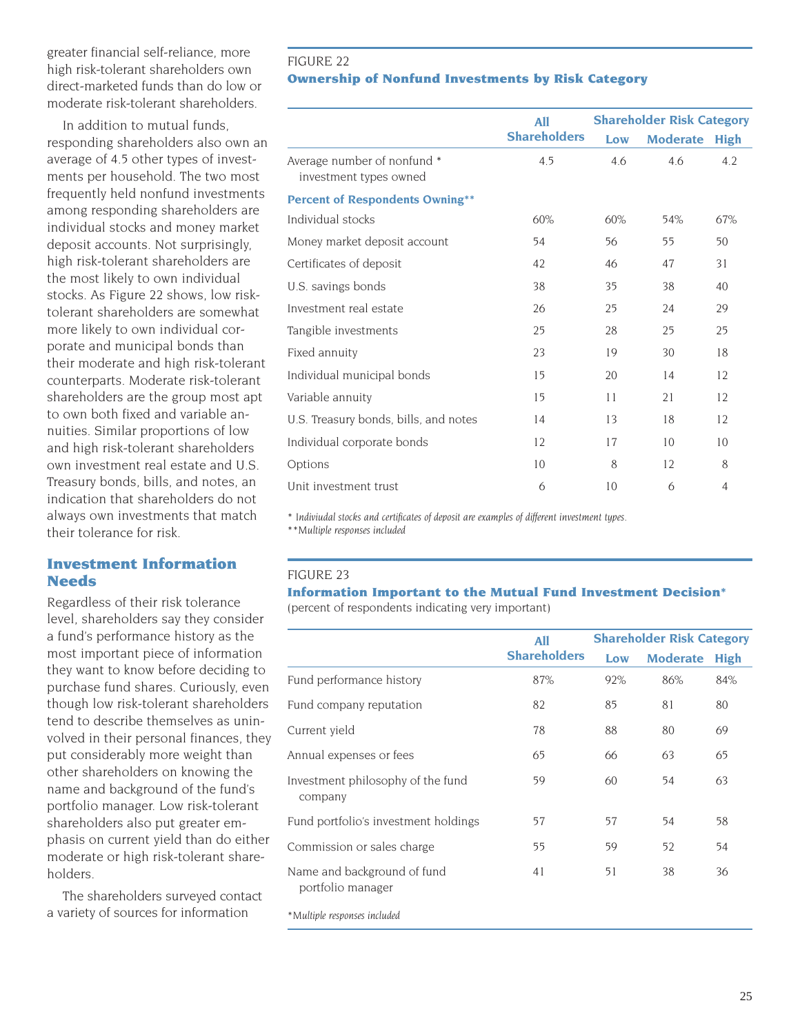greater financial self-reliance, more high risk-tolerant shareholders own direct-marketed funds than do low or moderate risk-tolerant shareholders.

In addition to mutual funds, responding shareholders also own an average of 4.5 other types of investments per household. The two most frequently held nonfund investments among responding shareholders are individual stocks and money market deposit accounts. Not surprisingly, high risk-tolerant shareholders are the most likely to own individual stocks. As Figure 22 shows, low risk-tolerant shareholders are somewhat more likely to own individual corporate and municipal bonds than their moderate and high risk-tolerant counterparts. Moderate risk-tolerant shareholders are the group most apt to own both fixed and variable annuities. Similar proportions of low and high risk-tolerant shareholders own investment real estate and U.S. Treasury bonds, bills, and notes, an indication that shareholders do not always own investments that match their tolerance for risk.

## Investment Information Needs

Regardless of their risk tolerance level, shareholders say they consider a fund's performance history as the most important piece of information they want to know before deciding to purchase fund shares. Curiously, even though low risk-tolerant shareholders tend to describe themselves as uninvolved in their personal finances, they put considerably more weight than other shareholders on knowing the name and background of the fund's portfolio manager. Low risk-tolerant shareholders also put greater emphasis on current yield than do either moderate or high risk-tolerant shareholders.

The shareholders surveyed contact a variety of sources for information

FIGURE 22

**Ownership of Nonfund Investments by Risk Category**

| | All Shareholders | Shareholder Risk Category | | |
|---|---|---|---|---|
| | | Low | Moderate | High |
| Average number of nonfund * investment types owned | 4.5 | 4.6 | 4.6 | 4.2 |
| **Percent of Respondents Owning**** | | | | |
| Individual stocks | 60% | 60% | 54% | 67% |
| Money market deposit account | 54 | 56 | 55 | 50 |
| Certificates of deposit | 42 | 46 | 47 | 31 |
| U.S. savings bonds | 38 | 35 | 38 | 40 |
| Investment real estate | 26 | 25 | 24 | 29 |
| Tangible investments | 25 | 28 | 25 | 25 |
| Fixed annuity | 23 | 19 | 30 | 18 |
| Individual municipal bonds | 15 | 20 | 14 | 12 |
| Variable annuity | 15 | 11 | 21 | 12 |
| U.S. Treasury bonds, bills, and notes | 14 | 13 | 18 | 12 |
| Individual corporate bonds | 12 | 17 | 10 | 10 |
| Options | 10 | 8 | 12 | 8 |
| Unit investment trust | 6 | 10 | 6 | 4 |

*\* Indiviudal stocks and certificates of deposit are examples of different investment types.*
*\*\*Multiple responses included*

FIGURE 23

**Information Important to the Mutual Fund Investment Decision***
(percent of respondents indicating very important)

| | All Shareholders | Shareholder Risk Category | | |
|---|---|---|---|---|
| | | Low | Moderate | High |
| Fund performance history | 87% | 92% | 86% | 84% |
| Fund company reputation | 82 | 85 | 81 | 80 |
| Current yield | 78 | 88 | 80 | 69 |
| Annual expenses or fees | 65 | 66 | 63 | 65 |
| Investment philosophy of the fund company | 59 | 60 | 54 | 63 |
| Fund portfolio's investment holdings | 57 | 57 | 54 | 58 |
| Commission or sales charge | 55 | 59 | 52 | 54 |
| Name and background of fund portfolio manager | 41 | 51 | 38 | 36 |

*\*Multiple responses included*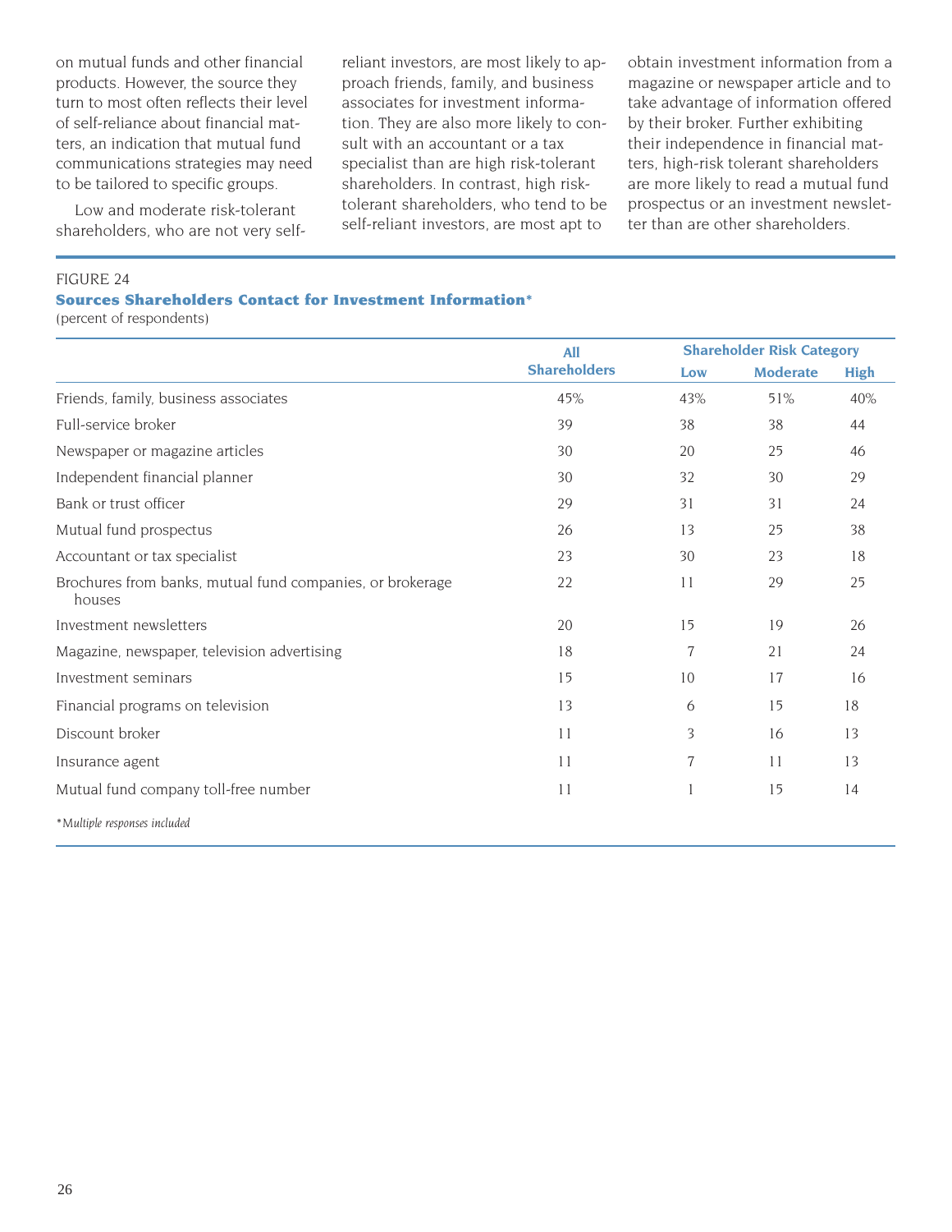on mutual funds and other financial products. However, the source they turn to most often reflects their level of self-reliance about financial matters, an indication that mutual fund communications strategies may need to be tailored to specific groups.

Low and moderate risk-tolerant shareholders, who are not very self-reliant investors, are most likely to approach friends, family, and business associates for investment information. They are also more likely to consult with an accountant or a tax specialist than are high risk-tolerant shareholders. In contrast, high risk-tolerant shareholders, who tend to be self-reliant investors, are most apt to obtain investment information from a magazine or newspaper article and to take advantage of information offered by their broker. Further exhibiting their independence in financial matters, high-risk tolerant shareholders are more likely to read a mutual fund prospectus or an investment newsletter than are other shareholders.

FIGURE 24

**Sources Shareholders Contact for Investment Information***

(percent of respondents)

| | All Shareholders | Shareholder Risk Category | | |
|---|---|---|---|---|
| | | Low | Moderate | High |
| Friends, family, business associates | 45% | 43% | 51% | 40% |
| Full-service broker | 39 | 38 | 38 | 44 |
| Newspaper or magazine articles | 30 | 20 | 25 | 46 |
| Independent financial planner | 30 | 32 | 30 | 29 |
| Bank or trust officer | 29 | 31 | 31 | 24 |
| Mutual fund prospectus | 26 | 13 | 25 | 38 |
| Accountant or tax specialist | 23 | 30 | 23 | 18 |
| Brochures from banks, mutual fund companies, or brokerage houses | 22 | 11 | 29 | 25 |
| Investment newsletters | 20 | 15 | 19 | 26 |
| Magazine, newspaper, television advertising | 18 | 7 | 21 | 24 |
| Investment seminars | 15 | 10 | 17 | 16 |
| Financial programs on television | 13 | 6 | 15 | 18 |
| Discount broker | 11 | 3 | 16 | 13 |
| Insurance agent | 11 | 7 | 11 | 13 |
| Mutual fund company toll-free number | 11 | 1 | 15 | 14 |

**Multiple responses included*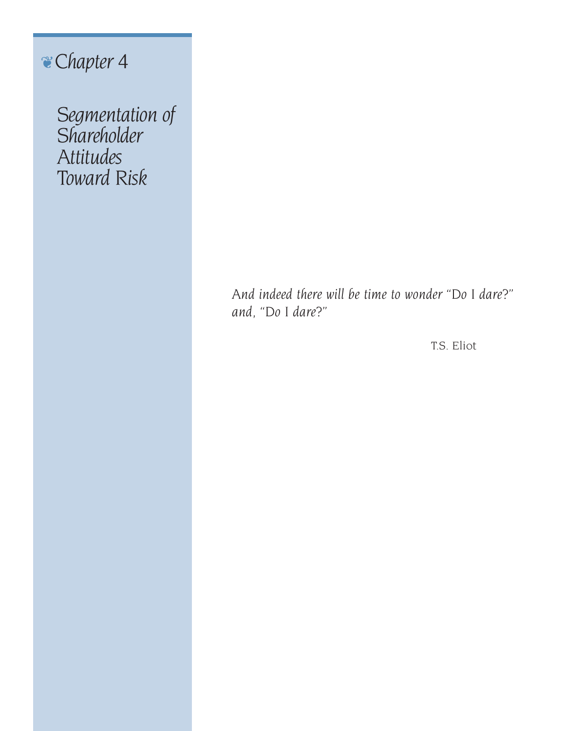# Chapter 4

## *Segmentation of Shareholder Attitudes Toward Risk*

*And indeed there will be time to wonder "Do I dare?" and, "Do I dare?"*

T.S. Eliot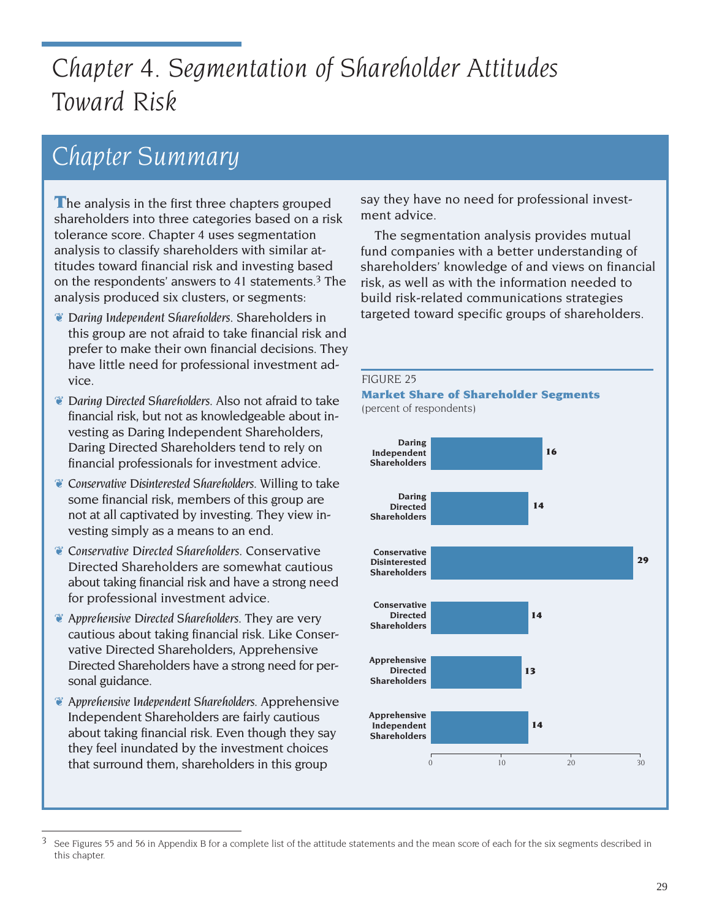# Chapter 4. Segmentation of Shareholder Attitudes Toward Risk

## Chapter Summary

The analysis in the first three chapters grouped shareholders into three categories based on a risk tolerance score. Chapter 4 uses segmentation analysis to classify shareholders with similar attitudes toward financial risk and investing based on the respondents' answers to 41 statements.[3] The analysis produced six clusters, or segments:

- *Daring Independent Shareholders.* Shareholders in this group are not afraid to take financial risk and prefer to make their own financial decisions. They have little need for professional investment advice.
- *Daring Directed Shareholders.* Also not afraid to take financial risk, but not as knowledgeable about investing as Daring Independent Shareholders, Daring Directed Shareholders tend to rely on financial professionals for investment advice.
- *Conservative Disinterested Shareholders.* Willing to take some financial risk, members of this group are not at all captivated by investing. They view investing simply as a means to an end.
- *Conservative Directed Shareholders.* Conservative Directed Shareholders are somewhat cautious about taking financial risk and have a strong need for professional investment advice.
- *Apprehensive Directed Shareholders.* They are very cautious about taking financial risk. Like Conservative Directed Shareholders, Apprehensive Directed Shareholders have a strong need for personal guidance.
- *Apprehensive Independent Shareholders.* Apprehensive Independent Shareholders are fairly cautious about taking financial risk. Even though they say they feel inundated by the investment choices that surround them, shareholders in this group say they have no need for professional investment advice.

The segmentation analysis provides mutual fund companies with a better understanding of shareholders' knowledge of and views on financial risk, as well as with the information needed to build risk-related communications strategies targeted toward specific groups of shareholders.

FIGURE 25

**Market Share of Shareholder Segments**

(percent of respondents)

| Segment | Percent |
|---|---|
| Daring Independent Shareholders | 16 |
| Daring Directed Shareholders | 14 |
| Conservative Disinterested Shareholders | 29 |
| Conservative Directed Shareholders | 14 |
| Apprehensive Directed Shareholders | 13 |
| Apprehensive Independent Shareholders | 14 |

[3] See Figures 55 and 56 in Appendix B for a complete list of the attitude statements and the mean score of each for the six segments described in this chapter.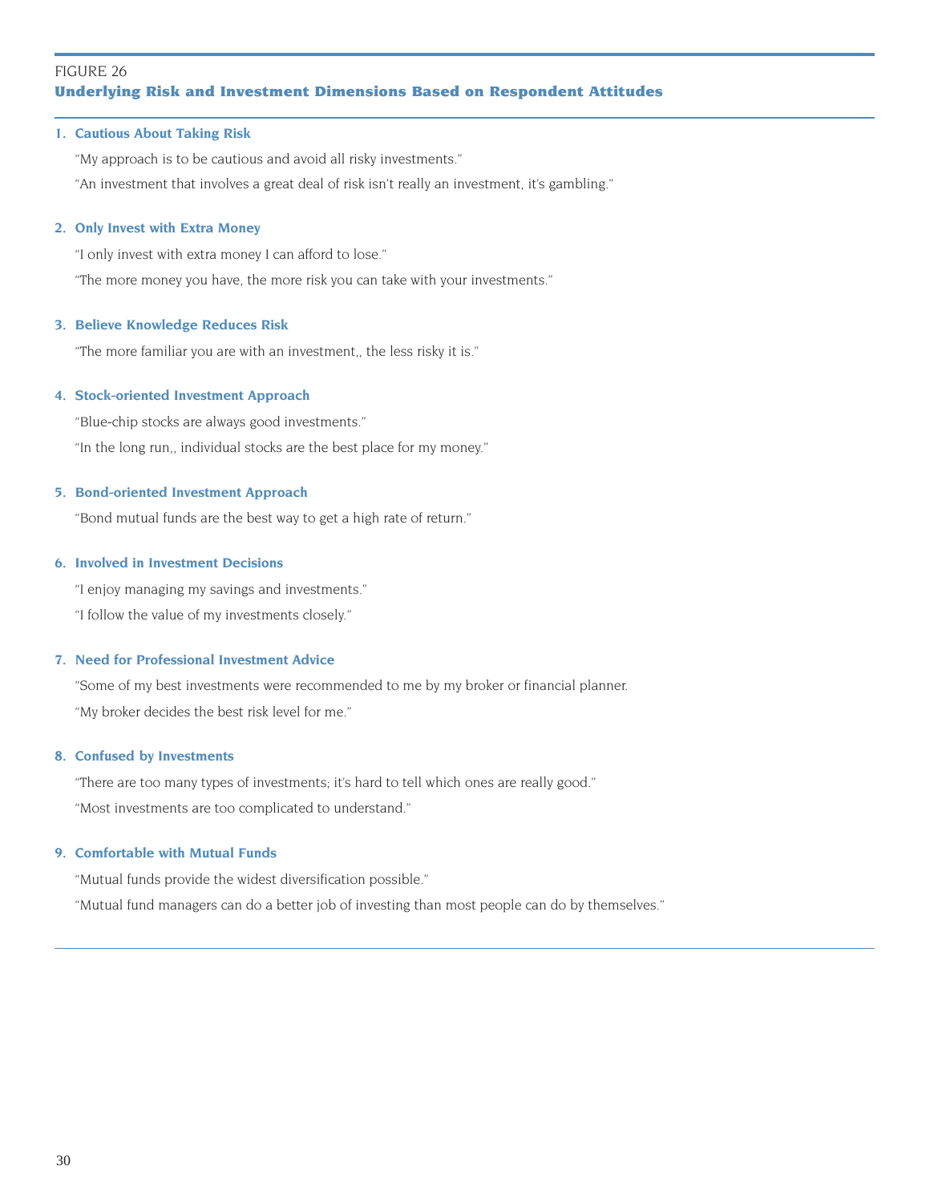FIGURE 26

**Underlying Risk and Investment Dimensions Based on Respondent Attitudes**

**1. Cautious About Taking Risk**

"My approach is to be cautious and avoid all risky investments."

"An investment that involves a great deal of risk isn't really an investment, it's gambling."

**2. Only Invest with Extra Money**

"I only invest with extra money I can afford to lose."

"The more money you have, the more risk you can take with your investments."

**3. Believe Knowledge Reduces Risk**

"The more familiar you are with an investment,, the less risky it is."

**4. Stock-oriented Investment Approach**

"Blue-chip stocks are always good investments."

"In the long run,, individual stocks are the best place for my money."

**5. Bond-oriented Investment Approach**

"Bond mutual funds are the best way to get a high rate of return."

**6. Involved in Investment Decisions**

"I enjoy managing my savings and investments."

"I follow the value of my investments closely."

**7. Need for Professional Investment Advice**

"Some of my best investments were recommended to me by my broker or financial planner.

"My broker decides the best risk level for me."

**8. Confused by Investments**

"There are too many types of investments; it's hard to tell which ones are really good."

"Most investments are too complicated to understand."

**9. Comfortable with Mutual Funds**

"Mutual funds provide the widest diversification possible."

"Mutual fund managers can do a better job of investing than most people can do by themselves."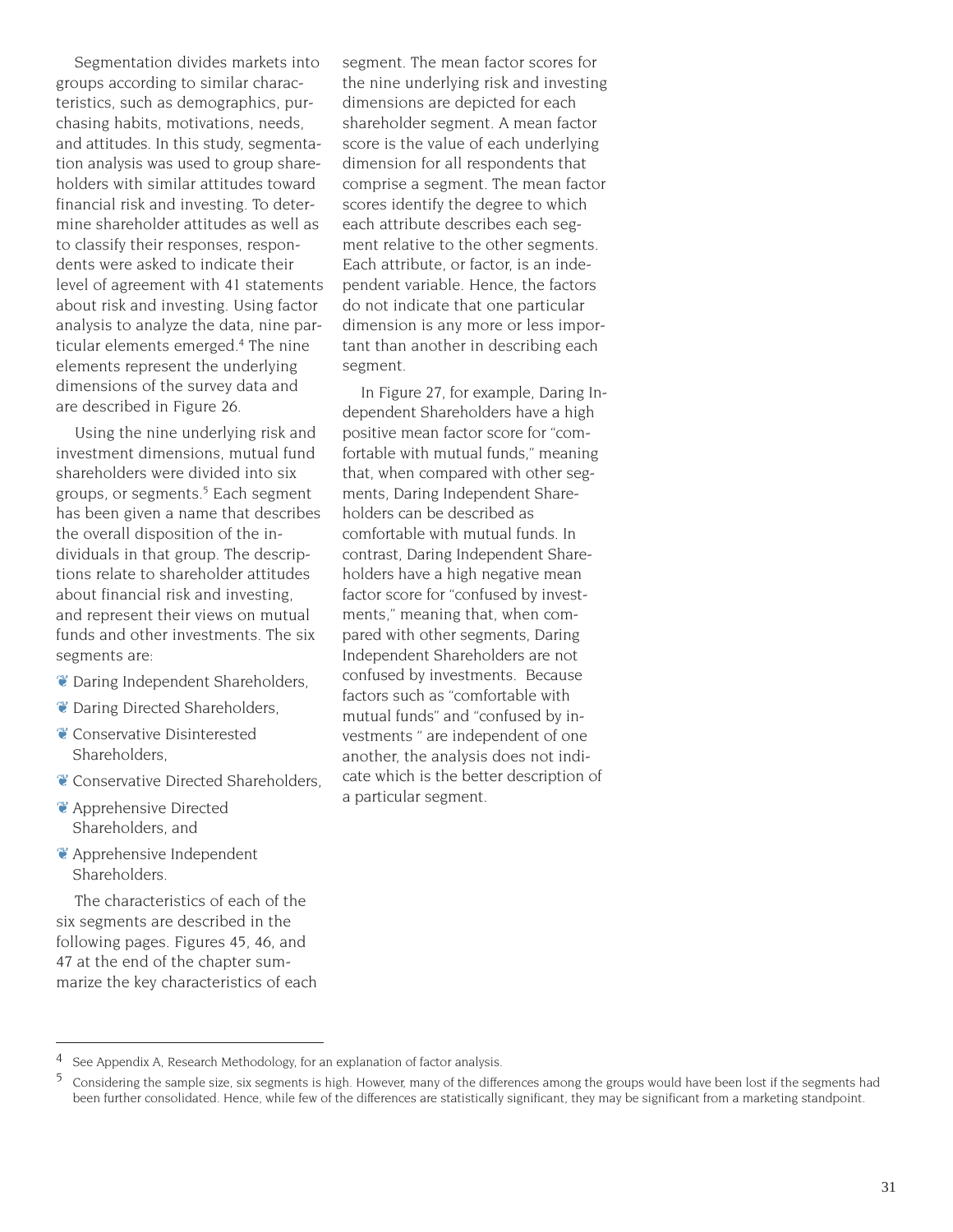Segmentation divides markets into groups according to similar characteristics, such as demographics, purchasing habits, motivations, needs, and attitudes. In this study, segmentation analysis was used to group shareholders with similar attitudes toward financial risk and investing. To determine shareholder attitudes as well as to classify their responses, respondents were asked to indicate their level of agreement with 41 statements about risk and investing. Using factor analysis to analyze the data, nine particular elements emerged.[4] The nine elements represent the underlying dimensions of the survey data and are described in Figure 26.

Using the nine underlying risk and investment dimensions, mutual fund shareholders were divided into six groups, or segments.[5] Each segment has been given a name that describes the overall disposition of the individuals in that group. The descriptions relate to shareholder attitudes about financial risk and investing, and represent their views on mutual funds and other investments. The six segments are:

- Daring Independent Shareholders,
- Daring Directed Shareholders,
- Conservative Disinterested Shareholders,
- Conservative Directed Shareholders,
- Apprehensive Directed Shareholders, and
- Apprehensive Independent Shareholders.

The characteristics of each of the six segments are described in the following pages. Figures 45, 46, and 47 at the end of the chapter summarize the key characteristics of each segment. The mean factor scores for the nine underlying risk and investing dimensions are depicted for each shareholder segment. A mean factor score is the value of each underlying dimension for all respondents that comprise a segment. The mean factor scores identify the degree to which each attribute describes each segment relative to the other segments. Each attribute, or factor, is an independent variable. Hence, the factors do not indicate that one particular dimension is any more or less important than another in describing each segment.

In Figure 27, for example, Daring Independent Shareholders have a high positive mean factor score for "comfortable with mutual funds," meaning that, when compared with other segments, Daring Independent Shareholders can be described as comfortable with mutual funds. In contrast, Daring Independent Shareholders have a high negative mean factor score for "confused by investments," meaning that, when compared with other segments, Daring Independent Shareholders are not confused by investments. Because factors such as "comfortable with mutual funds" and "confused by investments " are independent of one another, the analysis does not indicate which is the better description of a particular segment.

---

[4] See Appendix A, Research Methodology, for an explanation of factor analysis.

[5] Considering the sample size, six segments is high. However, many of the differences among the groups would have been lost if the segments had been further consolidated. Hence, while few of the differences are statistically significant, they may be significant from a marketing standpoint.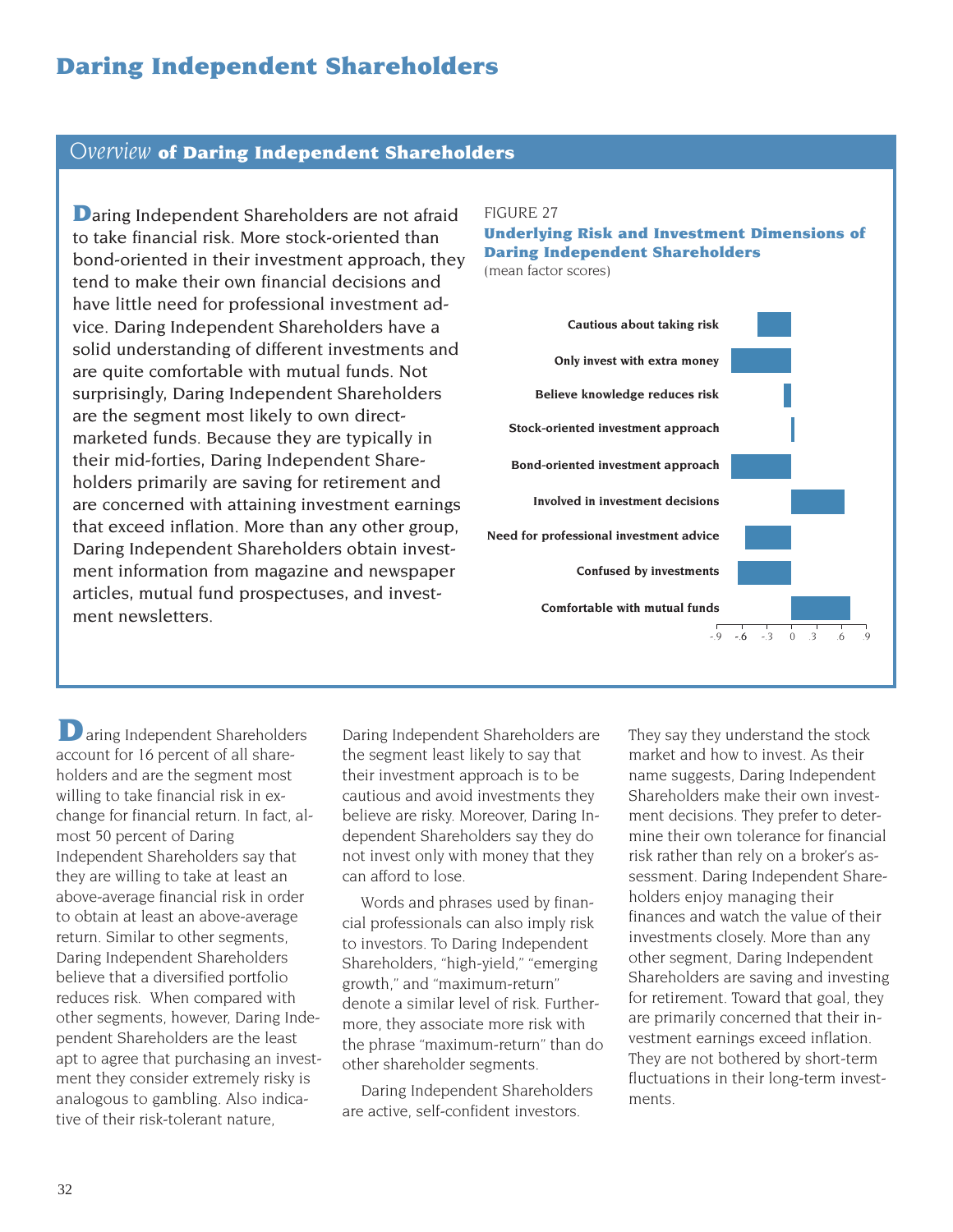# Daring Independent Shareholders

## *Overview* of Daring Independent Shareholders

Daring Independent Shareholders are not afraid to take financial risk. More stock-oriented than bond-oriented in their investment approach, they tend to make their own financial decisions and have little need for professional investment advice. Daring Independent Shareholders have a solid understanding of different investments and are quite comfortable with mutual funds. Not surprisingly, Daring Independent Shareholders are the segment most likely to own direct-marketed funds. Because they are typically in their mid-forties, Daring Independent Shareholders primarily are saving for retirement and are concerned with attaining investment earnings that exceed inflation. More than any other group, Daring Independent Shareholders obtain investment information from magazine and newspaper articles, mutual fund prospectuses, and investment newsletters.

FIGURE 27

**Underlying Risk and Investment Dimensions of Daring Independent Shareholders**

(mean factor scores)

| Dimension | Mean factor score (approx.) |
|---|---|
| Cautious about taking risk | -0.4 |
| Only invest with extra money | -0.7 |
| Believe knowledge reduces risk | -0.1 |
| Stock-oriented investment approach | 0.04 |
| Bond-oriented investment approach | -0.7 |
| Involved in investment decisions | 0.6 |
| Need for professional investment advice | -0.55 |
| Confused by investments | -0.65 |
| Comfortable with mutual funds | 0.7 |

Daring Independent Shareholders account for 16 percent of all shareholders and are the segment most willing to take financial risk in exchange for financial return. In fact, almost 50 percent of Daring Independent Shareholders say that they are willing to take at least an above-average financial risk in order to obtain at least an above-average return. Similar to other segments, Daring Independent Shareholders believe that a diversified portfolio reduces risk. When compared with other segments, however, Daring Independent Shareholders are the least apt to agree that purchasing an investment they consider extremely risky is analogous to gambling. Also indicative of their risk-tolerant nature, Daring Independent Shareholders are the segment least likely to say that their investment approach is to be cautious and avoid investments they believe are risky. Moreover, Daring Independent Shareholders say they do not invest only with money that they can afford to lose.

Words and phrases used by financial professionals can also imply risk to investors. To Daring Independent Shareholders, "high-yield," "emerging growth," and "maximum-return" denote a similar level of risk. Furthermore, they associate more risk with the phrase "maximum-return" than do other shareholder segments.

Daring Independent Shareholders are active, self-confident investors. They say they understand the stock market and how to invest. As their name suggests, Daring Independent Shareholders make their own investment decisions. They prefer to determine their own tolerance for financial risk rather than rely on a broker's assessment. Daring Independent Shareholders enjoy managing their finances and watch the value of their investments closely. More than any other segment, Daring Independent Shareholders are saving and investing for retirement. Toward that goal, they are primarily concerned that their investment earnings exceed inflation. They are not bothered by short-term fluctuations in their long-term investments.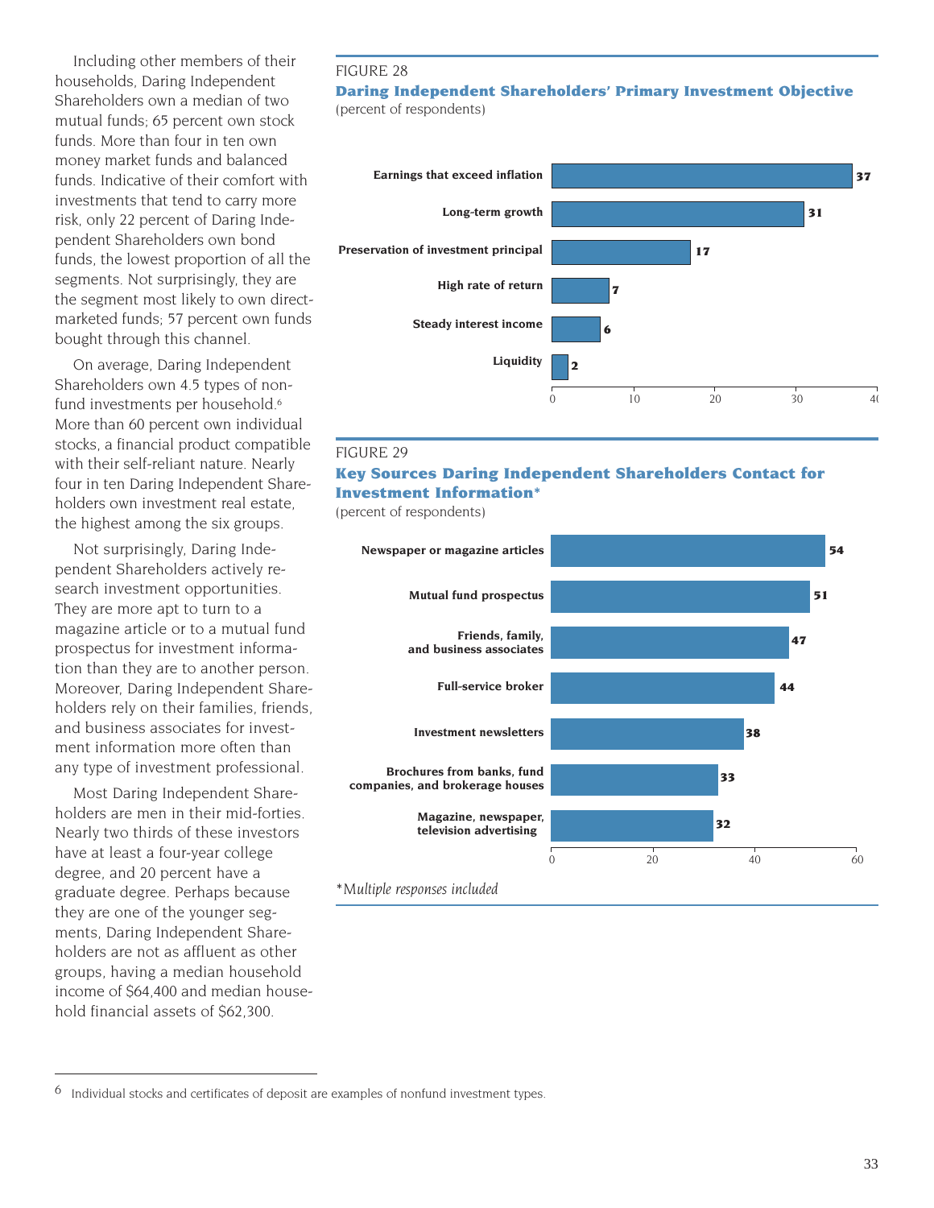Including other members of their households, Daring Independent Shareholders own a median of two mutual funds; 65 percent own stock funds. More than four in ten own money market funds and balanced funds. Indicative of their comfort with investments that tend to carry more risk, only 22 percent of Daring Independent Shareholders own bond funds, the lowest proportion of all the segments. Not surprisingly, they are the segment most likely to own direct-marketed funds; 57 percent own funds bought through this channel.

On average, Daring Independent Shareholders own 4.5 types of non-fund investments per household.[6] More than 60 percent own individual stocks, a financial product compatible with their self-reliant nature. Nearly four in ten Daring Independent Shareholders own investment real estate, the highest among the six groups.

Not surprisingly, Daring Independent Shareholders actively research investment opportunities. They are more apt to turn to a magazine article or to a mutual fund prospectus for investment information than they are to another person. Moreover, Daring Independent Shareholders rely on their families, friends, and business associates for investment information more often than any type of investment professional.

Most Daring Independent Shareholders are men in their mid-forties. Nearly two thirds of these investors have at least a four-year college degree, and 20 percent have a graduate degree. Perhaps because they are one of the younger segments, Daring Independent Shareholders are not as affluent as other groups, having a median household income of $64,400 and median household financial assets of $62,300.

FIGURE 28

**Daring Independent Shareholders' Primary Investment Objective**

(percent of respondents)

| Objective | Percent |
|---|---|
| Earnings that exceed inflation | 37 |
| Long-term growth | 31 |
| Preservation of investment principal | 17 |
| High rate of return | 7 |
| Steady interest income | 6 |
| Liquidity | 2 |

FIGURE 29

**Key Sources Daring Independent Shareholders Contact for Investment Information***

(percent of respondents)

| Source | Percent |
|---|---|
| Newspaper or magazine articles | 54 |
| Mutual fund prospectus | 51 |
| Friends, family, and business associates | 47 |
| Full-service broker | 44 |
| Investment newsletters | 38 |
| Brochures from banks, fund companies, and brokerage houses | 33 |
| Magazine, newspaper, television advertising | 32 |

*Multiple responses included*

---

[6] Individual stocks and certificates of deposit are examples of nonfund investment types.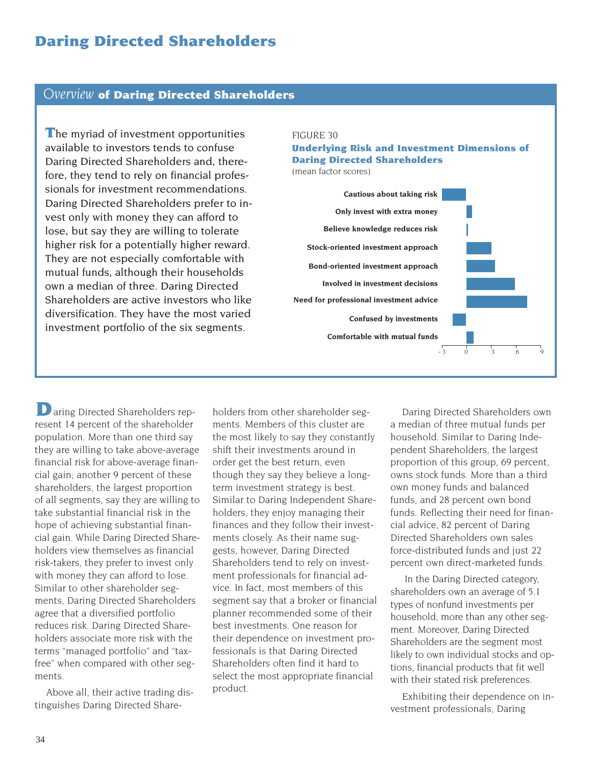# Daring Directed Shareholders

## *Overview* of Daring Directed Shareholders

The myriad of investment opportunities available to investors tends to confuse Daring Directed Shareholders and, therefore, they tend to rely on financial professionals for investment recommendations. Daring Directed Shareholders prefer to invest only with money they can afford to lose, but say they are willing to tolerate higher risk for a potentially higher reward. They are not especially comfortable with mutual funds, although their households own a median of three. Daring Directed Shareholders are active investors who like diversification. They have the most varied investment portfolio of the six segments.

FIGURE 30

**Underlying Risk and Investment Dimensions of Daring Directed Shareholders**

(mean factor scores)

| Dimension | Mean factor score (approx.) |
|---|---|
| Cautious about taking risk | -0.28 |
| Only invest with extra money | 0.07 |
| Believe knowledge reduces risk | 0.02 |
| Stock-oriented investment approach | 0.30 |
| Bond-oriented investment approach | 0.34 |
| Involved in investment decisions | 0.58 |
| Need for professional investment advice | 0.72 |
| Confused by investments | -0.16 |
| Comfortable with mutual funds | 0.09 |

Daring Directed Shareholders represent 14 percent of the shareholder population. More than one third say they are willing to take above-average financial risk for above-average financial gain; another 9 percent of these shareholders, the largest proportion of all segments, say they are willing to take substantial financial risk in the hope of achieving substantial financial gain. While Daring Directed Shareholders view themselves as financial risk-takers, they prefer to invest only with money they can afford to lose. Similar to other shareholder segments, Daring Directed Shareholders agree that a diversified portfolio reduces risk. Daring Directed Shareholders associate more risk with the terms "managed portfolio" and "tax-free" when compared with other segments.

Above all, their active trading distinguishes Daring Directed Shareholders from other shareholder segments. Members of this cluster are the most likely to say they constantly shift their investments around in order get the best return, even though they say they believe a long-term investment strategy is best. Similar to Daring Independent Shareholders, they enjoy managing their finances and they follow their investments closely. As their name suggests, however, Daring Directed Shareholders tend to rely on investment professionals for financial advice. In fact, most members of this segment say that a broker or financial planner recommended some of their best investments. One reason for their dependence on investment professionals is that Daring Directed Shareholders often find it hard to select the most appropriate financial product.

Daring Directed Shareholders own a median of three mutual funds per household. Similar to Daring Independent Shareholders, the largest proportion of this group, 69 percent, owns stock funds. More than a third own money funds and balanced funds, and 28 percent own bond funds. Reflecting their need for financial advice, 82 percent of Daring Directed Shareholders own sales force-distributed funds and just 22 percent own direct-marketed funds.

In the Daring Directed category, shareholders own an average of 5.1 types of nonfund investments per household, more than any other segment. Moreover, Daring Directed Shareholders are the segment most likely to own individual stocks and options, financial products that fit well with their stated risk preferences.

Exhibiting their dependence on investment professionals, Daring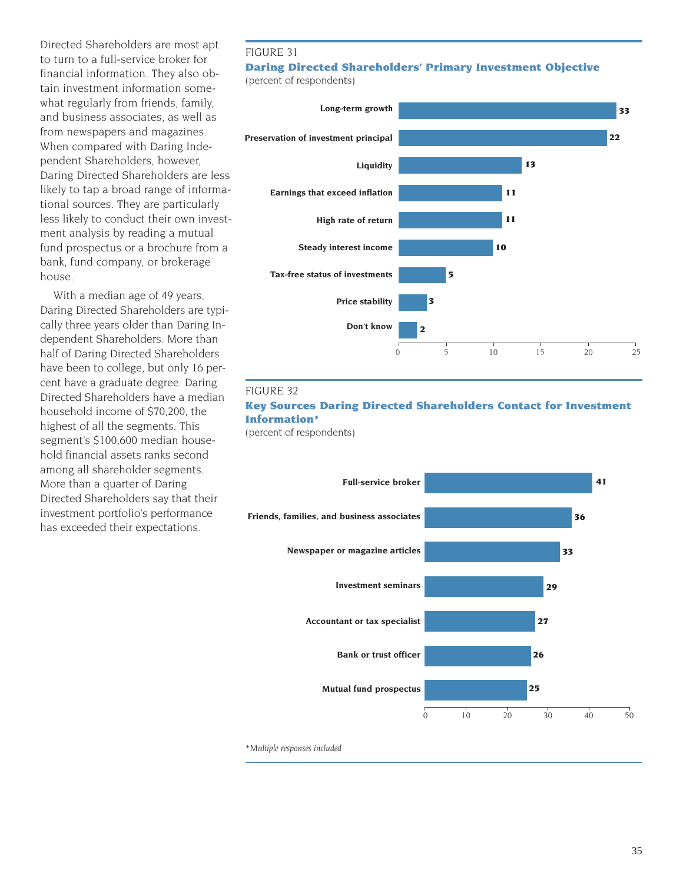Directed Shareholders are most apt to turn to a full-service broker for financial information. They also obtain investment information somewhat regularly from friends, family, and business associates, as well as from newspapers and magazines. When compared with Daring Independent Shareholders, however, Daring Directed Shareholders are less likely to tap a broad range of informational sources. They are particularly less likely to conduct their own investment analysis by reading a mutual fund prospectus or a brochure from a bank, fund company, or brokerage house.

With a median age of 49 years, Daring Directed Shareholders are typically three years older than Daring Independent Shareholders. More than half of Daring Directed Shareholders have been to college, but only 16 percent have a graduate degree. Daring Directed Shareholders have a median household income of $70,200, the highest of all the segments. This segment's $100,600 median household financial assets ranks second among all shareholder segments. More than a quarter of Daring Directed Shareholders say that their investment portfolio's performance has exceeded their expectations.

FIGURE 31

**Daring Directed Shareholders' Primary Investment Objective**

(percent of respondents)

| Objective | Percent |
|---|---|
| Long-term growth | 33 |
| Preservation of investment principal | 22 |
| Liquidity | 13 |
| Earnings that exceed inflation | 11 |
| High rate of return | 11 |
| Steady interest income | 10 |
| Tax-free status of investments | 5 |
| Price stability | 3 |
| Don't know | 2 |

FIGURE 32

**Key Sources Daring Directed Shareholders Contact for Investment Information***

(percent of respondents)

| Source | Percent |
|---|---|
| Full-service broker | 41 |
| Friends, families, and business associates | 36 |
| Newspaper or magazine articles | 33 |
| Investment seminars | 29 |
| Accountant or tax specialist | 27 |
| Bank or trust officer | 26 |
| Mutual fund prospectus | 25 |

**Multiple responses included*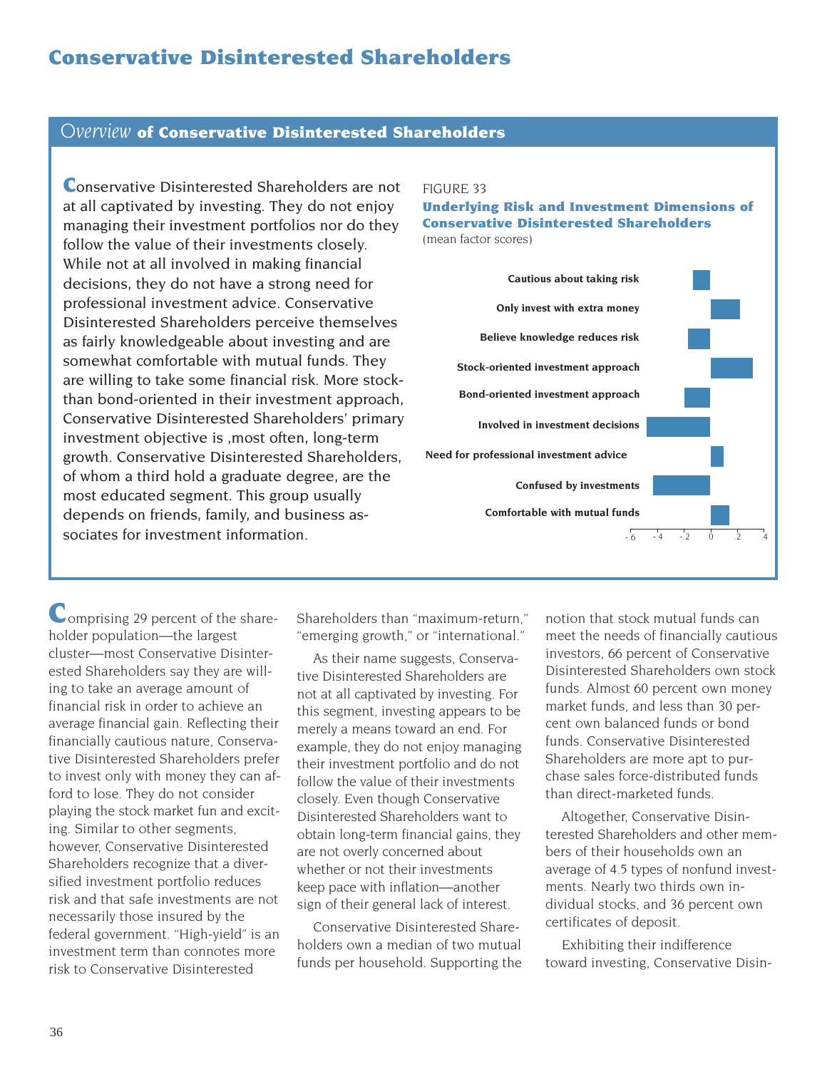# Conservative Disinterested Shareholders

## *Overview* of Conservative Disinterested Shareholders

Conservative Disinterested Shareholders are not at all captivated by investing. They do not enjoy managing their investment portfolios nor do they follow the value of their investments closely. While not at all involved in making financial decisions, they do not have a strong need for professional investment advice. Conservative Disinterested Shareholders perceive themselves as fairly knowledgeable about investing and are somewhat comfortable with mutual funds. They are willing to take some financial risk. More stock- than bond-oriented in their investment approach, Conservative Disinterested Shareholders' primary investment objective is ,most often, long-term growth. Conservative Disinterested Shareholders, of whom a third hold a graduate degree, are the most educated segment. This group usually depends on friends, family, and business associates for investment information.

FIGURE 33

**Underlying Risk and Investment Dimensions of Conservative Disinterested Shareholders**
(mean factor scores)

| Dimension |
|---|
| Cautious about taking risk |
| Only invest with extra money |
| Believe knowledge reduces risk |
| Stock-oriented investment approach |
| Bond-oriented investment approach |
| Involved in investment decisions |
| Need for professional investment advice |
| Confused by investments |
| Comfortable with mutual funds |

Comprising 29 percent of the shareholder population—the largest cluster—most Conservative Disinterested Shareholders say they are willing to take an average amount of financial risk in order to achieve an average financial gain. Reflecting their financially cautious nature, Conservative Disinterested Shareholders prefer to invest only with money they can afford to lose. They do not consider playing the stock market fun and exciting. Similar to other segments, however, Conservative Disinterested Shareholders recognize that a diversified investment portfolio reduces risk and that safe investments are not necessarily those insured by the federal government. "High-yield" is an investment term than connotes more risk to Conservative Disinterested Shareholders than "maximum-return," "emerging growth," or "international."

As their name suggests, Conservative Disinterested Shareholders are not at all captivated by investing. For this segment, investing appears to be merely a means toward an end. For example, they do not enjoy managing their investment portfolio and do not follow the value of their investments closely. Even though Conservative Disinterested Shareholders want to obtain long-term financial gains, they are not overly concerned about whether or not their investments keep pace with inflation—another sign of their general lack of interest.

Conservative Disinterested Shareholders own a median of two mutual funds per household. Supporting the notion that stock mutual funds can meet the needs of financially cautious investors, 66 percent of Conservative Disinterested Shareholders own stock funds. Almost 60 percent own money market funds, and less than 30 percent own balanced funds or bond funds. Conservative Disinterested Shareholders are more apt to purchase sales force-distributed funds than direct-marketed funds.

Altogether, Conservative Disinterested Shareholders and other members of their households own an average of 4.5 types of nonfund investments. Nearly two thirds own individual stocks, and 36 percent own certificates of deposit.

Exhibiting their indifference toward investing, Conservative Disin-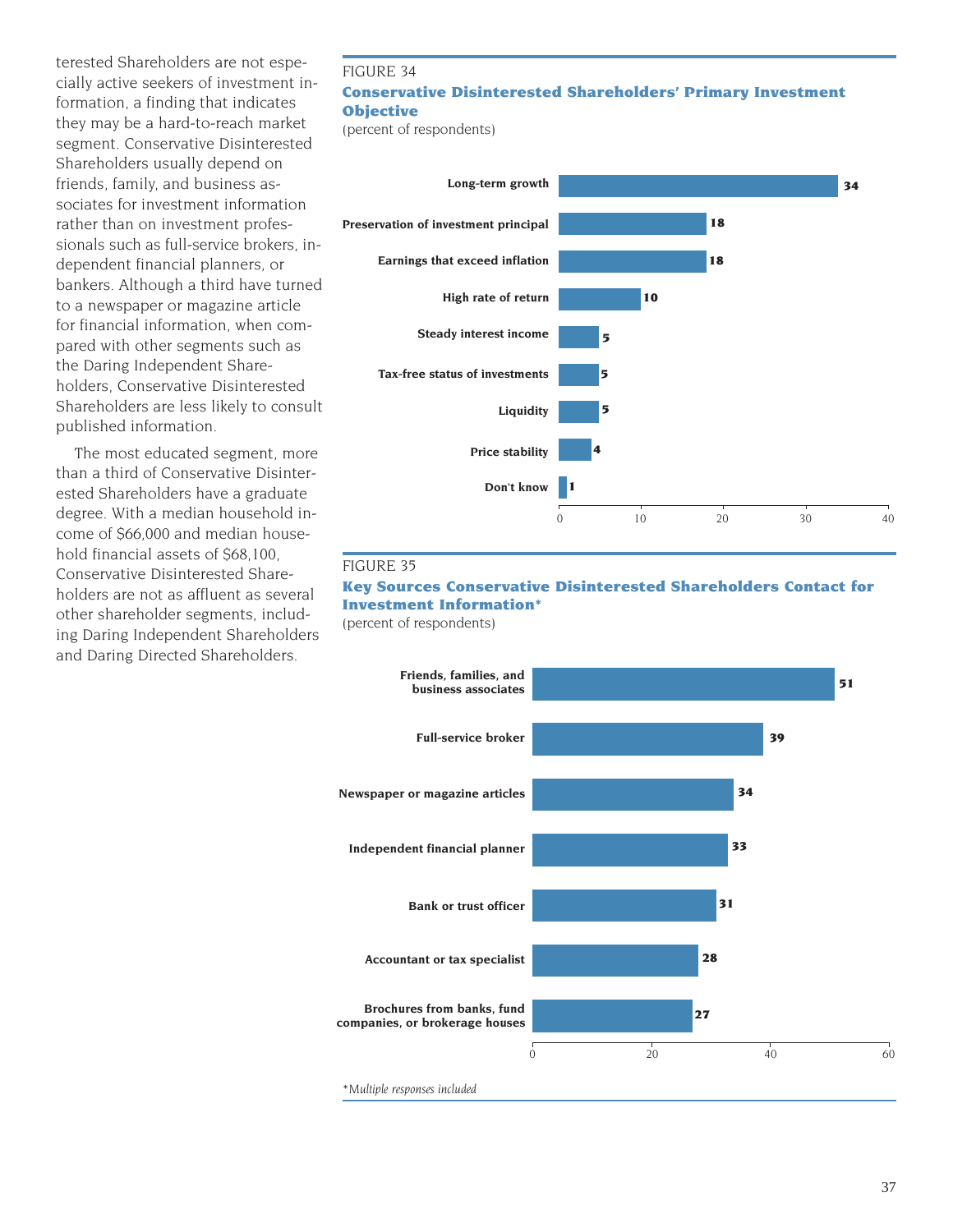terested Shareholders are not especially active seekers of investment information, a finding that indicates they may be a hard-to-reach market segment. Conservative Disinterested Shareholders usually depend on friends, family, and business associates for investment information rather than on investment professionals such as full-service brokers, independent financial planners, or bankers. Although a third have turned to a newspaper or magazine article for financial information, when compared with other segments such as the Daring Independent Shareholders, Conservative Disinterested Shareholders are less likely to consult published information.

The most educated segment, more than a third of Conservative Disinterested Shareholders have a graduate degree. With a median household income of $66,000 and median household financial assets of $68,100, Conservative Disinterested Shareholders are not as affluent as several other shareholder segments, including Daring Independent Shareholders and Daring Directed Shareholders.

FIGURE 34

**Conservative Disinterested Shareholders' Primary Investment Objective**

(percent of respondents)

| Objective | Percent |
|---|---|
| Long-term growth | 34 |
| Preservation of investment principal | 18 |
| Earnings that exceed inflation | 18 |
| High rate of return | 10 |
| Steady interest income | 5 |
| Tax-free status of investments | 5 |
| Liquidity | 5 |
| Price stability | 4 |
| Don't know | 1 |

FIGURE 35

**Key Sources Conservative Disinterested Shareholders Contact for Investment Information***

(percent of respondents)

| Source | Percent |
|---|---|
| Friends, families, and business associates | 51 |
| Full-service broker | 39 |
| Newspaper or magazine articles | 34 |
| Independent financial planner | 33 |
| Bank or trust officer | 31 |
| Accountant or tax specialist | 28 |
| Brochures from banks, fund companies, or brokerage houses | 27 |

*\*Multiple responses included*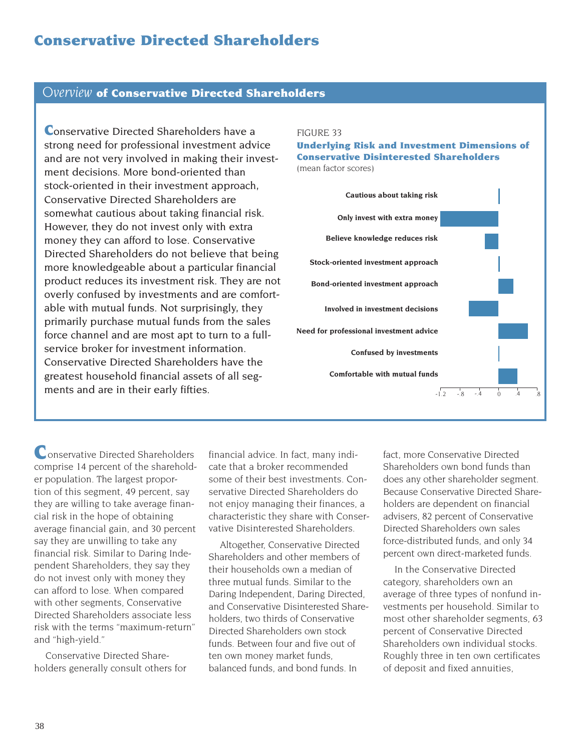# Conservative Directed Shareholders

## *Overview* of Conservative Directed Shareholders

Conservative Directed Shareholders have a strong need for professional investment advice and are not very involved in making their investment decisions. More bond-oriented than stock-oriented in their investment approach, Conservative Directed Shareholders are somewhat cautious about taking financial risk. However, they do not invest only with extra money they can afford to lose. Conservative Directed Shareholders do not believe that being more knowledgeable about a particular financial product reduces its investment risk. They are not overly confused by investments and are comfortable with mutual funds. Not surprisingly, they primarily purchase mutual funds from the sales force channel and are most apt to turn to a full-service broker for investment information. Conservative Directed Shareholders have the greatest household financial assets of all segments and are in their early fifties.

FIGURE 33

**Underlying Risk and Investment Dimensions of Conservative Disinterested Shareholders**

(mean factor scores)

| Dimension |
|---|
| Cautious about taking risk |
| Only invest with extra money |
| Believe knowledge reduces risk |
| Stock-oriented investment approach |
| Bond-oriented investment approach |
| Involved in investment decisions |
| Need for professional investment advice |
| Confused by investments |
| Comfortable with mutual funds |

Axis: -1.2, -.8, -.4, 0, .4, .8

Conservative Directed Shareholders comprise 14 percent of the shareholder population. The largest proportion of this segment, 49 percent, say they are willing to take average financial risk in the hope of obtaining average financial gain, and 30 percent say they are unwilling to take any financial risk. Similar to Daring Independent Shareholders, they say they do not invest only with money they can afford to lose. When compared with other segments, Conservative Directed Shareholders associate less risk with the terms "maximum-return" and "high-yield."

Conservative Directed Shareholders generally consult others for financial advice. In fact, many indicate that a broker recommended some of their best investments. Conservative Directed Shareholders do not enjoy managing their finances, a characteristic they share with Conservative Disinterested Shareholders.

Altogether, Conservative Directed Shareholders and other members of their households own a median of three mutual funds. Similar to the Daring Independent, Daring Directed, and Conservative Disinterested Shareholders, two thirds of Conservative Directed Shareholders own stock funds. Between four and five out of ten own money market funds, balanced funds, and bond funds. In fact, more Conservative Directed Shareholders own bond funds than does any other shareholder segment. Because Conservative Directed Shareholders are dependent on financial advisers, 82 percent of Conservative Directed Shareholders own sales force-distributed funds, and only 34 percent own direct-marketed funds.

In the Conservative Directed category, shareholders own an average of three types of nonfund investments per household. Similar to most other shareholder segments, 63 percent of Conservative Directed Shareholders own individual stocks. Roughly three in ten own certificates of deposit and fixed annuities,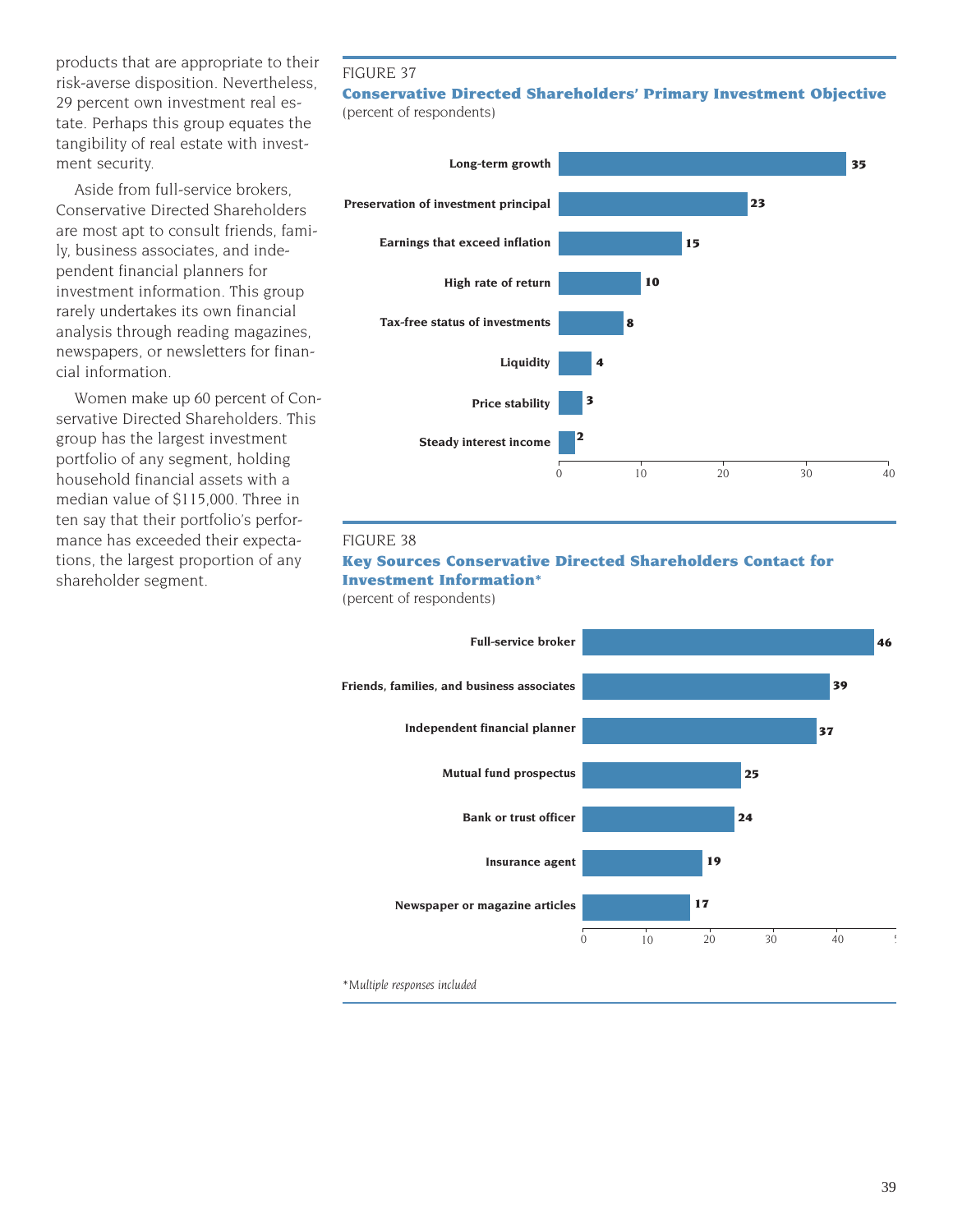products that are appropriate to their risk-averse disposition. Nevertheless, 29 percent own investment real estate. Perhaps this group equates the tangibility of real estate with investment security.

Aside from full-service brokers, Conservative Directed Shareholders are most apt to consult friends, family, business associates, and independent financial planners for investment information. This group rarely undertakes its own financial analysis through reading magazines, newspapers, or newsletters for financial information.

Women make up 60 percent of Conservative Directed Shareholders. This group has the largest investment portfolio of any segment, holding household financial assets with a median value of $115,000. Three in ten say that their portfolio's performance has exceeded their expectations, the largest proportion of any shareholder segment.

FIGURE 37

**Conservative Directed Shareholders' Primary Investment Objective**

(percent of respondents)

| Objective | Percent |
|---|---|
| Long-term growth | 35 |
| Preservation of investment principal | 23 |
| Earnings that exceed inflation | 15 |
| High rate of return | 10 |
| Tax-free status of investments | 8 |
| Liquidity | 4 |
| Price stability | 3 |
| Steady interest income | 2 |

FIGURE 38

**Key Sources Conservative Directed Shareholders Contact for Investment Information***

(percent of respondents)

| Source | Percent |
|---|---|
| Full-service broker | 46 |
| Friends, families, and business associates | 39 |
| Independent financial planner | 37 |
| Mutual fund prospectus | 25 |
| Bank or trust officer | 24 |
| Insurance agent | 19 |
| Newspaper or magazine articles | 17 |

**Multiple responses included*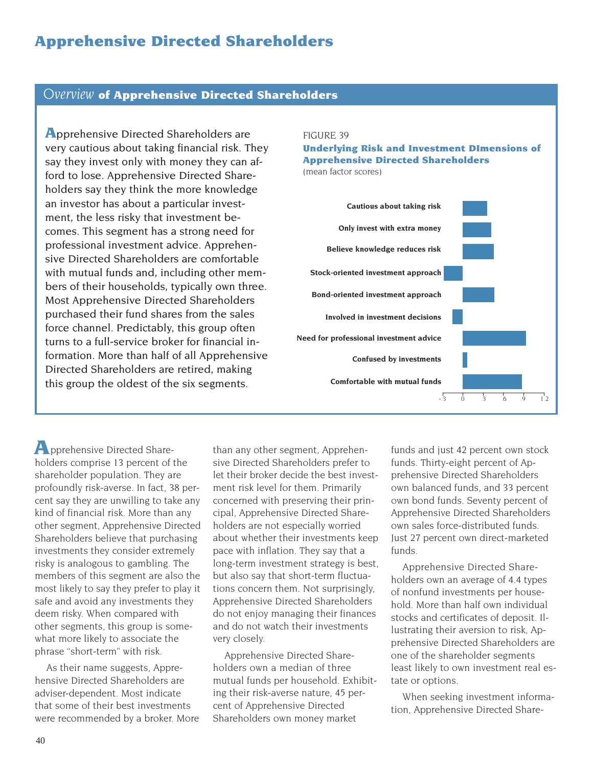# Apprehensive Directed Shareholders

## *Overview* of Apprehensive Directed Shareholders

Apprehensive Directed Shareholders are very cautious about taking financial risk. They say they invest only with money they can afford to lose. Apprehensive Directed Shareholders say they think the more knowledge an investor has about a particular investment, the less risky that investment becomes. This segment has a strong need for professional investment advice. Apprehensive Directed Shareholders are comfortable with mutual funds and, including other members of their households, typically own three. Most Apprehensive Directed Shareholders purchased their fund shares from the sales force channel. Predictably, this group often turns to a full-service broker for financial information. More than half of all Apprehensive Directed Shareholders are retired, making this group the oldest of the six segments.

FIGURE 39

**Underlying Risk and Investment DImensions of Apprehensive Directed Shareholders**

(mean factor scores)

| Dimension | Approximate mean factor score |
|---|---|
| Cautious about taking risk | 0.35 |
| Only invest with extra money | 0.41 |
| Believe knowledge reduces risk | 0.45 |
| Stock-oriented investment approach | -0.27 |
| Bond-oriented investment approach | 0.46 |
| Involved in investment decisions | -0.15 |
| Need for professional investment advice | 0.92 |
| Confused by investments | 0.07 |
| Comfortable with mutual funds | 0.86 |

Axis: -.3, 0, .3, .6, .9, 1.2

Apprehensive Directed Shareholders comprise 13 percent of the shareholder population. They are profoundly risk-averse. In fact, 38 percent say they are unwilling to take any kind of financial risk. More than any other segment, Apprehensive Directed Shareholders believe that purchasing investments they consider extremely risky is analogous to gambling. The members of this segment are also the most likely to say they prefer to play it safe and avoid any investments they deem risky. When compared with other segments, this group is somewhat more likely to associate the phrase "short-term" with risk.

As their name suggests, Apprehensive Directed Shareholders are adviser-dependent. Most indicate that some of their best investments were recommended by a broker. More than any other segment, Apprehensive Directed Shareholders prefer to let their broker decide the best investment risk level for them. Primarily concerned with preserving their principal, Apprehensive Directed Shareholders are not especially worried about whether their investments keep pace with inflation. They say that a long-term investment strategy is best, but also say that short-term fluctuations concern them. Not surprisingly, Apprehensive Directed Shareholders do not enjoy managing their finances and do not watch their investments very closely.

Apprehensive Directed Shareholders own a median of three mutual funds per household. Exhibiting their risk-averse nature, 45 percent of Apprehensive Directed Shareholders own money market funds and just 42 percent own stock funds. Thirty-eight percent of Apprehensive Directed Shareholders own balanced funds, and 33 percent own bond funds. Seventy percent of Apprehensive Directed Shareholders own sales force-distributed funds. Just 27 percent own direct-marketed funds.

Apprehensive Directed Shareholders own an average of 4.4 types of nonfund investments per household. More than half own individual stocks and certificates of deposit. Illustrating their aversion to risk, Apprehensive Directed Shareholders are one of the shareholder segments least likely to own investment real estate or options.

When seeking investment information, Apprehensive Directed Share-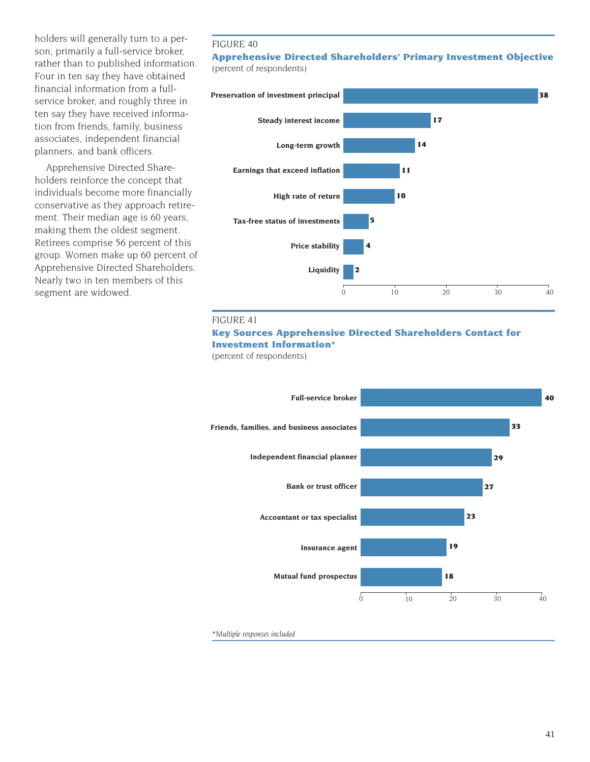holders will generally turn to a person, primarily a full-service broker, rather than to published information. Four in ten say they have obtained financial information from a full-service broker, and roughly three in ten say they have received information from friends, family, business associates, independent financial planners, and bank officers.

Apprehensive Directed Shareholders reinforce the concept that individuals become more financially conservative as they approach retirement. Their median age is 60 years, making them the oldest segment. Retirees comprise 56 percent of this group. Women make up 60 percent of Apprehensive Directed Shareholders. Nearly two in ten members of this segment are widowed.

FIGURE 40

**Apprehensive Directed Shareholders' Primary Investment Objective**

(percent of respondents)

| Objective | Percent |
|---|---|
| Preservation of investment principal | 38 |
| Steady interest income | 17 |
| Long-term growth | 14 |
| Earnings that exceed inflation | 11 |
| High rate of return | 10 |
| Tax-free status of investments | 5 |
| Price stability | 4 |
| Liquidity | 2 |

FIGURE 41

**Key Sources Apprehensive Directed Shareholders Contact for Investment Information***

(percent of respondents)

| Source | Percent |
|---|---|
| Full-service broker | 40 |
| Friends, families, and business associates | 33 |
| Independent financial planner | 29 |
| Bank or trust officer | 27 |
| Accountant or tax specialist | 23 |
| Insurance agent | 19 |
| Mutual fund prospectus | 18 |

**Multiple responses included*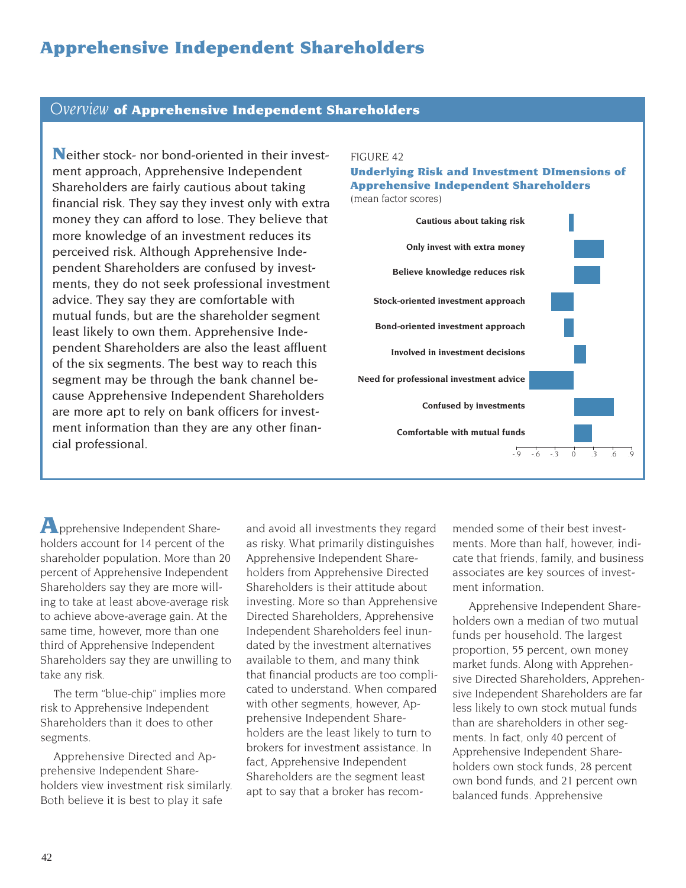# Apprehensive Independent Shareholders

## *Overview* of Apprehensive Independent Shareholders

**N**either stock- nor bond-oriented in their investment approach, Apprehensive Independent Shareholders are fairly cautious about taking financial risk. They say they invest only with extra money they can afford to lose. They believe that more knowledge of an investment reduces its perceived risk. Although Apprehensive Independent Shareholders are confused by investments, they do not seek professional investment advice. They say they are comfortable with mutual funds, but are the shareholder segment least likely to own them. Apprehensive Independent Shareholders are also the least affluent of the six segments. The best way to reach this segment may be through the bank channel because Apprehensive Independent Shareholders are more apt to rely on bank officers for investment information than they are any other financial professional.

FIGURE 42

**Underlying Risk and Investment DImensions of Apprehensive Independent Shareholders**

(mean factor scores)

| Dimension | Approximate mean factor score |
|---|---|
| Cautious about taking risk | -0.07 |
| Only invest with extra money | 0.47 |
| Believe knowledge reduces risk | 0.41 |
| Stock-oriented investment approach | -0.36 |
| Bond-oriented investment approach | -0.15 |
| Involved in investment decisions | 0.19 |
| Need for professional investment advice | -0.70 |
| Confused by investments | 0.62 |
| Comfortable with mutual funds | 0.28 |

Axis: -.9, -.6, -.3, 0, .3, .6, .9

**A**pprehensive Independent Shareholders account for 14 percent of the shareholder population. More than 20 percent of Apprehensive Independent Shareholders say they are more willing to take at least above-average risk to achieve above-average gain. At the same time, however, more than one third of Apprehensive Independent Shareholders say they are unwilling to take any risk.

The term "blue-chip" implies more risk to Apprehensive Independent Shareholders than it does to other segments.

Apprehensive Directed and Apprehensive Independent Shareholders view investment risk similarly. Both believe it is best to play it safe and avoid all investments they regard as risky. What primarily distinguishes Apprehensive Independent Shareholders from Apprehensive Directed Shareholders is their attitude about investing. More so than Apprehensive Directed Shareholders, Apprehensive Independent Shareholders feel inundated by the investment alternatives available to them, and many think that financial products are too complicated to understand. When compared with other segments, however, Apprehensive Independent Shareholders are the least likely to turn to brokers for investment assistance. In fact, Apprehensive Independent Shareholders are the segment least apt to say that a broker has recommended some of their best investments. More than half, however, indicate that friends, family, and business associates are key sources of investment information.

Apprehensive Independent Shareholders own a median of two mutual funds per household. The largest proportion, 55 percent, own money market funds. Along with Apprehensive Directed Shareholders, Apprehensive Independent Shareholders are far less likely to own stock mutual funds than are shareholders in other segments. In fact, only 40 percent of Apprehensive Independent Shareholders own stock funds, 28 percent own bond funds, and 21 percent own balanced funds. Apprehensive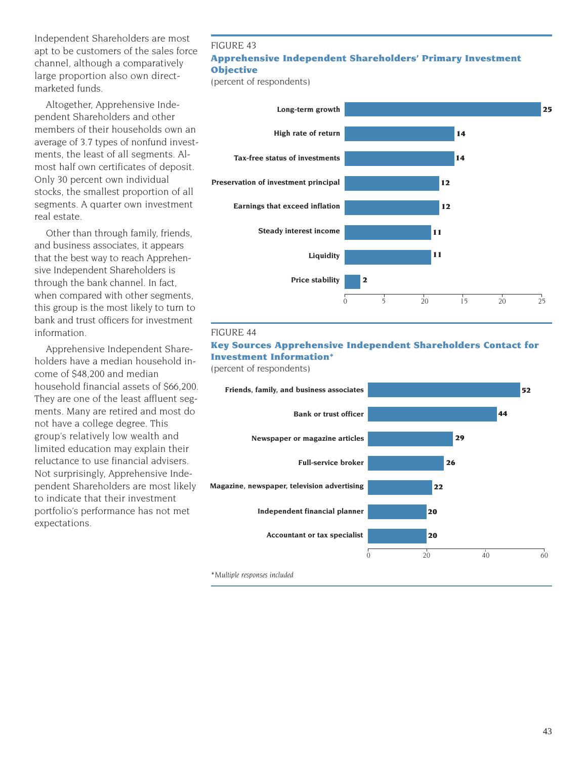Independent Shareholders are most apt to be customers of the sales force channel, although a comparatively large proportion also own direct-marketed funds.

Altogether, Apprehensive Independent Shareholders and other members of their households own an average of 3.7 types of nonfund investments, the least of all segments. Almost half own certificates of deposit. Only 30 percent own individual stocks, the smallest proportion of all segments. A quarter own investment real estate.

Other than through family, friends, and business associates, it appears that the best way to reach Apprehensive Independent Shareholders is through the bank channel. In fact, when compared with other segments, this group is the most likely to turn to bank and trust officers for investment information.

Apprehensive Independent Shareholders have a median household income of $48,200 and median household financial assets of $66,200. They are one of the least affluent segments. Many are retired and most do not have a college degree. This group's relatively low wealth and limited education may explain their reluctance to use financial advisers. Not surprisingly, Apprehensive Independent Shareholders are most likely to indicate that their investment portfolio's performance has not met expectations.

FIGURE 43

**Apprehensive Independent Shareholders' Primary Investment Objective**

(percent of respondents)

| Objective | Percent |
|---|---|
| Long-term growth | 25 |
| High rate of return | 14 |
| Tax-free status of investments | 14 |
| Preservation of investment principal | 12 |
| Earnings that exceed inflation | 12 |
| Steady interest income | 11 |
| Liquidity | 11 |
| Price stability | 2 |

FIGURE 44

**Key Sources Apprehensive Independent Shareholders Contact for Investment Information***

(percent of respondents)

| Source | Percent |
|---|---|
| Friends, family, and business associates | 52 |
| Bank or trust officer | 44 |
| Newspaper or magazine articles | 29 |
| Full-service broker | 26 |
| Magazine, newspaper, television advertising | 22 |
| Independent financial planner | 20 |
| Accountant or tax specialist | 20 |

**Multiple responses included*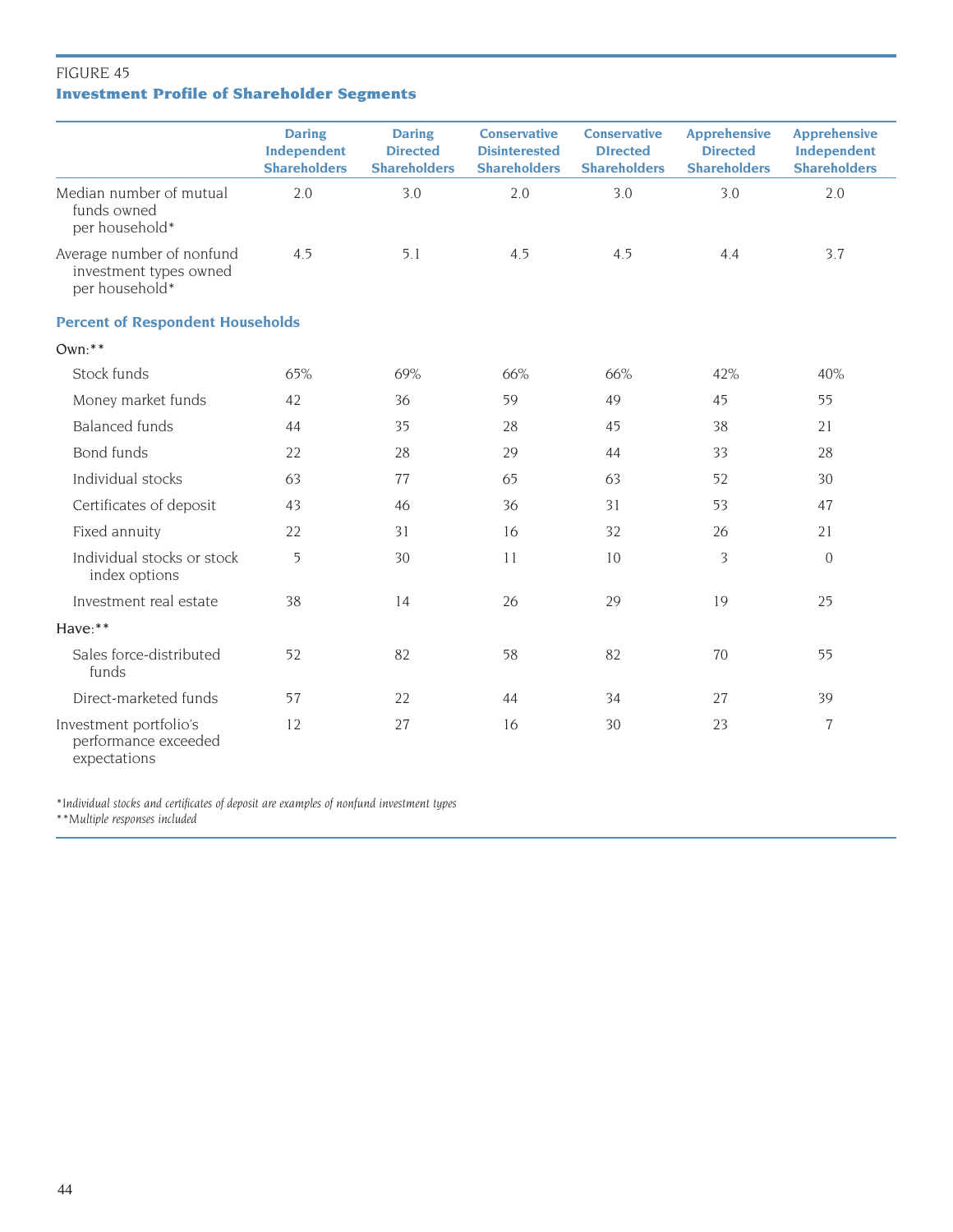FIGURE 45

**Investment Profile of Shareholder Segments**

| | Daring Independent Shareholders | Daring Directed Shareholders | Conservative Disinterested Shareholders | Conservative DIrected Shareholders | Apprehensive Directed Shareholders | Apprehensive Independent Shareholders |
|---|---|---|---|---|---|---|
| Median number of mutual funds owned per household* | 2.0 | 3.0 | 2.0 | 3.0 | 3.0 | 2.0 |
| Average number of nonfund investment types owned per household* | 4.5 | 5.1 | 4.5 | 4.5 | 4.4 | 3.7 |
| **Percent of Respondent Households** | | | | | | |
| Own:** | | | | | | |
| Stock funds | 65% | 69% | 66% | 66% | 42% | 40% |
| Money market funds | 42 | 36 | 59 | 49 | 45 | 55 |
| Balanced funds | 44 | 35 | 28 | 45 | 38 | 21 |
| Bond funds | 22 | 28 | 29 | 44 | 33 | 28 |
| Individual stocks | 63 | 77 | 65 | 63 | 52 | 30 |
| Certificates of deposit | 43 | 46 | 36 | 31 | 53 | 47 |
| Fixed annuity | 22 | 31 | 16 | 32 | 26 | 21 |
| Individual stocks or stock index options | 5 | 30 | 11 | 10 | 3 | 0 |
| Investment real estate | 38 | 14 | 26 | 29 | 19 | 25 |
| Have:** | | | | | | |
| Sales force-distributed funds | 52 | 82 | 58 | 82 | 70 | 55 |
| Direct-marketed funds | 57 | 22 | 44 | 34 | 27 | 39 |
| Investment portfolio's performance exceeded expectations | 12 | 27 | 16 | 30 | 23 | 7 |

*\*Individual stocks and certificates of deposit are examples of nonfund investment types*

*\*\*Multiple responses included*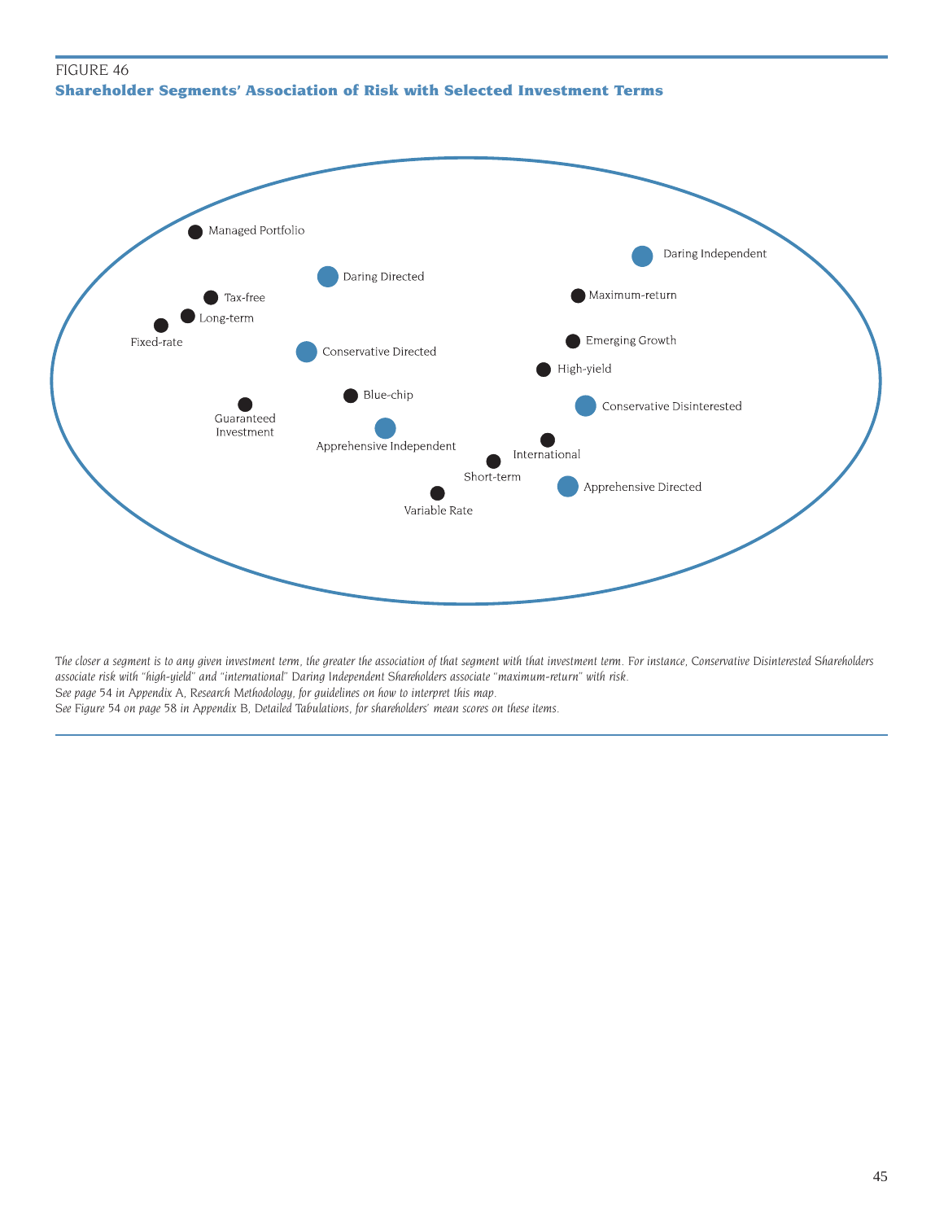FIGURE 46

### Shareholder Segments' Association of Risk with Selected Investment Terms

Managed Portfolio

Daring Independent

Daring Directed

Tax-free

Maximum-return

Long-term

Fixed-rate

Emerging Growth

Conservative Directed

High-yield

Blue-chip

Conservative Disinterested

Guaranteed Investment

Apprehensive Independent

International

Short-term

Apprehensive Directed

Variable Rate

*The closer a segment is to any given investment term, the greater the association of that segment with that investment term. For instance, Conservative Disinterested Shareholders associate risk with "high-yield" and "international" Daring Independent Shareholders associate "maximum-return" with risk.*
*See page 54 in Appendix A, Research Methodology, for guidelines on how to interpret this map.*
*See Figure 54 on page 58 in Appendix B, Detailed Tabulations, for shareholders' mean scores on these items.*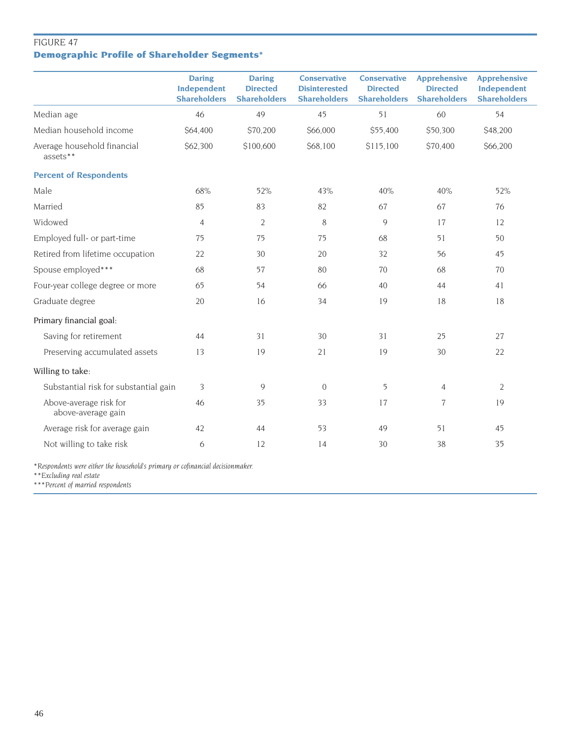FIGURE 47

**Demographic Profile of Shareholder Segments***

| | Daring Independent Shareholders | Daring Directed Shareholders | Conservative Disinterested Shareholders | Conservative Directed Shareholders | Apprehensive Directed Shareholders | Apprehensive Independent Shareholders |
|---|---|---|---|---|---|---|
| Median age | 46 | 49 | 45 | 51 | 60 | 54 |
| Median household income | $64,400 | $70,200 | $66,000 | $55,400 | $50,300 | $48,200 |
| Average household financial assets** | $62,300 | $100,600 | $68,100 | $115,100 | $70,400 | $66,200 |
| **Percent of Respondents** | | | | | | |
| Male | 68% | 52% | 43% | 40% | 40% | 52% |
| Married | 85 | 83 | 82 | 67 | 67 | 76 |
| Widowed | 4 | 2 | 8 | 9 | 17 | 12 |
| Employed full- or part-time | 75 | 75 | 75 | 68 | 51 | 50 |
| Retired from lifetime occupation | 22 | 30 | 20 | 32 | 56 | 45 |
| Spouse employed*** | 68 | 57 | 80 | 70 | 68 | 70 |
| Four-year college degree or more | 65 | 54 | 66 | 40 | 44 | 41 |
| Graduate degree | 20 | 16 | 34 | 19 | 18 | 18 |
| Primary financial goal: | | | | | | |
| Saving for retirement | 44 | 31 | 30 | 31 | 25 | 27 |
| Preserving accumulated assets | 13 | 19 | 21 | 19 | 30 | 22 |
| Willing to take: | | | | | | |
| Substantial risk for substantial gain | 3 | 9 | 0 | 5 | 4 | 2 |
| Above-average risk for above-average gain | 46 | 35 | 33 | 17 | 7 | 19 |
| Average risk for average gain | 42 | 44 | 53 | 49 | 51 | 45 |
| Not willing to take risk | 6 | 12 | 14 | 30 | 38 | 35 |

*Respondents were either the household's primary or cofinancial decisionmaker.*
**Excluding real estate*
***Percent of married respondents*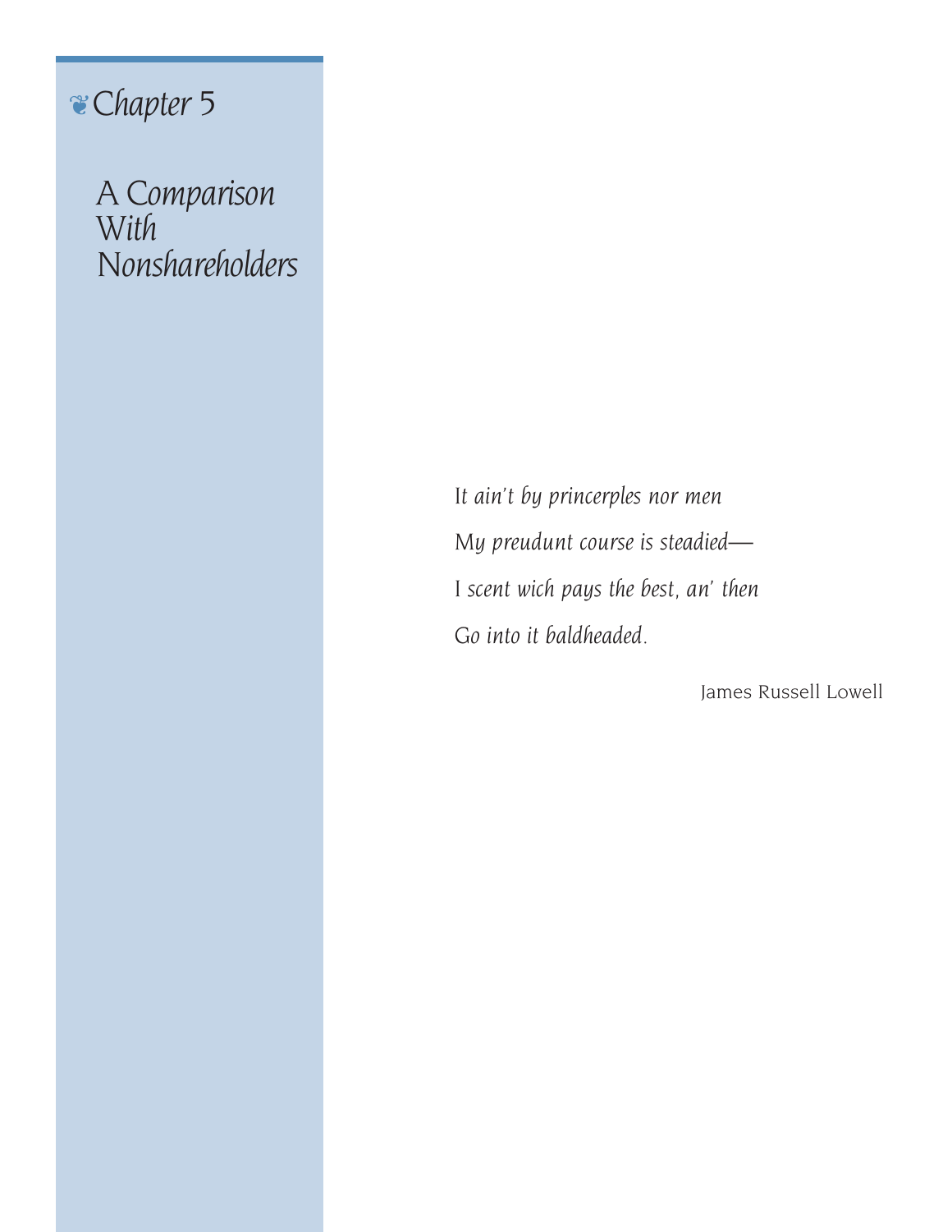# Chapter 5

## A Comparison With Nonshareholders

*It ain't by princerples nor men*

*My preudunt course is steadied—*

*I scent wich pays the best, an' then*

*Go into it baldheaded.*

James Russell Lowell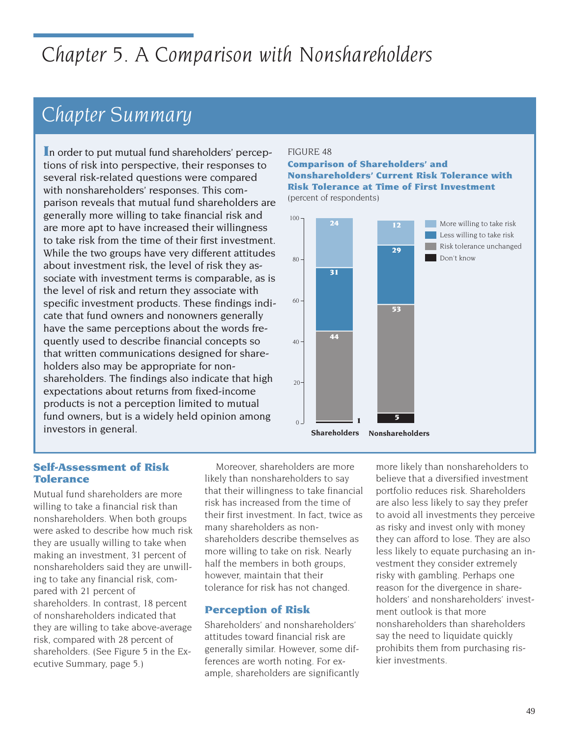# Chapter 5. A Comparison with Nonshareholders

## Chapter Summary

In order to put mutual fund shareholders' perceptions of risk into perspective, their responses to several risk-related questions were compared with nonshareholders' responses. This comparison reveals that mutual fund shareholders are generally more willing to take financial risk and are more apt to have increased their willingness to take risk from the time of their first investment. While the two groups have very different attitudes about investment risk, the level of risk they associate with investment terms is comparable, as is the level of risk and return they associate with specific investment products. These findings indicate that fund owners and nonowners generally have the same perceptions about the words frequently used to describe financial concepts so that written communications designed for shareholders also may be appropriate for nonshareholders. The findings also indicate that high expectations about returns from fixed-income products is not a perception limited to mutual fund owners, but is a widely held opinion among investors in general.

FIGURE 48

**Comparison of Shareholders' and Nonshareholders' Current Risk Tolerance with Risk Tolerance at Time of First Investment**

(percent of respondents)

| | Shareholders | Nonshareholders |
|---|---|---|
| More willing to take risk | 24 | 12 |
| Less willing to take risk | 31 | 29 |
| Risk tolerance unchanged | 44 | 53 |
| Don't know | 1 | 5 |

### Self-Assessment of Risk Tolerance

Mutual fund shareholders are more willing to take a financial risk than nonshareholders. When both groups were asked to describe how much risk they are usually willing to take when making an investment, 31 percent of nonshareholders said they are unwilling to take any financial risk, compared with 21 percent of shareholders. In contrast, 18 percent of nonshareholders indicated that they are willing to take above-average risk, compared with 28 percent of shareholders. (See Figure 5 in the Executive Summary, page 5.)

Moreover, shareholders are more likely than nonshareholders to say that their willingness to take financial risk has increased from the time of their first investment. In fact, twice as many shareholders as nonshareholders describe themselves as more willing to take on risk. Nearly half the members in both groups, however, maintain that their tolerance for risk has not changed.

### Perception of Risk

Shareholders' and nonshareholders' attitudes toward financial risk are generally similar. However, some differences are worth noting. For example, shareholders are significantly more likely than nonshareholders to believe that a diversified investment portfolio reduces risk. Shareholders are also less likely to say they prefer to avoid all investments they perceive as risky and invest only with money they can afford to lose. They are also less likely to equate purchasing an investment they consider extremely risky with gambling. Perhaps one reason for the divergence in shareholders' and nonshareholders' investment outlook is that more nonshareholders than shareholders say the need to liquidate quickly prohibits them from purchasing riskier investments.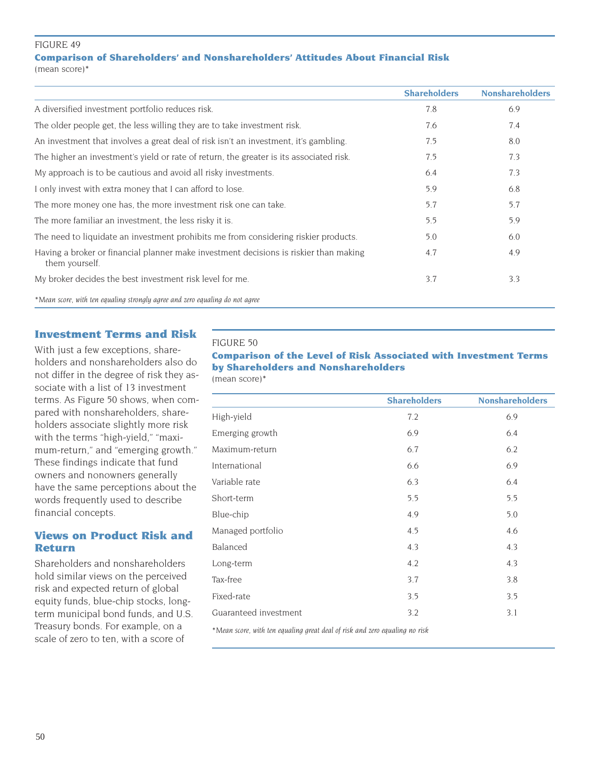FIGURE 49

**Comparison of Shareholders' and Nonshareholders' Attitudes About Financial Risk**
(mean score)*

| | Shareholders | Nonshareholders |
|---|---|---|
| A diversified investment portfolio reduces risk. | 7.8 | 6.9 |
| The older people get, the less willing they are to take investment risk. | 7.6 | 7.4 |
| An investment that involves a great deal of risk isn't an investment, it's gambling. | 7.5 | 8.0 |
| The higher an investment's yield or rate of return, the greater is its associated risk. | 7.5 | 7.3 |
| My approach is to be cautious and avoid all risky investments. | 6.4 | 7.3 |
| I only invest with extra money that I can afford to lose. | 5.9 | 6.8 |
| The more money one has, the more investment risk one can take. | 5.7 | 5.7 |
| The more familiar an investment, the less risky it is. | 5.5 | 5.9 |
| The need to liquidate an investment prohibits me from considering riskier products. | 5.0 | 6.0 |
| Having a broker or financial planner make investment decisions is riskier than making them yourself. | 4.7 | 4.9 |
| My broker decides the best investment risk level for me. | 3.7 | 3.3 |

*\*Mean score, with ten equaling strongly agree and zero equaling do not agree*

## Investment Terms and Risk

With just a few exceptions, shareholders and nonshareholders also do not differ in the degree of risk they associate with a list of 13 investment terms. As Figure 50 shows, when compared with nonshareholders, shareholders associate slightly more risk with the terms "high-yield," "maximum-return," and "emerging growth." These findings indicate that fund owners and nonowners generally have the same perceptions about the words frequently used to describe financial concepts.

FIGURE 50

**Comparison of the Level of Risk Associated with Investment Terms by Shareholders and Nonshareholders**
(mean score)*

| | Shareholders | Nonshareholders |
|---|---|---|
| High-yield | 7.2 | 6.9 |
| Emerging growth | 6.9 | 6.4 |
| Maximum-return | 6.7 | 6.2 |
| International | 6.6 | 6.9 |
| Variable rate | 6.3 | 6.4 |
| Short-term | 5.5 | 5.5 |
| Blue-chip | 4.9 | 5.0 |
| Managed portfolio | 4.5 | 4.6 |
| Balanced | 4.3 | 4.3 |
| Long-term | 4.2 | 4.3 |
| Tax-free | 3.7 | 3.8 |
| Fixed-rate | 3.5 | 3.5 |
| Guaranteed investment | 3.2 | 3.1 |

*\*Mean score, with ten equaling great deal of risk and zero equaling no risk*

## Views on Product Risk and Return

Shareholders and nonshareholders hold similar views on the perceived risk and expected return of global equity funds, blue-chip stocks, long-term municipal bond funds, and U.S. Treasury bonds. For example, on a scale of zero to ten, with a score of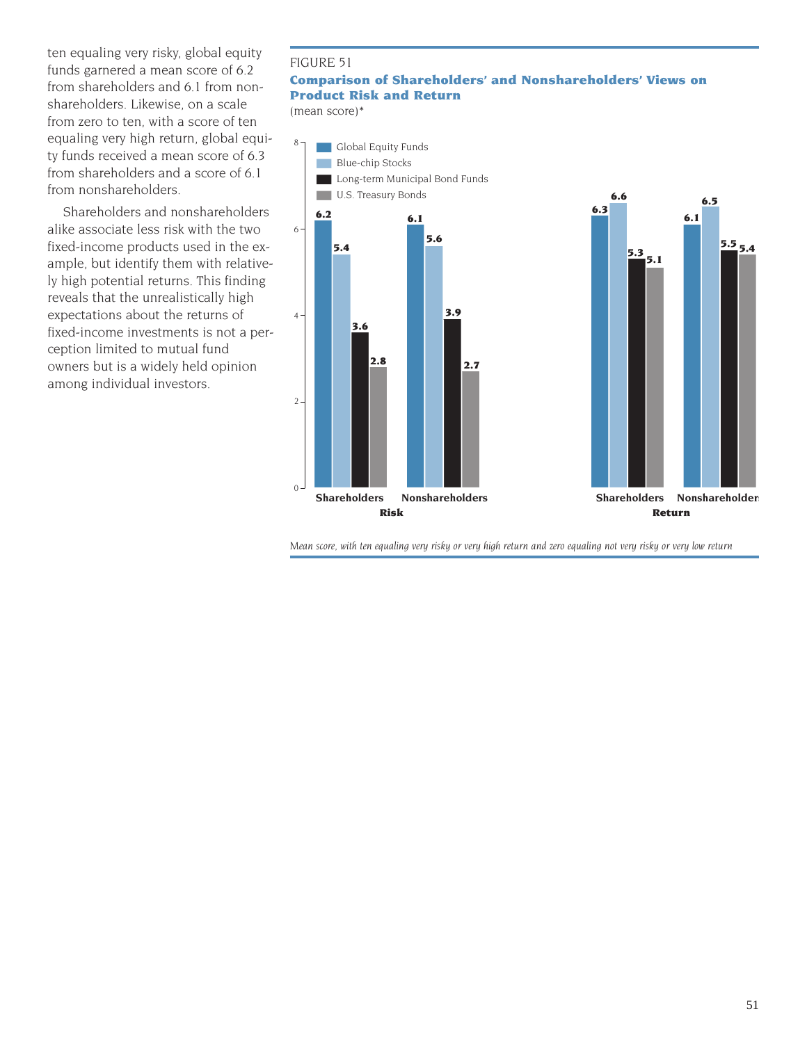ten equaling very risky, global equity funds garnered a mean score of 6.2 from shareholders and 6.1 from nonshareholders. Likewise, on a scale from zero to ten, with a score of ten equaling very high return, global equity funds received a mean score of 6.3 from shareholders and a score of 6.1 from nonshareholders.

Shareholders and nonshareholders alike associate less risk with the two fixed-income products used in the example, but identify them with relatively high potential returns. This finding reveals that the unrealistically high expectations about the returns of fixed-income investments is not a perception limited to mutual fund owners but is a widely held opinion among individual investors.

FIGURE 51

**Comparison of Shareholders' and Nonshareholders' Views on Product Risk and Return**

(mean score)*

| | Risk: Shareholders | Risk: Nonshareholders | Return: Shareholders | Return: Nonshareholders |
|---|---|---|---|---|
| Global Equity Funds | 6.2 | 6.1 | 6.3 | 6.1 |
| Blue-chip Stocks | 5.4 | 5.6 | 6.6 | 6.5 |
| Long-term Municipal Bond Funds | 3.6 | 3.9 | 5.3 | 5.5 |
| U.S. Treasury Bonds | 2.8 | 2.7 | 5.1 | 5.4 |

*Mean score, with ten equaling very risky or very high return and zero equaling not very risky or very low return*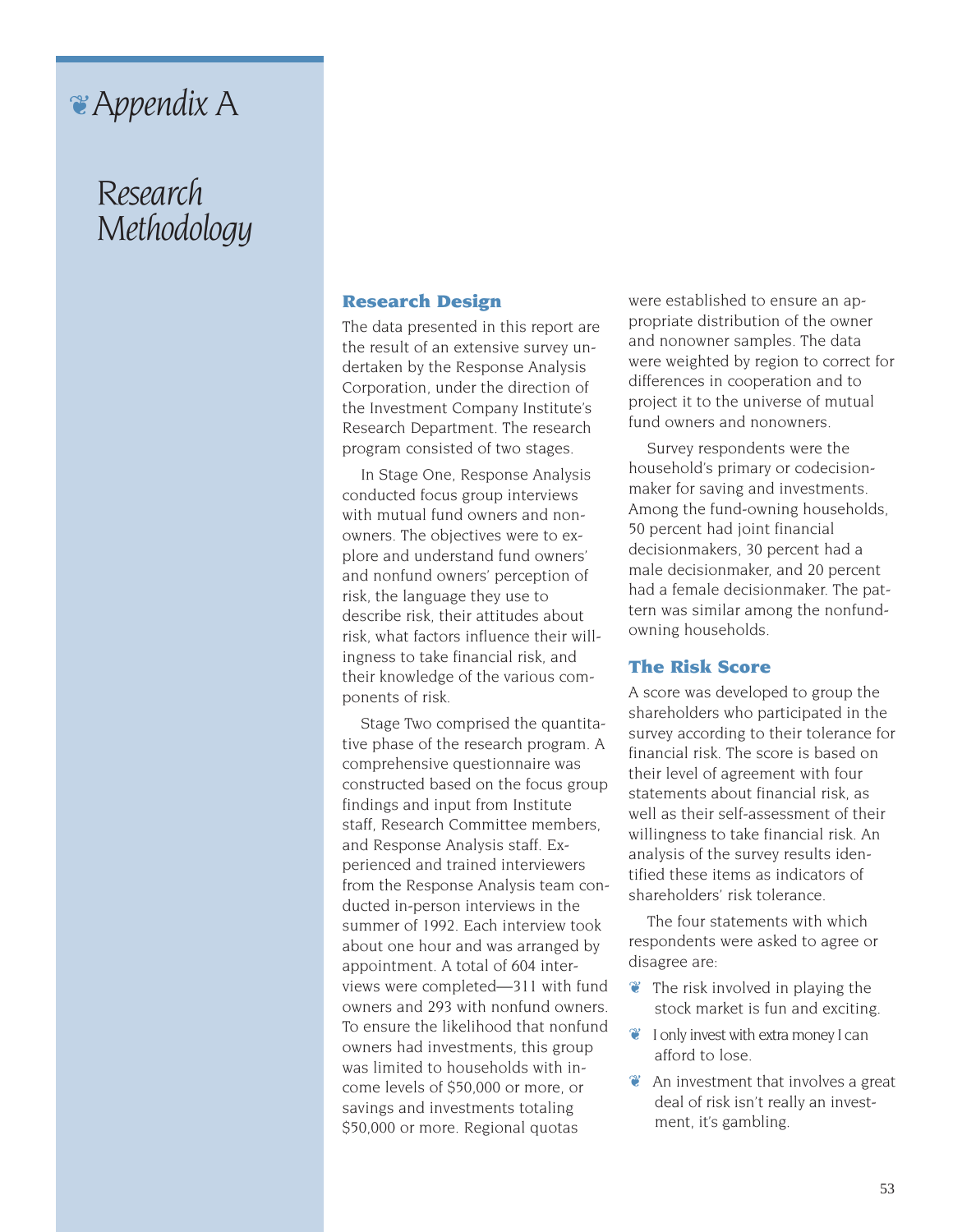# Appendix A

# Research Methodology

## Research Design

The data presented in this report are the result of an extensive survey undertaken by the Response Analysis Corporation, under the direction of the Investment Company Institute's Research Department. The research program consisted of two stages.

In Stage One, Response Analysis conducted focus group interviews with mutual fund owners and nonowners. The objectives were to explore and understand fund owners' and nonfund owners' perception of risk, the language they use to describe risk, their attitudes about risk, what factors influence their willingness to take financial risk, and their knowledge of the various components of risk.

Stage Two comprised the quantitative phase of the research program. A comprehensive questionnaire was constructed based on the focus group findings and input from Institute staff, Research Committee members, and Response Analysis staff. Experienced and trained interviewers from the Response Analysis team conducted in-person interviews in the summer of 1992. Each interview took about one hour and was arranged by appointment. A total of 604 interviews were completed—311 with fund owners and 293 with nonfund owners. To ensure the likelihood that nonfund owners had investments, this group was limited to households with income levels of $50,000 or more, or savings and investments totaling $50,000 or more. Regional quotas were established to ensure an appropriate distribution of the owner and nonowner samples. The data were weighted by region to correct for differences in cooperation and to project it to the universe of mutual fund owners and nonowners.

Survey respondents were the household's primary or codecisionmaker for saving and investments. Among the fund-owning households, 50 percent had joint financial decisionmakers, 30 percent had a male decisionmaker, and 20 percent had a female decisionmaker. The pattern was similar among the nonfund-owning households.

## The Risk Score

A score was developed to group the shareholders who participated in the survey according to their tolerance for financial risk. The score is based on their level of agreement with four statements about financial risk, as well as their self-assessment of their willingness to take financial risk. An analysis of the survey results identified these items as indicators of shareholders' risk tolerance.

The four statements with which respondents were asked to agree or disagree are:

- The risk involved in playing the stock market is fun and exciting.
- I only invest with extra money I can afford to lose.
- An investment that involves a great deal of risk isn't really an investment, it's gambling.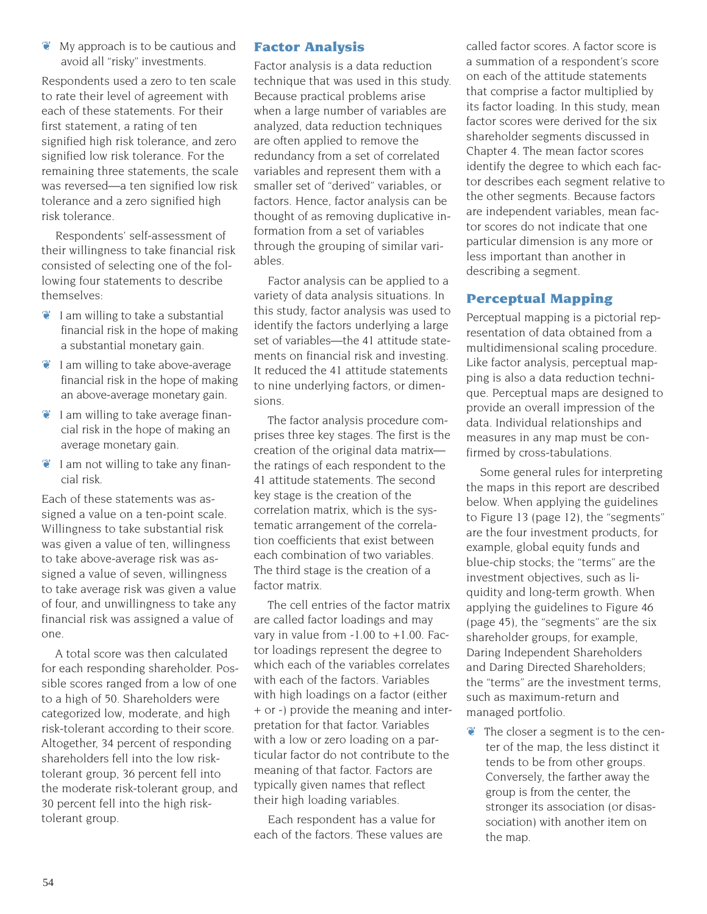- My approach is to be cautious and avoid all "risky" investments.

Respondents used a zero to ten scale to rate their level of agreement with each of these statements. For their first statement, a rating of ten signified high risk tolerance, and zero signified low risk tolerance. For the remaining three statements, the scale was reversed—a ten signified low risk tolerance and a zero signified high risk tolerance.

Respondents' self-assessment of their willingness to take financial risk consisted of selecting one of the following four statements to describe themselves:

- I am willing to take a substantial financial risk in the hope of making a substantial monetary gain.
- I am willing to take above-average financial risk in the hope of making an above-average monetary gain.
- I am willing to take average financial risk in the hope of making an average monetary gain.
- I am not willing to take any financial risk.

Each of these statements was assigned a value on a ten-point scale. Willingness to take substantial risk was given a value of ten, willingness to take above-average risk was assigned a value of seven, willingness to take average risk was given a value of four, and unwillingness to take any financial risk was assigned a value of one.

A total score was then calculated for each responding shareholder. Possible scores ranged from a low of one to a high of 50. Shareholders were categorized low, moderate, and high risk-tolerant according to their score. Altogether, 34 percent of responding shareholders fell into the low risk-tolerant group, 36 percent fell into the moderate risk-tolerant group, and 30 percent fell into the high risk-tolerant group.

## Factor Analysis

Factor analysis is a data reduction technique that was used in this study. Because practical problems arise when a large number of variables are analyzed, data reduction techniques are often applied to remove the redundancy from a set of correlated variables and represent them with a smaller set of "derived" variables, or factors. Hence, factor analysis can be thought of as removing duplicative information from a set of variables through the grouping of similar variables.

Factor analysis can be applied to a variety of data analysis situations. In this study, factor analysis was used to identify the factors underlying a large set of variables—the 41 attitude statements on financial risk and investing. It reduced the 41 attitude statements to nine underlying factors, or dimensions.

The factor analysis procedure comprises three key stages. The first is the creation of the original data matrix—the ratings of each respondent to the 41 attitude statements. The second key stage is the creation of the correlation matrix, which is the systematic arrangement of the correlation coefficients that exist between each combination of two variables. The third stage is the creation of a factor matrix.

The cell entries of the factor matrix are called factor loadings and may vary in value from -1.00 to +1.00. Factor loadings represent the degree to which each of the variables correlates with each of the factors. Variables with high loadings on a factor (either + or -) provide the meaning and interpretation for that factor. Variables with a low or zero loading on a particular factor do not contribute to the meaning of that factor. Factors are typically given names that reflect their high loading variables.

Each respondent has a value for each of the factors. These values are called factor scores. A factor score is a summation of a respondent's score on each of the attitude statements that comprise a factor multiplied by its factor loading. In this study, mean factor scores were derived for the six shareholder segments discussed in Chapter 4. The mean factor scores identify the degree to which each factor describes each segment relative to the other segments. Because factors are independent variables, mean factor scores do not indicate that one particular dimension is any more or less important than another in describing a segment.

## Perceptual Mapping

Perceptual mapping is a pictorial representation of data obtained from a multidimensional scaling procedure. Like factor analysis, perceptual mapping is also a data reduction technique. Perceptual maps are designed to provide an overall impression of the data. Individual relationships and measures in any map must be confirmed by cross-tabulations.

Some general rules for interpreting the maps in this report are described below. When applying the guidelines to Figure 13 (page 12), the "segments" are the four investment products, for example, global equity funds and blue-chip stocks; the "terms" are the investment objectives, such as liquidity and long-term growth. When applying the guidelines to Figure 46 (page 45), the "segments" are the six shareholder groups, for example, Daring Independent Shareholders and Daring Directed Shareholders; the "terms" are the investment terms, such as maximum-return and managed portfolio.

- The closer a segment is to the center of the map, the less distinct it tends to be from other groups. Conversely, the farther away the group is from the center, the stronger its association (or disassociation) with another item on the map.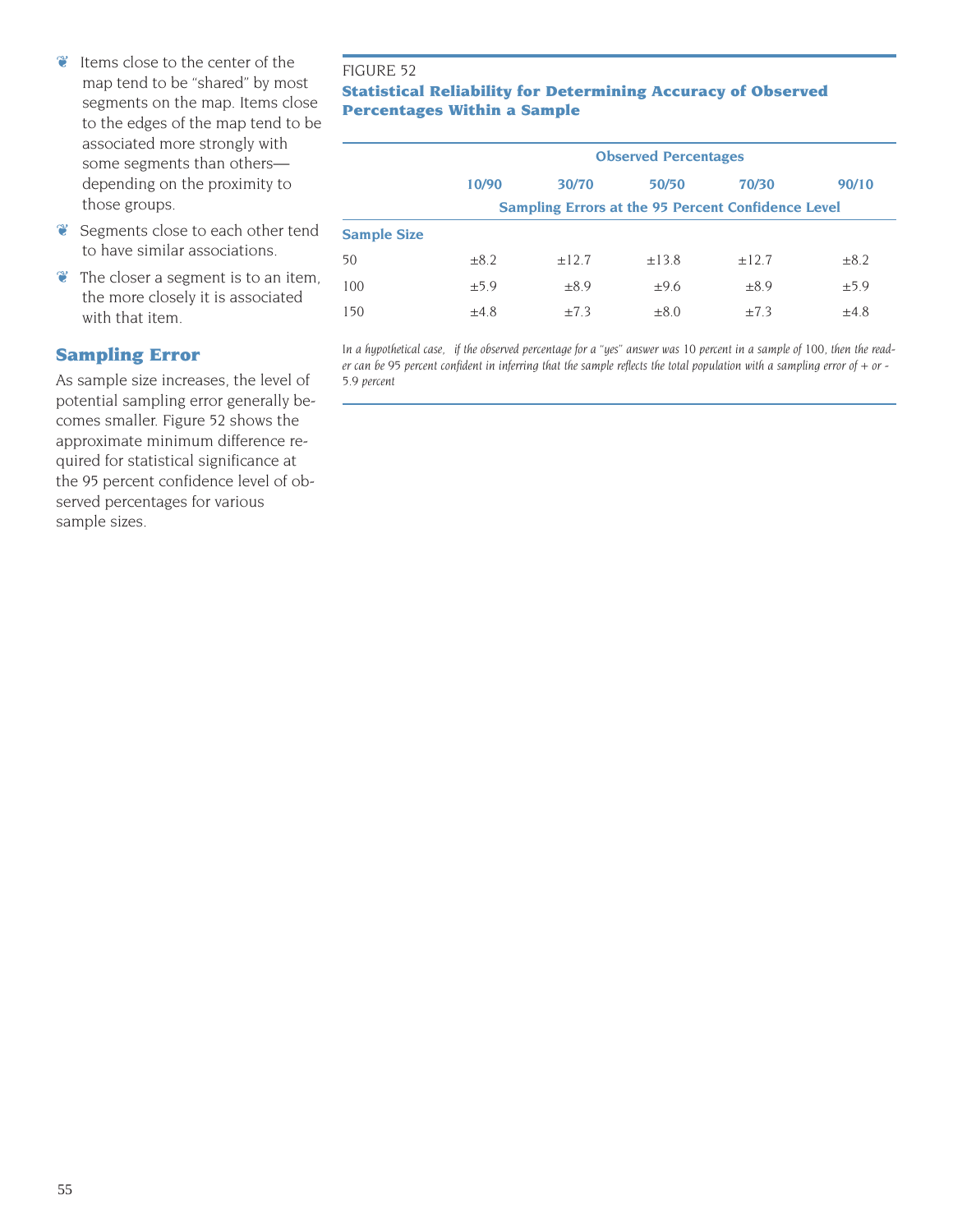- Items close to the center of the map tend to be "shared" by most segments on the map. Items close to the edges of the map tend to be associated more strongly with some segments than others—depending on the proximity to those groups.
- Segments close to each other tend to have similar associations.
- The closer a segment is to an item, the more closely it is associated with that item.

## Sampling Error

As sample size increases, the level of potential sampling error generally becomes smaller. Figure 52 shows the approximate minimum difference required for statistical significance at the 95 percent confidence level of observed percentages for various sample sizes.

FIGURE 52

**Statistical Reliability for Determining Accuracy of Observed Percentages Within a Sample**

| | Observed Percentages | | | | |
|---|---|---|---|---|---|
| | 10/90 | 30/70 | 50/50 | 70/30 | 90/10 |
| | Sampling Errors at the 95 Percent Confidence Level | | | | |
| **Sample Size** | | | | | |
| 50 | ±8.2 | ±12.7 | ±13.8 | ±12.7 | ±8.2 |
| 100 | ±5.9 | ±8.9 | ±9.6 | ±8.9 | ±5.9 |
| 150 | ±4.8 | ±7.3 | ±8.0 | ±7.3 | ±4.8 |

*In a hypothetical case, if the observed percentage for a "yes" answer was 10 percent in a sample of 100, then the reader can be 95 percent confident in inferring that the sample reflects the total population with a sampling error of + or - 5.9 percent*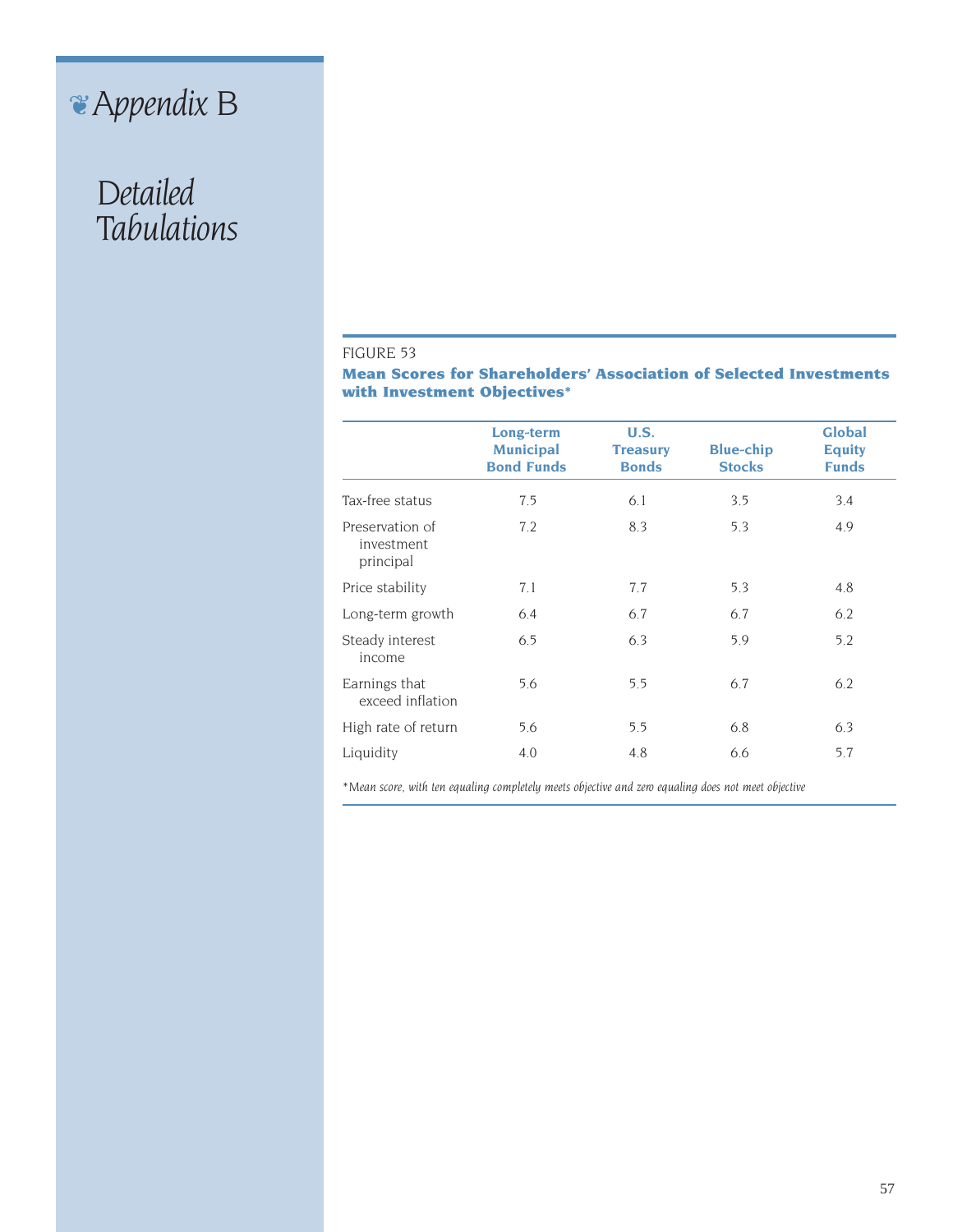# ❦ Appendix B

## Detailed Tabulations

FIGURE 53

**Mean Scores for Shareholders' Association of Selected Investments with Investment Objectives***

| | Long-term Municipal Bond Funds | U.S. Treasury Bonds | Blue-chip Stocks | Global Equity Funds |
|---|---|---|---|---|
| Tax-free status | 7.5 | 6.1 | 3.5 | 3.4 |
| Preservation of investment principal | 7.2 | 8.3 | 5.3 | 4.9 |
| Price stability | 7.1 | 7.7 | 5.3 | 4.8 |
| Long-term growth | 6.4 | 6.7 | 6.7 | 6.2 |
| Steady interest income | 6.5 | 6.3 | 5.9 | 5.2 |
| Earnings that exceed inflation | 5.6 | 5.5 | 6.7 | 6.2 |
| High rate of return | 5.6 | 5.5 | 6.8 | 6.3 |
| Liquidity | 4.0 | 4.8 | 6.6 | 5.7 |

*\*Mean score, with ten equaling completely meets objective and zero equaling does not meet objective*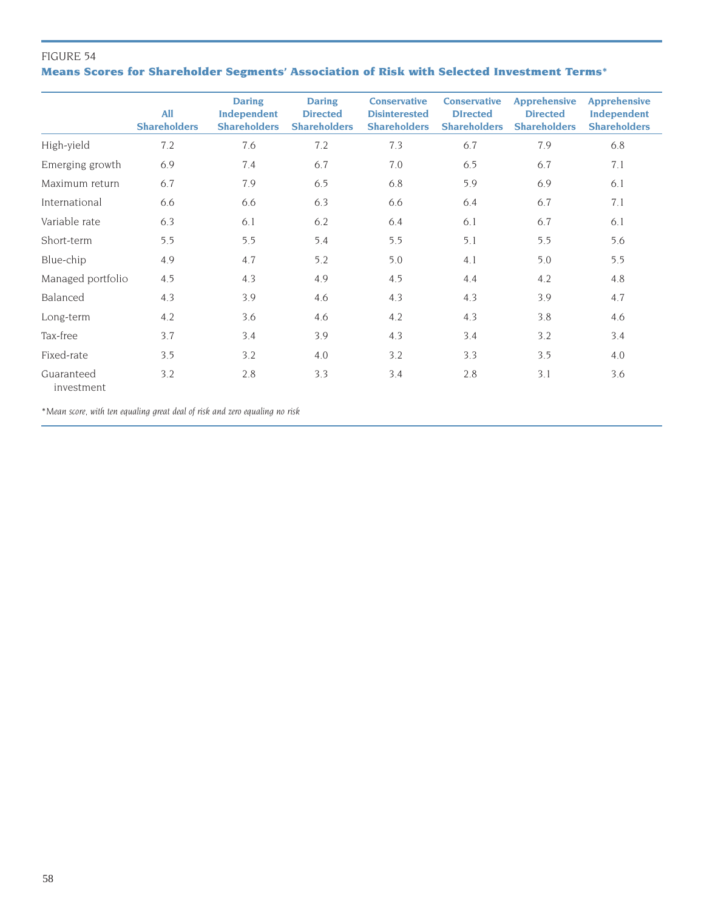FIGURE 54

**Means Scores for Shareholder Segments' Association of Risk with Selected Investment Terms***

| | All Shareholders | Daring Independent Shareholders | Daring Directed Shareholders | Conservative Disinterested Shareholders | Conservative DIrected Shareholders | Apprehensive Directed Shareholders | Apprehensive Independent Shareholders |
|---|---|---|---|---|---|---|---|
| High-yield | 7.2 | 7.6 | 7.2 | 7.3 | 6.7 | 7.9 | 6.8 |
| Emerging growth | 6.9 | 7.4 | 6.7 | 7.0 | 6.5 | 6.7 | 7.1 |
| Maximum return | 6.7 | 7.9 | 6.5 | 6.8 | 5.9 | 6.9 | 6.1 |
| International | 6.6 | 6.6 | 6.3 | 6.6 | 6.4 | 6.7 | 7.1 |
| Variable rate | 6.3 | 6.1 | 6.2 | 6.4 | 6.1 | 6.7 | 6.1 |
| Short-term | 5.5 | 5.5 | 5.4 | 5.5 | 5.1 | 5.5 | 5.6 |
| Blue-chip | 4.9 | 4.7 | 5.2 | 5.0 | 4.1 | 5.0 | 5.5 |
| Managed portfolio | 4.5 | 4.3 | 4.9 | 4.5 | 4.4 | 4.2 | 4.8 |
| Balanced | 4.3 | 3.9 | 4.6 | 4.3 | 4.3 | 3.9 | 4.7 |
| Long-term | 4.2 | 3.6 | 4.6 | 4.2 | 4.3 | 3.8 | 4.6 |
| Tax-free | 3.7 | 3.4 | 3.9 | 4.3 | 3.4 | 3.2 | 3.4 |
| Fixed-rate | 3.5 | 3.2 | 4.0 | 3.2 | 3.3 | 3.5 | 4.0 |
| Guaranteed investment | 3.2 | 2.8 | 3.3 | 3.4 | 2.8 | 3.1 | 3.6 |

**Mean score, with ten equaling great deal of risk and zero equaling no risk*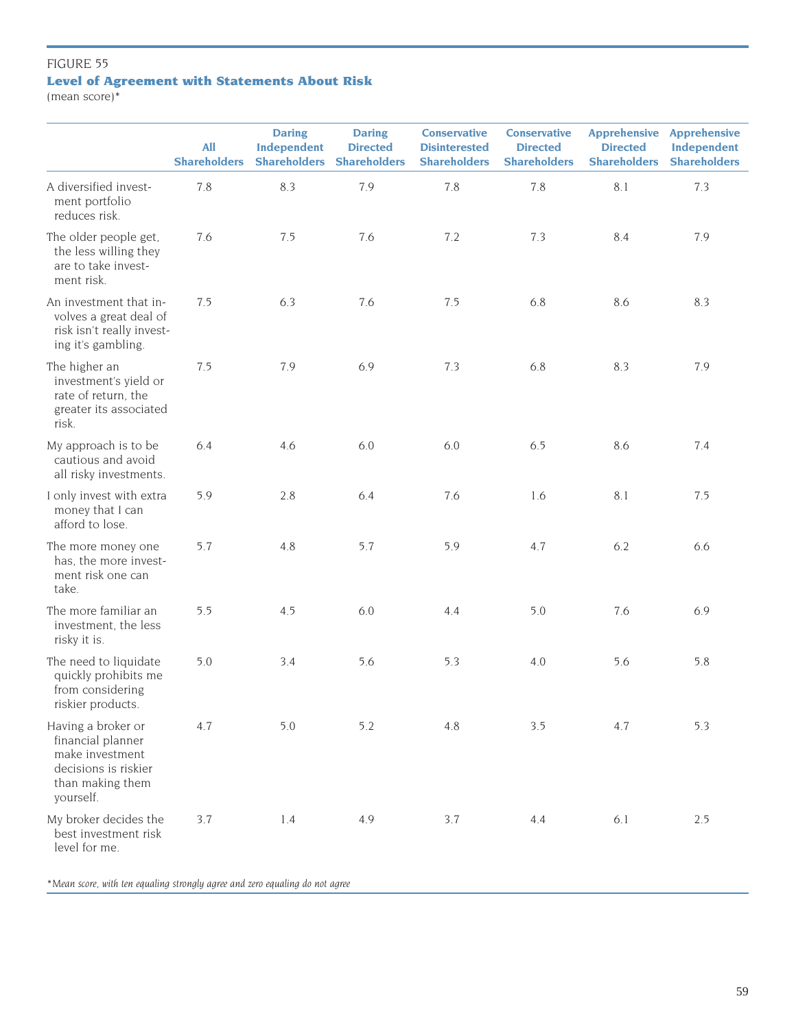FIGURE 55

### Level of Agreement with Statements About Risk

(mean score)*

| | All Shareholders | Daring Independent Shareholders | Daring Directed Shareholders | Conservative Disinterested Shareholders | Conservative Directed Shareholders | Apprehensive Directed Shareholders | Apprehensive Independent Shareholders |
|---|---|---|---|---|---|---|---|
| A diversified investment portfolio reduces risk. | 7.8 | 8.3 | 7.9 | 7.8 | 7.8 | 8.1 | 7.3 |
| The older people get, the less willing they are to take investment risk. | 7.6 | 7.5 | 7.6 | 7.2 | 7.3 | 8.4 | 7.9 |
| An investment that involves a great deal of risk isn't really investing it's gambling. | 7.5 | 6.3 | 7.6 | 7.5 | 6.8 | 8.6 | 8.3 |
| The higher an investment's yield or rate of return, the greater its associated risk. | 7.5 | 7.9 | 6.9 | 7.3 | 6.8 | 8.3 | 7.9 |
| My approach is to be cautious and avoid all risky investments. | 6.4 | 4.6 | 6.0 | 6.0 | 6.5 | 8.6 | 7.4 |
| I only invest with extra money that I can afford to lose. | 5.9 | 2.8 | 6.4 | 7.6 | 1.6 | 8.1 | 7.5 |
| The more money one has, the more investment risk one can take. | 5.7 | 4.8 | 5.7 | 5.9 | 4.7 | 6.2 | 6.6 |
| The more familiar an investment, the less risky it is. | 5.5 | 4.5 | 6.0 | 4.4 | 5.0 | 7.6 | 6.9 |
| The need to liquidate quickly prohibits me from considering riskier products. | 5.0 | 3.4 | 5.6 | 5.3 | 4.0 | 5.6 | 5.8 |
| Having a broker or financial planner make investment decisions is riskier than making them yourself. | 4.7 | 5.0 | 5.2 | 4.8 | 3.5 | 4.7 | 5.3 |
| My broker decides the best investment risk level for me. | 3.7 | 1.4 | 4.9 | 3.7 | 4.4 | 6.1 | 2.5 |

*\*Mean score, with ten equaling strongly agree and zero equaling do not agree*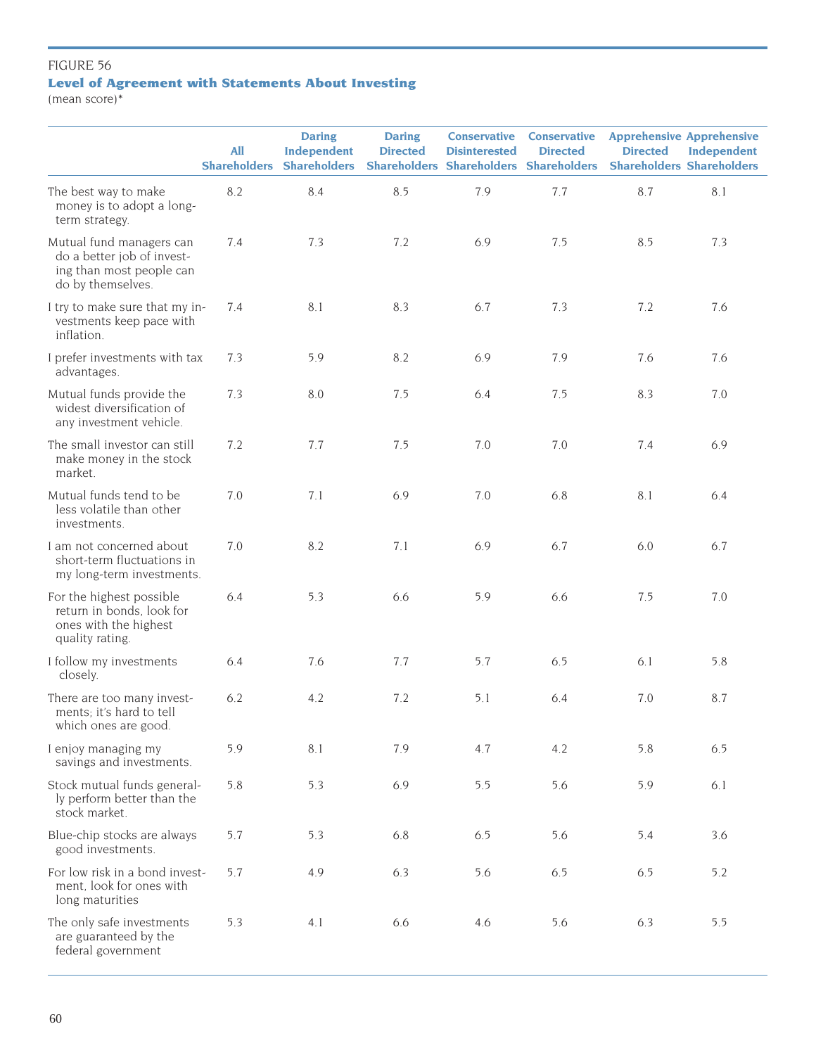FIGURE 56

**Level of Agreement with Statements About Investing**

(mean score)*

| | All Shareholders | Daring Independent Shareholders | Daring Directed Shareholders | Conservative Disinterested Shareholders | Conservative Directed Shareholders | Apprehensive Directed Shareholders | Apprehensive Independent Shareholders |
|---|---|---|---|---|---|---|---|
| The best way to make money is to adopt a long-term strategy. | 8.2 | 8.4 | 8.5 | 7.9 | 7.7 | 8.7 | 8.1 |
| Mutual fund managers can do a better job of investing than most people can do by themselves. | 7.4 | 7.3 | 7.2 | 6.9 | 7.5 | 8.5 | 7.3 |
| I try to make sure that my investments keep pace with inflation. | 7.4 | 8.1 | 8.3 | 6.7 | 7.3 | 7.2 | 7.6 |
| I prefer investments with tax advantages. | 7.3 | 5.9 | 8.2 | 6.9 | 7.9 | 7.6 | 7.6 |
| Mutual funds provide the widest diversification of any investment vehicle. | 7.3 | 8.0 | 7.5 | 6.4 | 7.5 | 8.3 | 7.0 |
| The small investor can still make money in the stock market. | 7.2 | 7.7 | 7.5 | 7.0 | 7.0 | 7.4 | 6.9 |
| Mutual funds tend to be less volatile than other investments. | 7.0 | 7.1 | 6.9 | 7.0 | 6.8 | 8.1 | 6.4 |
| I am not concerned about short-term fluctuations in my long-term investments. | 7.0 | 8.2 | 7.1 | 6.9 | 6.7 | 6.0 | 6.7 |
| For the highest possible return in bonds, look for ones with the highest quality rating. | 6.4 | 5.3 | 6.6 | 5.9 | 6.6 | 7.5 | 7.0 |
| I follow my investments closely. | 6.4 | 7.6 | 7.7 | 5.7 | 6.5 | 6.1 | 5.8 |
| There are too many investments; it's hard to tell which ones are good. | 6.2 | 4.2 | 7.2 | 5.1 | 6.4 | 7.0 | 8.7 |
| I enjoy managing my savings and investments. | 5.9 | 8.1 | 7.9 | 4.7 | 4.2 | 5.8 | 6.5 |
| Stock mutual funds generally perform better than the stock market. | 5.8 | 5.3 | 6.9 | 5.5 | 5.6 | 5.9 | 6.1 |
| Blue-chip stocks are always good investments. | 5.7 | 5.3 | 6.8 | 6.5 | 5.6 | 5.4 | 3.6 |
| For low risk in a bond investment, look for ones with long maturities | 5.7 | 4.9 | 6.3 | 5.6 | 6.5 | 6.5 | 5.2 |
| The only safe investments are guaranteed by the federal government | 5.3 | 4.1 | 6.6 | 4.6 | 5.6 | 6.3 | 5.5 |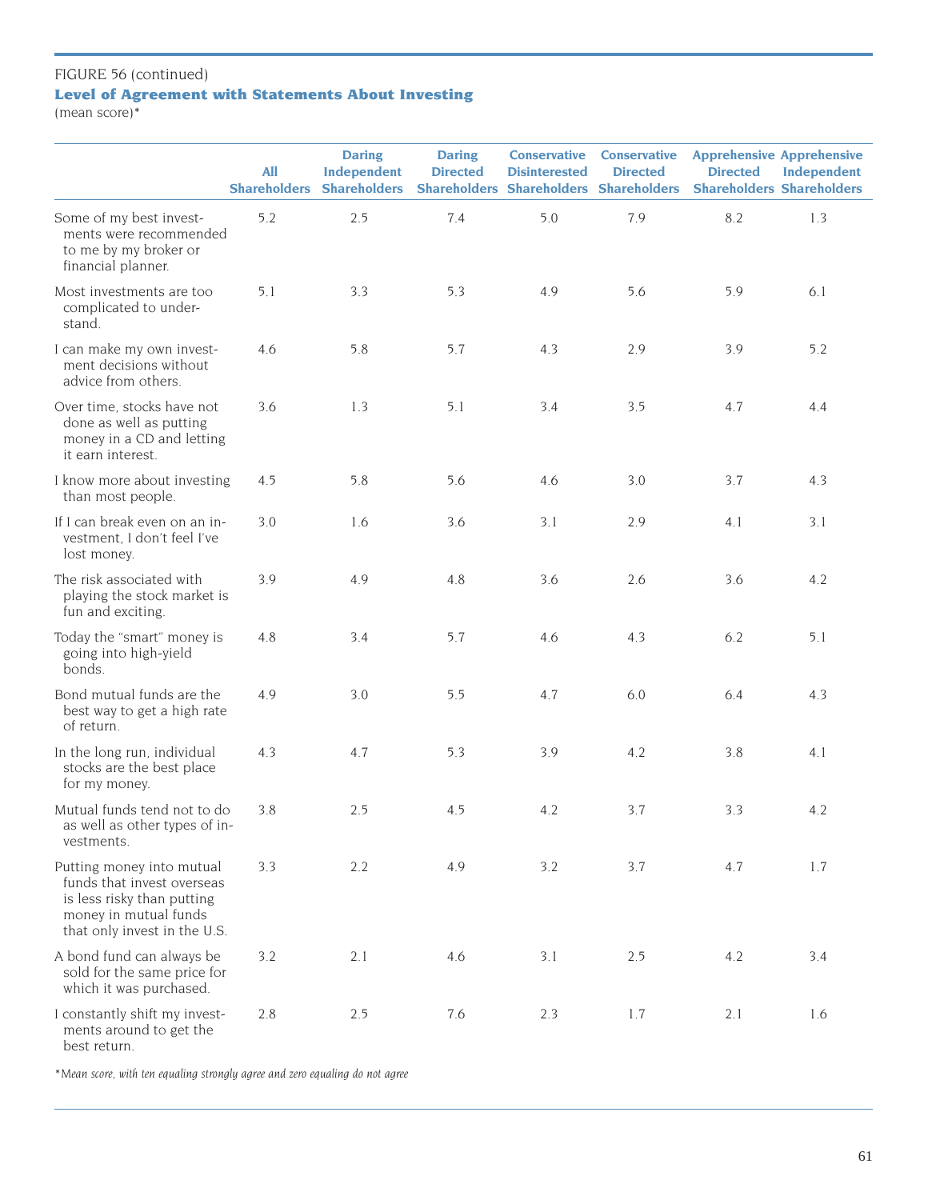FIGURE 56 (continued)

### Level of Agreement with Statements About Investing

(mean score)*

| | All Shareholders | Daring Independent Shareholders | Daring Directed Shareholders | Conservative Disinterested Shareholders | Conservative Directed Shareholders | Apprehensive Directed Shareholders | Apprehensive Independent Shareholders |
|---|---|---|---|---|---|---|---|
| Some of my best investments were recommended to me by my broker or financial planner. | 5.2 | 2.5 | 7.4 | 5.0 | 7.9 | 8.2 | 1.3 |
| Most investments are too complicated to understand. | 5.1 | 3.3 | 5.3 | 4.9 | 5.6 | 5.9 | 6.1 |
| I can make my own investment decisions without advice from others. | 4.6 | 5.8 | 5.7 | 4.3 | 2.9 | 3.9 | 5.2 |
| Over time, stocks have not done as well as putting money in a CD and letting it earn interest. | 3.6 | 1.3 | 5.1 | 3.4 | 3.5 | 4.7 | 4.4 |
| I know more about investing than most people. | 4.5 | 5.8 | 5.6 | 4.6 | 3.0 | 3.7 | 4.3 |
| If I can break even on an investment, I don't feel I've lost money. | 3.0 | 1.6 | 3.6 | 3.1 | 2.9 | 4.1 | 3.1 |
| The risk associated with playing the stock market is fun and exciting. | 3.9 | 4.9 | 4.8 | 3.6 | 2.6 | 3.6 | 4.2 |
| Today the "smart" money is going into high-yield bonds. | 4.8 | 3.4 | 5.7 | 4.6 | 4.3 | 6.2 | 5.1 |
| Bond mutual funds are the best way to get a high rate of return. | 4.9 | 3.0 | 5.5 | 4.7 | 6.0 | 6.4 | 4.3 |
| In the long run, individual stocks are the best place for my money. | 4.3 | 4.7 | 5.3 | 3.9 | 4.2 | 3.8 | 4.1 |
| Mutual funds tend not to do as well as other types of investments. | 3.8 | 2.5 | 4.5 | 4.2 | 3.7 | 3.3 | 4.2 |
| Putting money into mutual funds that invest overseas is less risky than putting money in mutual funds that only invest in the U.S. | 3.3 | 2.2 | 4.9 | 3.2 | 3.7 | 4.7 | 1.7 |
| A bond fund can always be sold for the same price for which it was purchased. | 3.2 | 2.1 | 4.6 | 3.1 | 2.5 | 4.2 | 3.4 |
| I constantly shift my investments around to get the best return. | 2.8 | 2.5 | 7.6 | 2.3 | 1.7 | 2.1 | 1.6 |

*Mean score, with ten equaling strongly agree and zero equaling do not agree*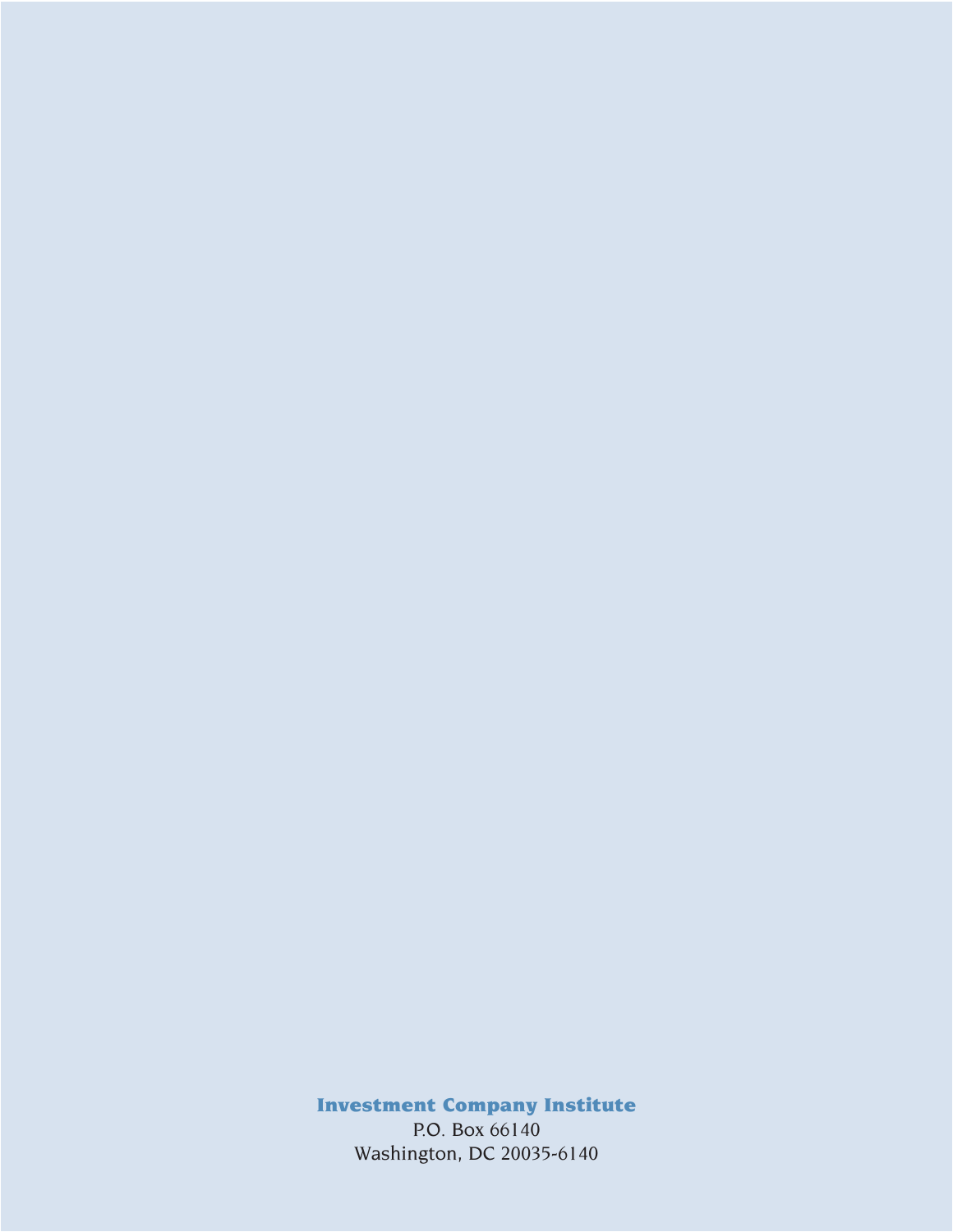**Investment Company Institute**

P.O. Box 66140

Washington, DC 20035-6140